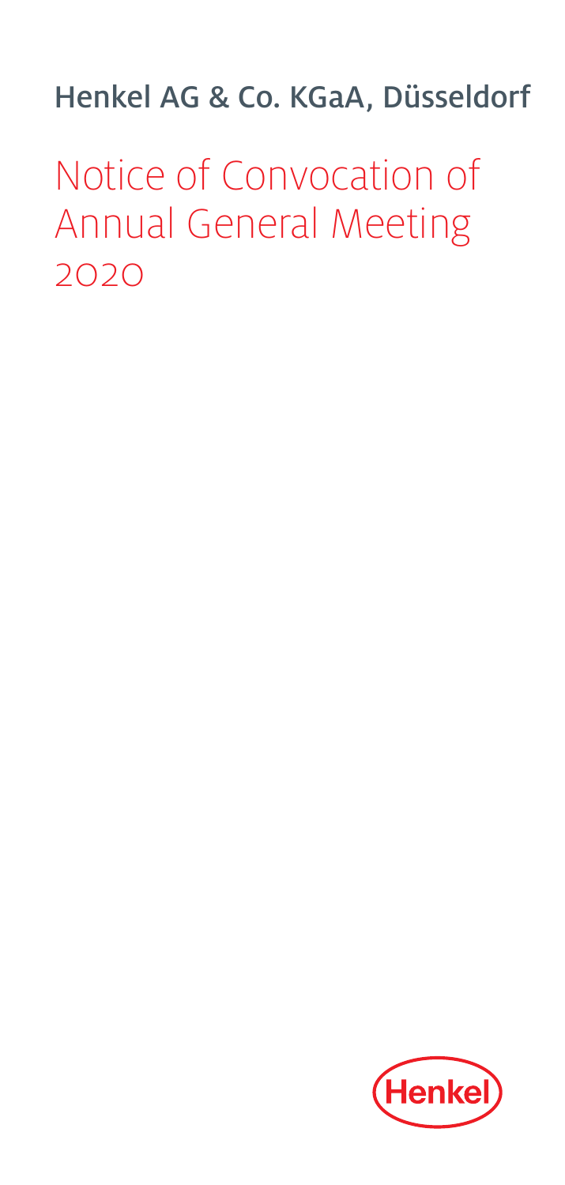Henkel AG & Co. KGaA, Düsseldorf

# Notice of Convocation of Annual General Meeting 2020

Henkel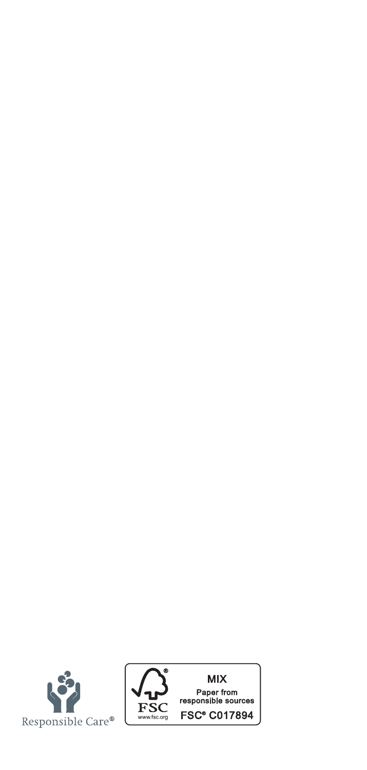Responsible Care®

MIX

Paper from responsible sources

FSC® C017894

www.fsc.org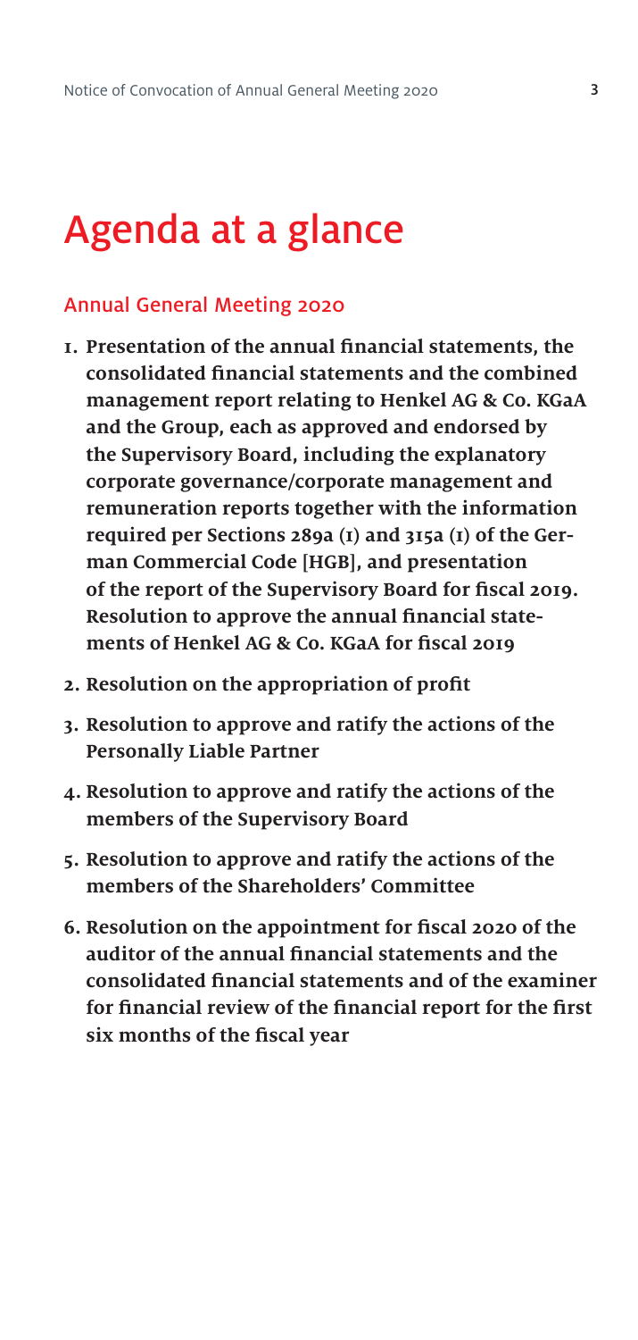# Agenda at a glance

## Annual General Meeting 2020

1. **Presentation of the annual financial statements, the consolidated financial statements and the combined management report relating to Henkel AG & Co. KGaA and the Group, each as approved and endorsed by the Supervisory Board, including the explanatory corporate governance/corporate management and remuneration reports together with the information required per Sections 289a (1) and 315a (1) of the German Commercial Code [HGB], and presentation of the report of the Supervisory Board for fiscal 2019. Resolution to approve the annual financial statements of Henkel AG & Co. KGaA for fiscal 2019**
2. **Resolution on the appropriation of profit**
3. **Resolution to approve and ratify the actions of the Personally Liable Partner**
4. **Resolution to approve and ratify the actions of the members of the Supervisory Board**
5. **Resolution to approve and ratify the actions of the members of the Shareholders' Committee**
6. **Resolution on the appointment for fiscal 2020 of the auditor of the annual financial statements and the consolidated financial statements and of the examiner for financial review of the financial report for the first six months of the fiscal year**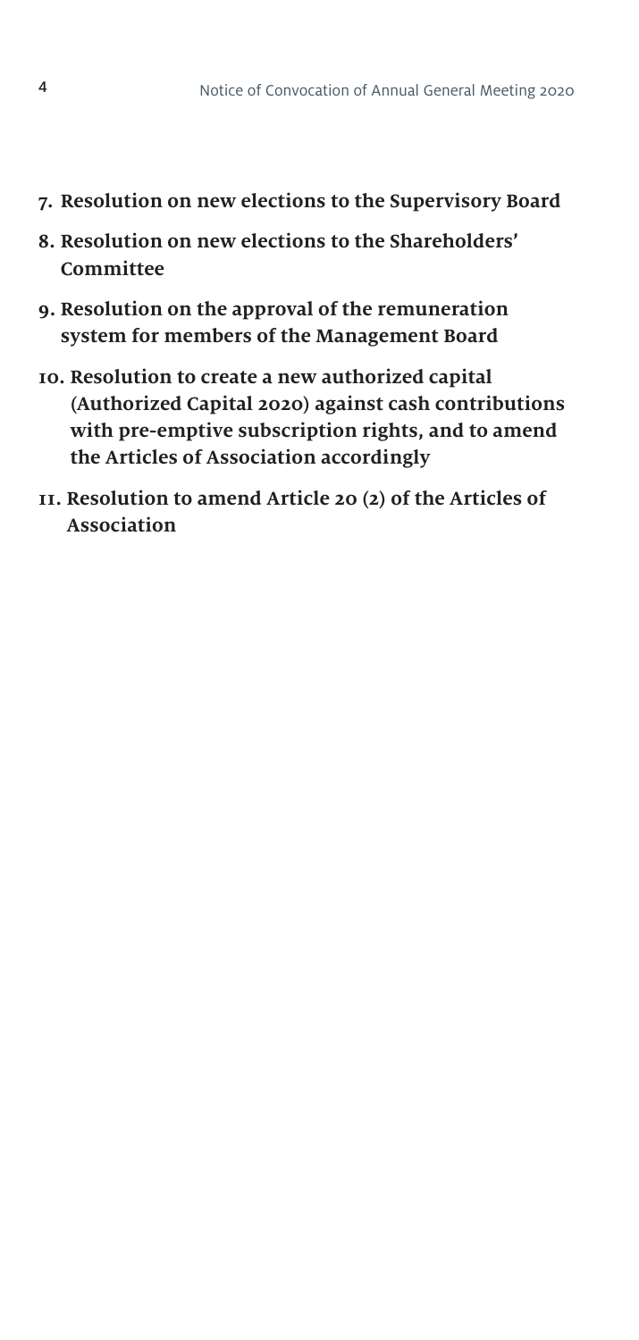**7. Resolution on new elections to the Supervisory Board**

**8. Resolution on new elections to the Shareholders' Committee**

**9. Resolution on the approval of the remuneration system for members of the Management Board**

**10. Resolution to create a new authorized capital (Authorized Capital 2020) against cash contributions with pre-emptive subscription rights, and to amend the Articles of Association accordingly**

**11. Resolution to amend Article 20 (2) of the Articles of Association**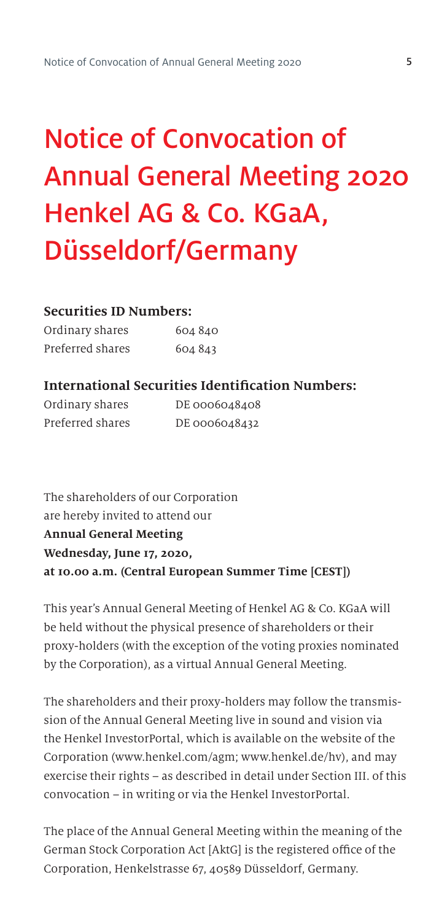# Notice of Convocation of Annual General Meeting 2020 Henkel AG & Co. KGaA, Düsseldorf/Germany

**Securities ID Numbers:**

| | |
|---|---|
| Ordinary shares | 604 840 |
| Preferred shares | 604 843 |

**International Securities Identification Numbers:**

| | |
|---|---|
| Ordinary shares | DE 0006048408 |
| Preferred shares | DE 0006048432 |

The shareholders of our Corporation
are hereby invited to attend our
**Annual General Meeting**
**Wednesday, June 17, 2020,**
**at 10.00 a.m. (Central European Summer Time [CEST])**

This year's Annual General Meeting of Henkel AG & Co. KGaA will be held without the physical presence of shareholders or their proxy-holders (with the exception of the voting proxies nominated by the Corporation), as a virtual Annual General Meeting.

The shareholders and their proxy-holders may follow the transmission of the Annual General Meeting live in sound and vision via the Henkel InvestorPortal, which is available on the website of the Corporation (www.henkel.com/agm; www.henkel.de/hv), and may exercise their rights – as described in detail under Section III. of this convocation – in writing or via the Henkel InvestorPortal.

The place of the Annual General Meeting within the meaning of the German Stock Corporation Act [AktG] is the registered office of the Corporation, Henkelstrasse 67, 40589 Düsseldorf, Germany.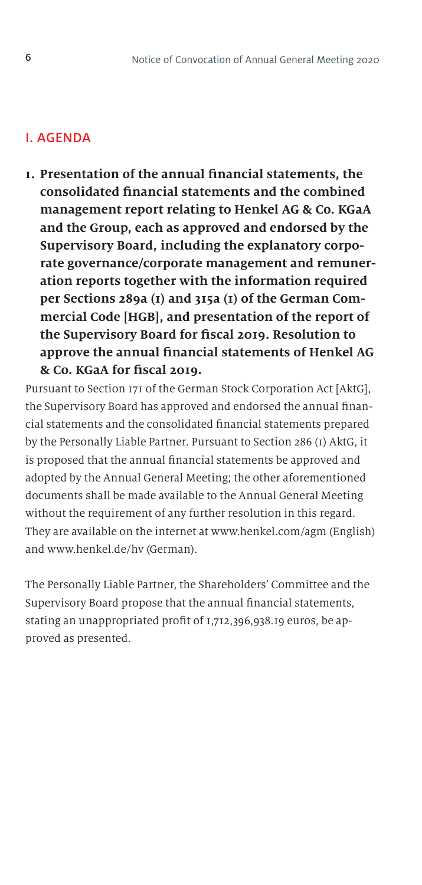## I. AGENDA

**1. Presentation of the annual financial statements, the consolidated financial statements and the combined management report relating to Henkel AG & Co. KGaA and the Group, each as approved and endorsed by the Supervisory Board, including the explanatory corporate governance/corporate management and remuneration reports together with the information required per Sections 289a (1) and 315a (1) of the German Commercial Code [HGB], and presentation of the report of the Supervisory Board for fiscal 2019. Resolution to approve the annual financial statements of Henkel AG & Co. KGaA for fiscal 2019.**

Pursuant to Section 171 of the German Stock Corporation Act [AktG], the Supervisory Board has approved and endorsed the annual financial statements and the consolidated financial statements prepared by the Personally Liable Partner. Pursuant to Section 286 (1) AktG, it is proposed that the annual financial statements be approved and adopted by the Annual General Meeting; the other aforementioned documents shall be made available to the Annual General Meeting without the requirement of any further resolution in this regard. They are available on the internet at www.henkel.com/agm (English) and www.henkel.de/hv (German).

The Personally Liable Partner, the Shareholders' Committee and the Supervisory Board propose that the annual financial statements, stating an unappropriated profit of 1,712,396,938.19 euros, be approved as presented.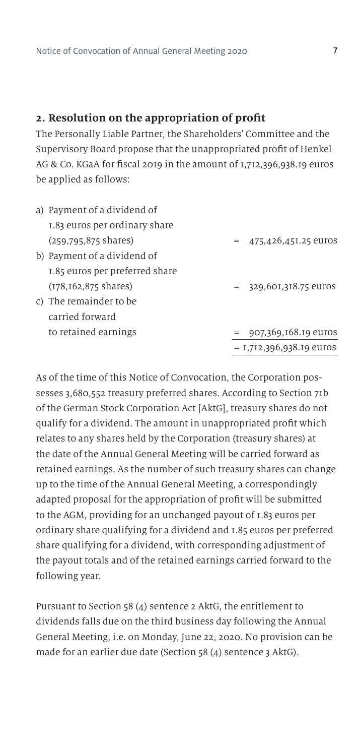## 2. Resolution on the appropriation of profit

The Personally Liable Partner, the Shareholders' Committee and the Supervisory Board propose that the unappropriated profit of Henkel AG & Co. KGaA for fiscal 2019 in the amount of 1,712,396,938.19 euros be applied as follows:

| | |
|---|---|
| a) Payment of a dividend of 1.83 euros per ordinary share (259,795,875 shares) | = 475,426,451.25 euros |
| b) Payment of a dividend of 1.85 euros per preferred share (178,162,875 shares) | = 329,601,318.75 euros |
| c) The remainder to be carried forward to retained earnings | = 907,369,168.19 euros |
| | = 1,712,396,938.19 euros |

As of the time of this Notice of Convocation, the Corporation possesses 3,680,552 treasury preferred shares. According to Section 71b of the German Stock Corporation Act [AktG], treasury shares do not qualify for a dividend. The amount in unappropriated profit which relates to any shares held by the Corporation (treasury shares) at the date of the Annual General Meeting will be carried forward as retained earnings. As the number of such treasury shares can change up to the time of the Annual General Meeting, a correspondingly adapted proposal for the appropriation of profit will be submitted to the AGM, providing for an unchanged payout of 1.83 euros per ordinary share qualifying for a dividend and 1.85 euros per preferred share qualifying for a dividend, with corresponding adjustment of the payout totals and of the retained earnings carried forward to the following year.

Pursuant to Section 58 (4) sentence 2 AktG, the entitlement to dividends falls due on the third business day following the Annual General Meeting, i.e. on Monday, June 22, 2020. No provision can be made for an earlier due date (Section 58 (4) sentence 3 AktG).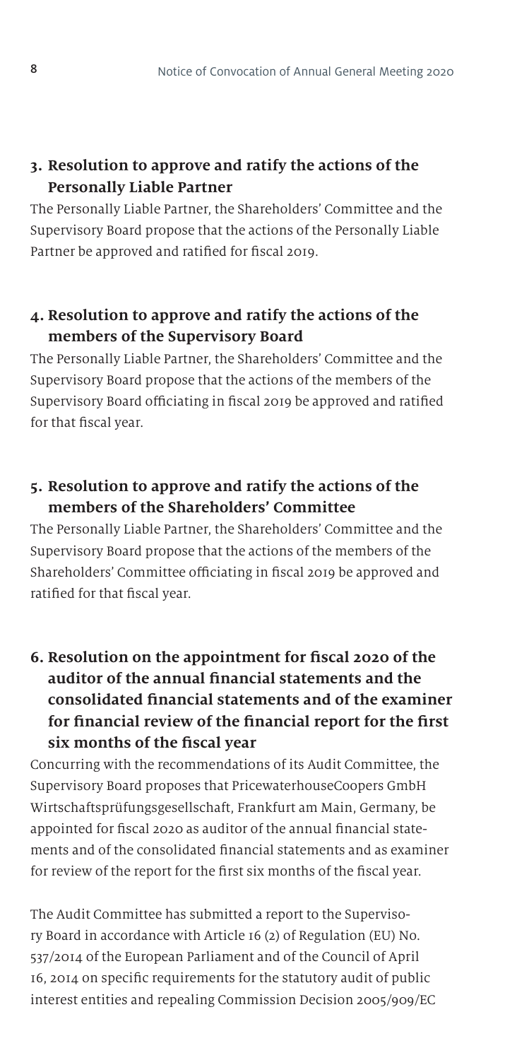## 3. Resolution to approve and ratify the actions of the Personally Liable Partner

The Personally Liable Partner, the Shareholders' Committee and the Supervisory Board propose that the actions of the Personally Liable Partner be approved and ratified for fiscal 2019.

## 4. Resolution to approve and ratify the actions of the members of the Supervisory Board

The Personally Liable Partner, the Shareholders' Committee and the Supervisory Board propose that the actions of the members of the Supervisory Board officiating in fiscal 2019 be approved and ratified for that fiscal year.

## 5. Resolution to approve and ratify the actions of the members of the Shareholders' Committee

The Personally Liable Partner, the Shareholders' Committee and the Supervisory Board propose that the actions of the members of the Shareholders' Committee officiating in fiscal 2019 be approved and ratified for that fiscal year.

## 6. Resolution on the appointment for fiscal 2020 of the auditor of the annual financial statements and the consolidated financial statements and of the examiner for financial review of the financial report for the first six months of the fiscal year

Concurring with the recommendations of its Audit Committee, the Supervisory Board proposes that PricewaterhouseCoopers GmbH Wirtschaftsprüfungsgesellschaft, Frankfurt am Main, Germany, be appointed for fiscal 2020 as auditor of the annual financial statements and of the consolidated financial statements and as examiner for review of the report for the first six months of the fiscal year.

The Audit Committee has submitted a report to the Supervisory Board in accordance with Article 16 (2) of Regulation (EU) No. 537/2014 of the European Parliament and of the Council of April 16, 2014 on specific requirements for the statutory audit of public interest entities and repealing Commission Decision 2005/909/EC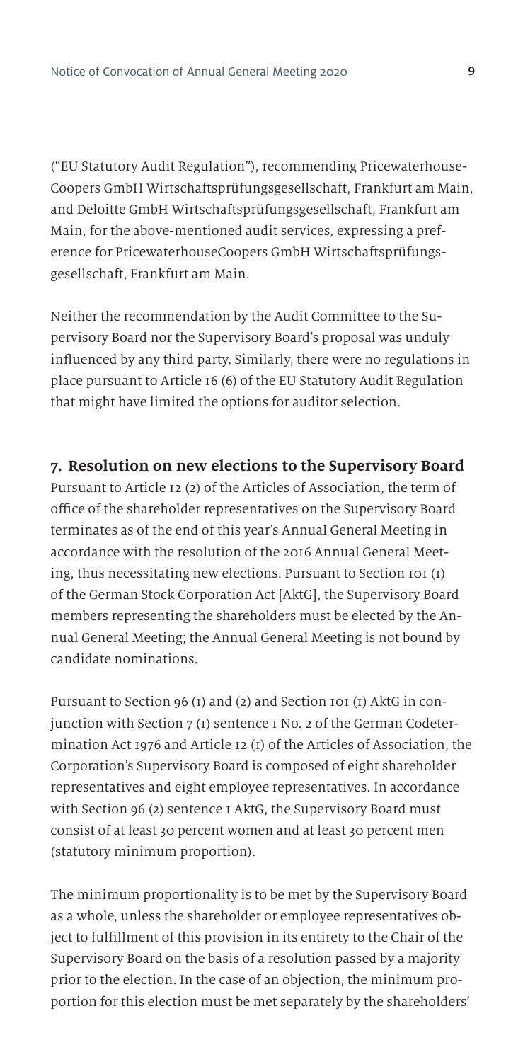("EU Statutory Audit Regulation"), recommending PricewaterhouseCoopers GmbH Wirtschaftsprüfungsgesellschaft, Frankfurt am Main, and Deloitte GmbH Wirtschaftsprüfungsgesellschaft, Frankfurt am Main, for the above-mentioned audit services, expressing a preference for PricewaterhouseCoopers GmbH Wirtschaftsprüfungsgesellschaft, Frankfurt am Main.

Neither the recommendation by the Audit Committee to the Supervisory Board nor the Supervisory Board's proposal was unduly influenced by any third party. Similarly, there were no regulations in place pursuant to Article 16 (6) of the EU Statutory Audit Regulation that might have limited the options for auditor selection.

## 7. Resolution on new elections to the Supervisory Board

Pursuant to Article 12 (2) of the Articles of Association, the term of office of the shareholder representatives on the Supervisory Board terminates as of the end of this year's Annual General Meeting in accordance with the resolution of the 2016 Annual General Meeting, thus necessitating new elections. Pursuant to Section 101 (1) of the German Stock Corporation Act [AktG], the Supervisory Board members representing the shareholders must be elected by the Annual General Meeting; the Annual General Meeting is not bound by candidate nominations.

Pursuant to Section 96 (1) and (2) and Section 101 (1) AktG in conjunction with Section 7 (1) sentence 1 No. 2 of the German Codetermination Act 1976 and Article 12 (1) of the Articles of Association, the Corporation's Supervisory Board is composed of eight shareholder representatives and eight employee representatives. In accordance with Section 96 (2) sentence 1 AktG, the Supervisory Board must consist of at least 30 percent women and at least 30 percent men (statutory minimum proportion).

The minimum proportionality is to be met by the Supervisory Board as a whole, unless the shareholder or employee representatives object to fulfillment of this provision in its entirety to the Chair of the Supervisory Board on the basis of a resolution passed by a majority prior to the election. In the case of an objection, the minimum proportion for this election must be met separately by the shareholders'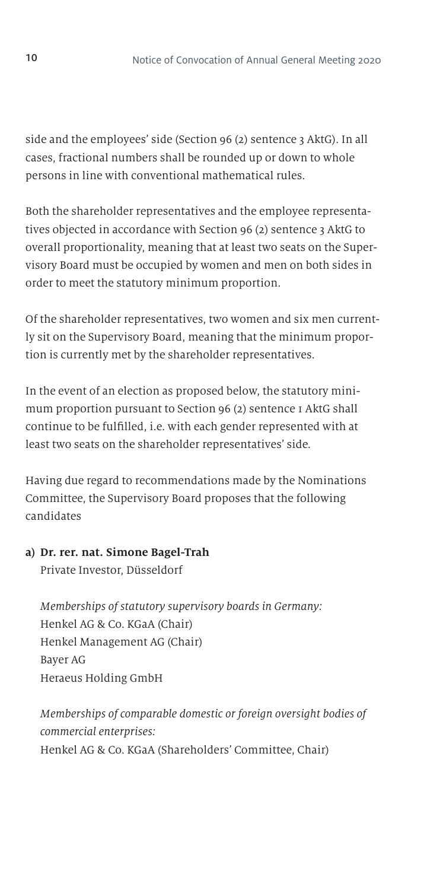side and the employees' side (Section 96 (2) sentence 3 AktG). In all cases, fractional numbers shall be rounded up or down to whole persons in line with conventional mathematical rules.

Both the shareholder representatives and the employee representatives objected in accordance with Section 96 (2) sentence 3 AktG to overall proportionality, meaning that at least two seats on the Supervisory Board must be occupied by women and men on both sides in order to meet the statutory minimum proportion.

Of the shareholder representatives, two women and six men currently sit on the Supervisory Board, meaning that the minimum proportion is currently met by the shareholder representatives.

In the event of an election as proposed below, the statutory minimum proportion pursuant to Section 96 (2) sentence 1 AktG shall continue to be fulfilled, i.e. with each gender represented with at least two seats on the shareholder representatives' side.

Having due regard to recommendations made by the Nominations Committee, the Supervisory Board proposes that the following candidates

**a) Dr. rer. nat. Simone Bagel-Trah**
Private Investor, Düsseldorf

*Memberships of statutory supervisory boards in Germany:*
Henkel AG & Co. KGaA (Chair)
Henkel Management AG (Chair)
Bayer AG
Heraeus Holding GmbH

*Memberships of comparable domestic or foreign oversight bodies of commercial enterprises:*
Henkel AG & Co. KGaA (Shareholders' Committee, Chair)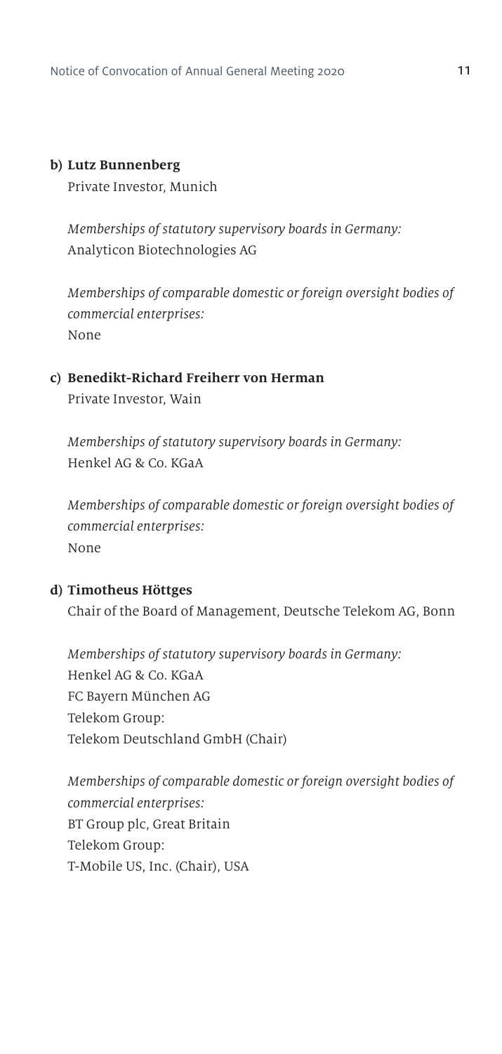**b) Lutz Bunnenberg**

Private Investor, Munich

*Memberships of statutory supervisory boards in Germany:*
Analyticon Biotechnologies AG

*Memberships of comparable domestic or foreign oversight bodies of commercial enterprises:*
None

**c) Benedikt-Richard Freiherr von Herman**

Private Investor, Wain

*Memberships of statutory supervisory boards in Germany:*
Henkel AG & Co. KGaA

*Memberships of comparable domestic or foreign oversight bodies of commercial enterprises:*
None

**d) Timotheus Höttges**

Chair of the Board of Management, Deutsche Telekom AG, Bonn

*Memberships of statutory supervisory boards in Germany:*
Henkel AG & Co. KGaA
FC Bayern München AG
Telekom Group:
Telekom Deutschland GmbH (Chair)

*Memberships of comparable domestic or foreign oversight bodies of commercial enterprises:*
BT Group plc, Great Britain
Telekom Group:
T-Mobile US, Inc. (Chair), USA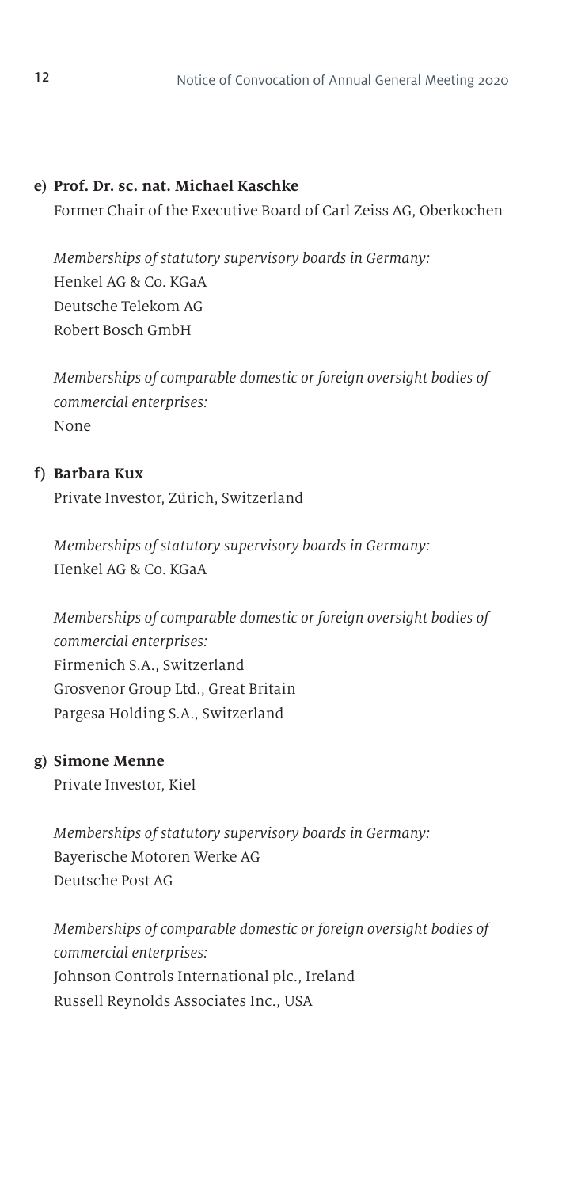**e) Prof. Dr. sc. nat. Michael Kaschke**

Former Chair of the Executive Board of Carl Zeiss AG, Oberkochen

*Memberships of statutory supervisory boards in Germany:*
Henkel AG & Co. KGaA
Deutsche Telekom AG
Robert Bosch GmbH

*Memberships of comparable domestic or foreign oversight bodies of commercial enterprises:*
None

**f) Barbara Kux**

Private Investor, Zürich, Switzerland

*Memberships of statutory supervisory boards in Germany:*
Henkel AG & Co. KGaA

*Memberships of comparable domestic or foreign oversight bodies of commercial enterprises:*
Firmenich S.A., Switzerland
Grosvenor Group Ltd., Great Britain
Pargesa Holding S.A., Switzerland

**g) Simone Menne**

Private Investor, Kiel

*Memberships of statutory supervisory boards in Germany:*
Bayerische Motoren Werke AG
Deutsche Post AG

*Memberships of comparable domestic or foreign oversight bodies of commercial enterprises:*
Johnson Controls International plc., Ireland
Russell Reynolds Associates Inc., USA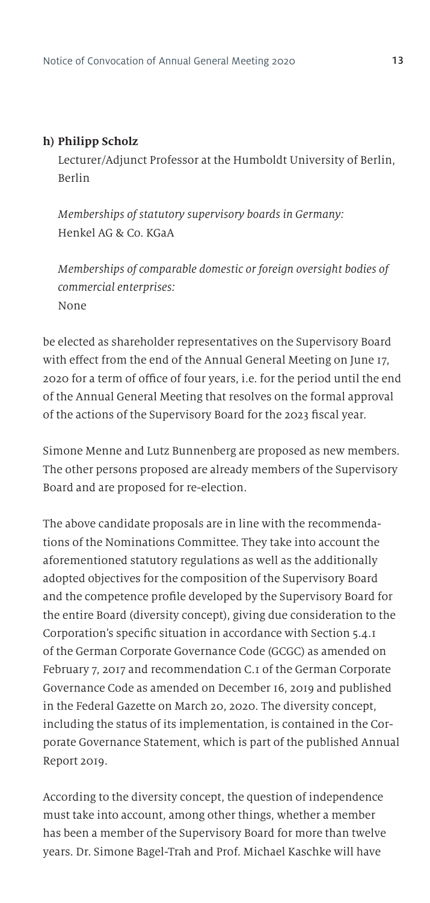**h) Philipp Scholz**

Lecturer/Adjunct Professor at the Humboldt University of Berlin, Berlin

*Memberships of statutory supervisory boards in Germany:*
Henkel AG & Co. KGaA

*Memberships of comparable domestic or foreign oversight bodies of commercial enterprises:*
None

be elected as shareholder representatives on the Supervisory Board with effect from the end of the Annual General Meeting on June 17, 2020 for a term of office of four years, i.e. for the period until the end of the Annual General Meeting that resolves on the formal approval of the actions of the Supervisory Board for the 2023 fiscal year.

Simone Menne and Lutz Bunnenberg are proposed as new members. The other persons proposed are already members of the Supervisory Board and are proposed for re-election.

The above candidate proposals are in line with the recommendations of the Nominations Committee. They take into account the aforementioned statutory regulations as well as the additionally adopted objectives for the composition of the Supervisory Board and the competence profile developed by the Supervisory Board for the entire Board (diversity concept), giving due consideration to the Corporation's specific situation in accordance with Section 5.4.1 of the German Corporate Governance Code (GCGC) as amended on February 7, 2017 and recommendation C.1 of the German Corporate Governance Code as amended on December 16, 2019 and published in the Federal Gazette on March 20, 2020. The diversity concept, including the status of its implementation, is contained in the Corporate Governance Statement, which is part of the published Annual Report 2019.

According to the diversity concept, the question of independence must take into account, among other things, whether a member has been a member of the Supervisory Board for more than twelve years. Dr. Simone Bagel-Trah and Prof. Michael Kaschke will have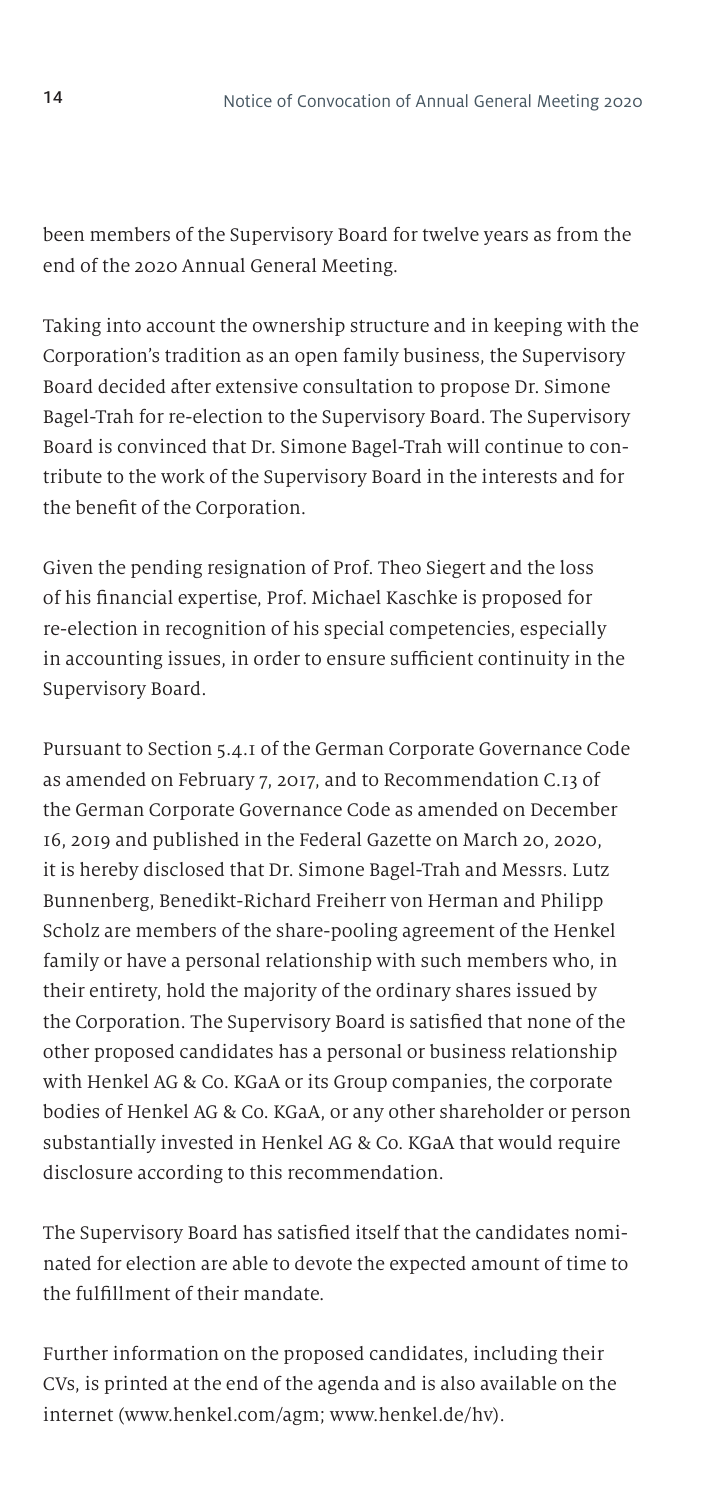been members of the Supervisory Board for twelve years as from the end of the 2020 Annual General Meeting.

Taking into account the ownership structure and in keeping with the Corporation's tradition as an open family business, the Supervisory Board decided after extensive consultation to propose Dr. Simone Bagel-Trah for re-election to the Supervisory Board. The Supervisory Board is convinced that Dr. Simone Bagel-Trah will continue to contribute to the work of the Supervisory Board in the interests and for the benefit of the Corporation.

Given the pending resignation of Prof. Theo Siegert and the loss of his financial expertise, Prof. Michael Kaschke is proposed for re-election in recognition of his special competencies, especially in accounting issues, in order to ensure sufficient continuity in the Supervisory Board.

Pursuant to Section 5.4.1 of the German Corporate Governance Code as amended on February 7, 2017, and to Recommendation C.13 of the German Corporate Governance Code as amended on December 16, 2019 and published in the Federal Gazette on March 20, 2020, it is hereby disclosed that Dr. Simone Bagel-Trah and Messrs. Lutz Bunnenberg, Benedikt-Richard Freiherr von Herman and Philipp Scholz are members of the share-pooling agreement of the Henkel family or have a personal relationship with such members who, in their entirety, hold the majority of the ordinary shares issued by the Corporation. The Supervisory Board is satisfied that none of the other proposed candidates has a personal or business relationship with Henkel AG & Co. KGaA or its Group companies, the corporate bodies of Henkel AG & Co. KGaA, or any other shareholder or person substantially invested in Henkel AG & Co. KGaA that would require disclosure according to this recommendation.

The Supervisory Board has satisfied itself that the candidates nominated for election are able to devote the expected amount of time to the fulfillment of their mandate.

Further information on the proposed candidates, including their CVs, is printed at the end of the agenda and is also available on the internet (www.henkel.com/agm; www.henkel.de/hv).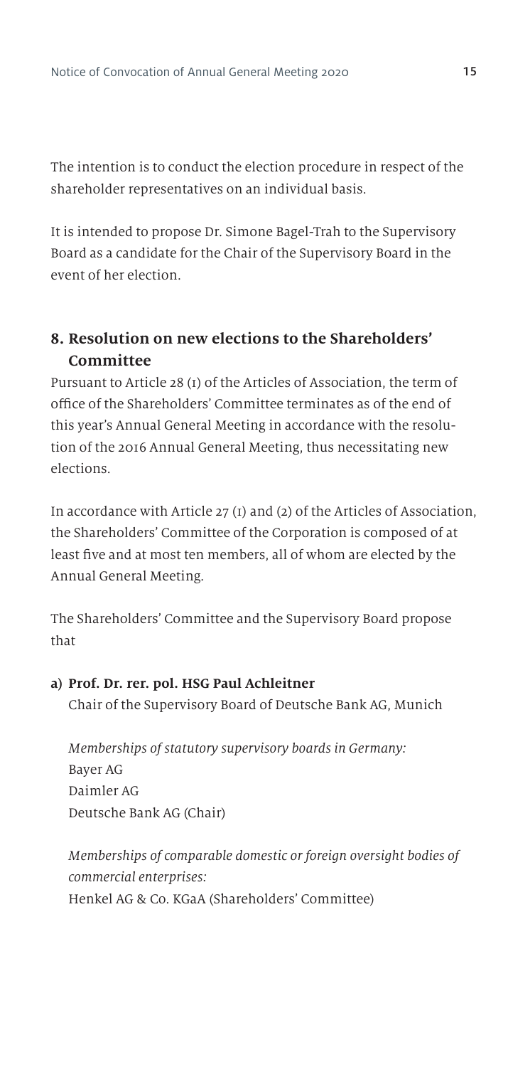The intention is to conduct the election procedure in respect of the shareholder representatives on an individual basis.

It is intended to propose Dr. Simone Bagel-Trah to the Supervisory Board as a candidate for the Chair of the Supervisory Board in the event of her election.

## 8. Resolution on new elections to the Shareholders' Committee

Pursuant to Article 28 (1) of the Articles of Association, the term of office of the Shareholders' Committee terminates as of the end of this year's Annual General Meeting in accordance with the resolution of the 2016 Annual General Meeting, thus necessitating new elections.

In accordance with Article 27 (1) and (2) of the Articles of Association, the Shareholders' Committee of the Corporation is composed of at least five and at most ten members, all of whom are elected by the Annual General Meeting.

The Shareholders' Committee and the Supervisory Board propose that

**a) Prof. Dr. rer. pol. HSG Paul Achleitner**
Chair of the Supervisory Board of Deutsche Bank AG, Munich

*Memberships of statutory supervisory boards in Germany:*
Bayer AG
Daimler AG
Deutsche Bank AG (Chair)

*Memberships of comparable domestic or foreign oversight bodies of commercial enterprises:*
Henkel AG & Co. KGaA (Shareholders' Committee)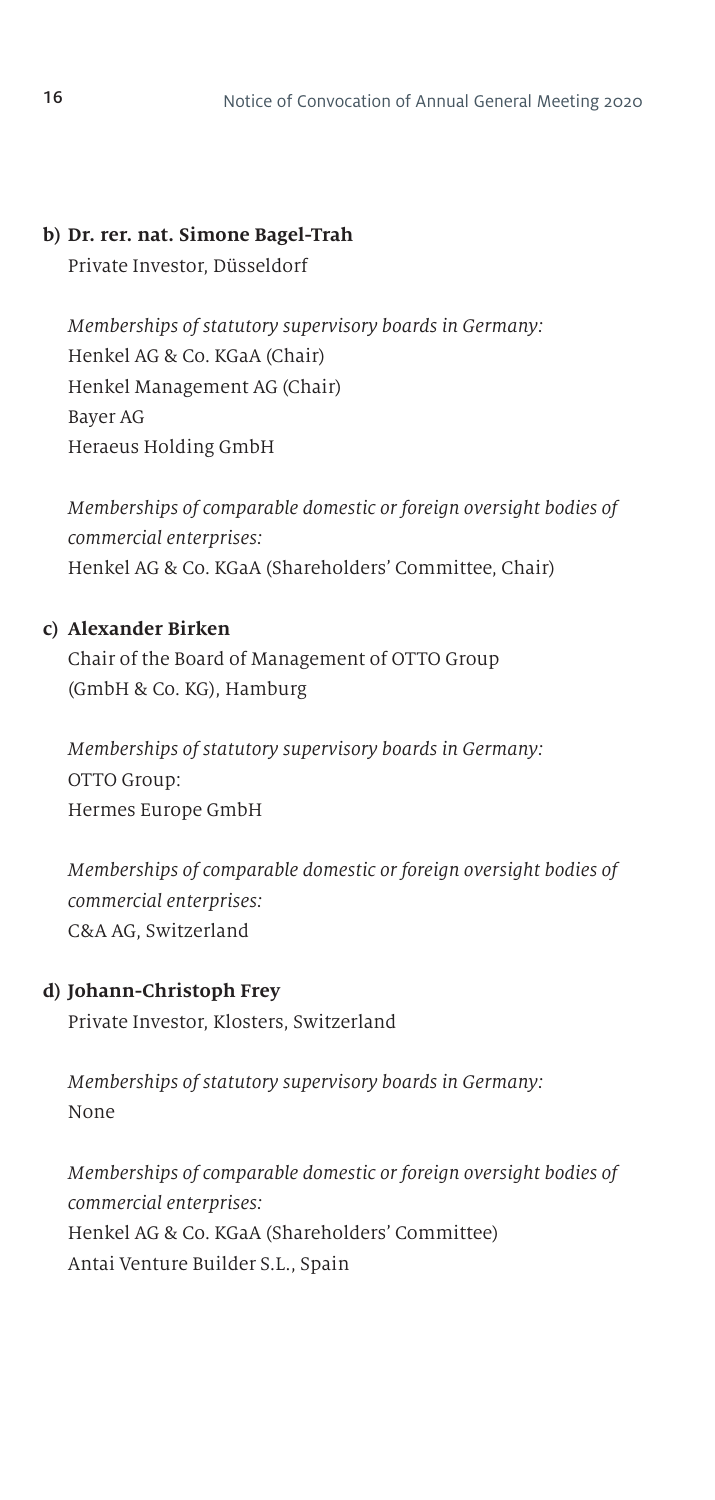**b) Dr. rer. nat. Simone Bagel-Trah**

Private Investor, Düsseldorf

*Memberships of statutory supervisory boards in Germany:*
Henkel AG & Co. KGaA (Chair)
Henkel Management AG (Chair)
Bayer AG
Heraeus Holding GmbH

*Memberships of comparable domestic or foreign oversight bodies of commercial enterprises:*
Henkel AG & Co. KGaA (Shareholders' Committee, Chair)

**c) Alexander Birken**

Chair of the Board of Management of OTTO Group (GmbH & Co. KG), Hamburg

*Memberships of statutory supervisory boards in Germany:*
OTTO Group:
Hermes Europe GmbH

*Memberships of comparable domestic or foreign oversight bodies of commercial enterprises:*
C&A AG, Switzerland

**d) Johann-Christoph Frey**

Private Investor, Klosters, Switzerland

*Memberships of statutory supervisory boards in Germany:*
None

*Memberships of comparable domestic or foreign oversight bodies of commercial enterprises:*
Henkel AG & Co. KGaA (Shareholders' Committee)
Antai Venture Builder S.L., Spain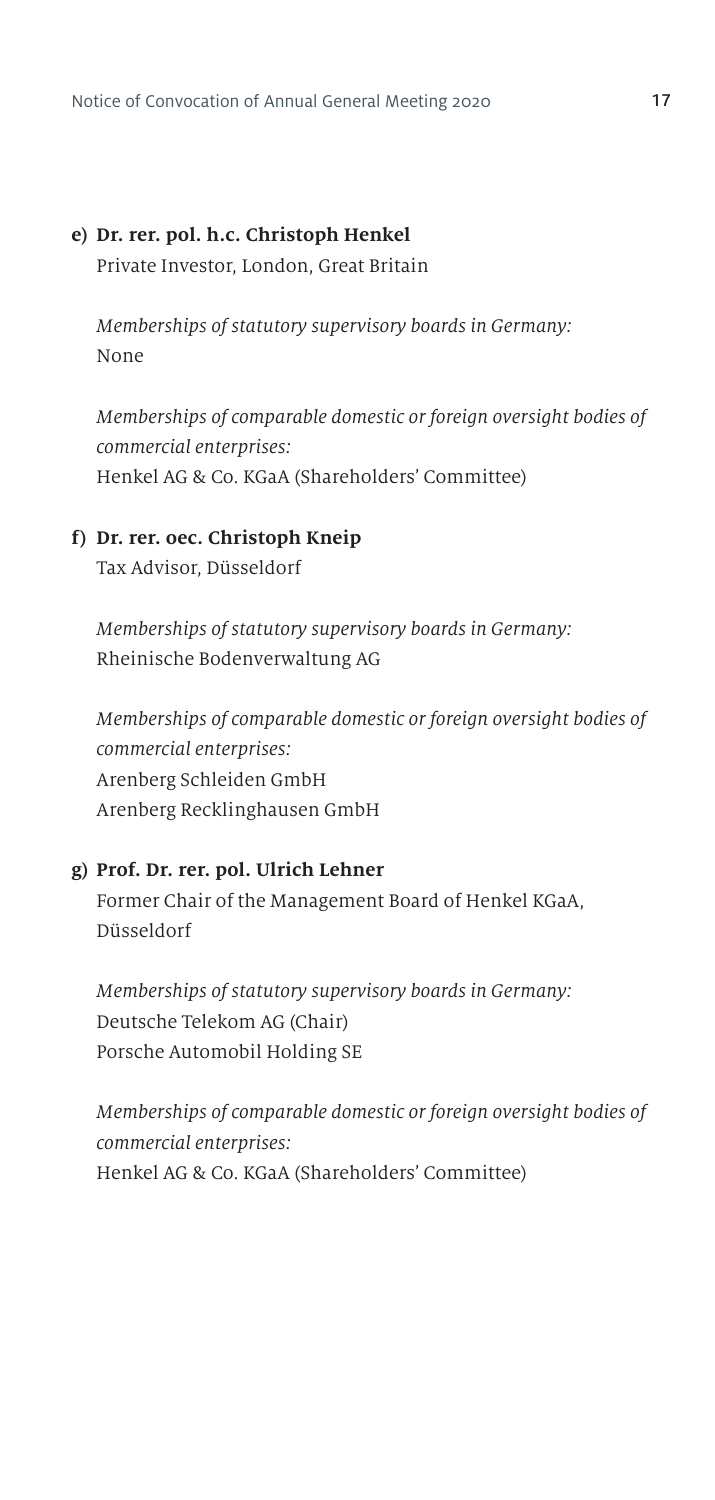**e) Dr. rer. pol. h.c. Christoph Henkel**
Private Investor, London, Great Britain

*Memberships of statutory supervisory boards in Germany:*
None

*Memberships of comparable domestic or foreign oversight bodies of commercial enterprises:*
Henkel AG & Co. KGaA (Shareholders' Committee)

**f) Dr. rer. oec. Christoph Kneip**
Tax Advisor, Düsseldorf

*Memberships of statutory supervisory boards in Germany:*
Rheinische Bodenverwaltung AG

*Memberships of comparable domestic or foreign oversight bodies of commercial enterprises:*
Arenberg Schleiden GmbH
Arenberg Recklinghausen GmbH

**g) Prof. Dr. rer. pol. Ulrich Lehner**
Former Chair of the Management Board of Henkel KGaA, Düsseldorf

*Memberships of statutory supervisory boards in Germany:*
Deutsche Telekom AG (Chair)
Porsche Automobil Holding SE

*Memberships of comparable domestic or foreign oversight bodies of commercial enterprises:*
Henkel AG & Co. KGaA (Shareholders' Committee)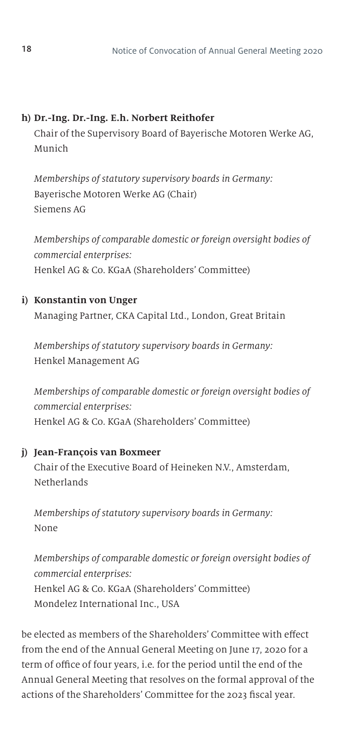**h) Dr.-Ing. Dr.-Ing. E.h. Norbert Reithofer**

Chair of the Supervisory Board of Bayerische Motoren Werke AG, Munich

*Memberships of statutory supervisory boards in Germany:*
Bayerische Motoren Werke AG (Chair)
Siemens AG

*Memberships of comparable domestic or foreign oversight bodies of commercial enterprises:*
Henkel AG & Co. KGaA (Shareholders' Committee)

**i) Konstantin von Unger**

Managing Partner, CKA Capital Ltd., London, Great Britain

*Memberships of statutory supervisory boards in Germany:*
Henkel Management AG

*Memberships of comparable domestic or foreign oversight bodies of commercial enterprises:*
Henkel AG & Co. KGaA (Shareholders' Committee)

**j) Jean-François van Boxmeer**

Chair of the Executive Board of Heineken N.V., Amsterdam, Netherlands

*Memberships of statutory supervisory boards in Germany:*
None

*Memberships of comparable domestic or foreign oversight bodies of commercial enterprises:*
Henkel AG & Co. KGaA (Shareholders' Committee)
Mondelez International Inc., USA

be elected as members of the Shareholders' Committee with effect from the end of the Annual General Meeting on June 17, 2020 for a term of office of four years, i.e. for the period until the end of the Annual General Meeting that resolves on the formal approval of the actions of the Shareholders' Committee for the 2023 fiscal year.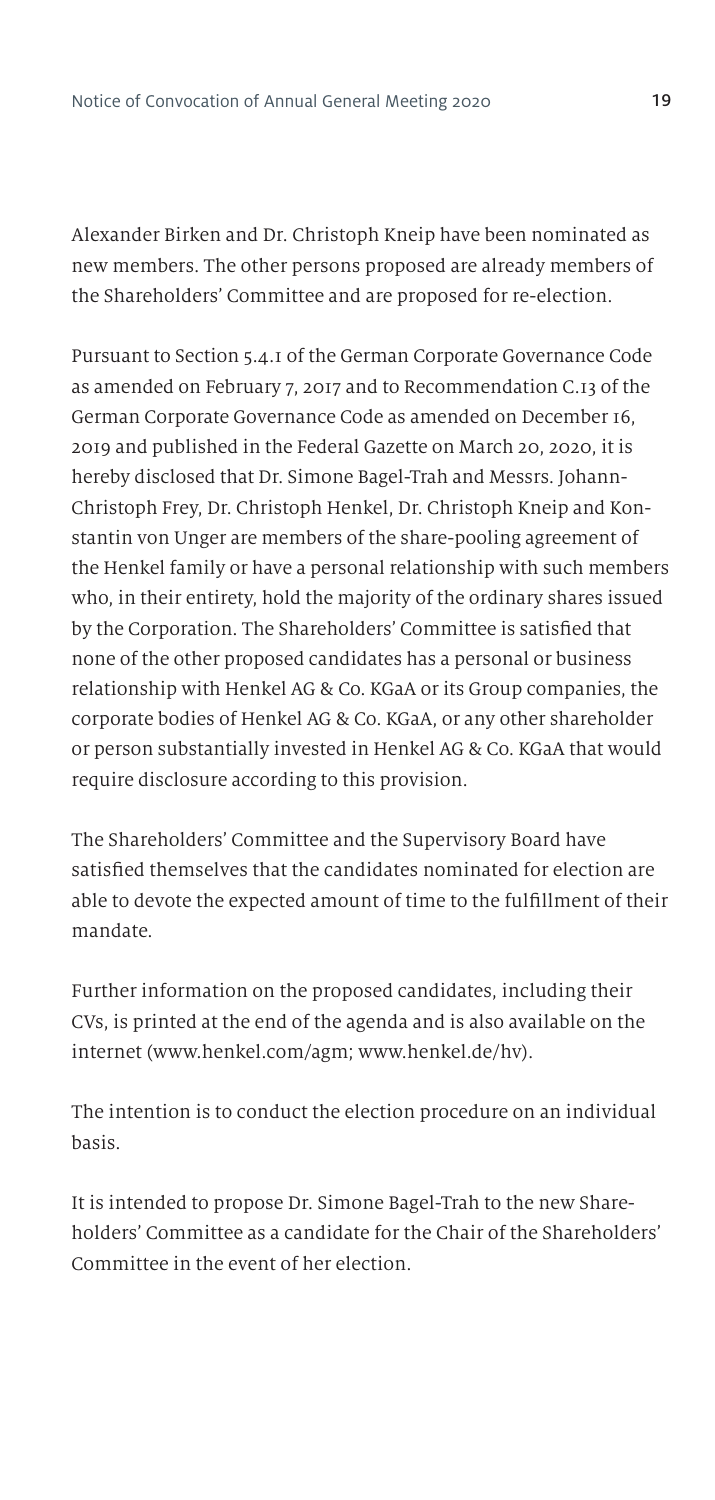Alexander Birken and Dr. Christoph Kneip have been nominated as new members. The other persons proposed are already members of the Shareholders' Committee and are proposed for re-election.

Pursuant to Section 5.4.1 of the German Corporate Governance Code as amended on February 7, 2017 and to Recommendation C.13 of the German Corporate Governance Code as amended on December 16, 2019 and published in the Federal Gazette on March 20, 2020, it is hereby disclosed that Dr. Simone Bagel-Trah and Messrs. Johann-Christoph Frey, Dr. Christoph Henkel, Dr. Christoph Kneip and Konstantin von Unger are members of the share-pooling agreement of the Henkel family or have a personal relationship with such members who, in their entirety, hold the majority of the ordinary shares issued by the Corporation. The Shareholders' Committee is satisfied that none of the other proposed candidates has a personal or business relationship with Henkel AG & Co. KGaA or its Group companies, the corporate bodies of Henkel AG & Co. KGaA, or any other shareholder or person substantially invested in Henkel AG & Co. KGaA that would require disclosure according to this provision.

The Shareholders' Committee and the Supervisory Board have satisfied themselves that the candidates nominated for election are able to devote the expected amount of time to the fulfillment of their mandate.

Further information on the proposed candidates, including their CVs, is printed at the end of the agenda and is also available on the internet (www.henkel.com/agm; www.henkel.de/hv).

The intention is to conduct the election procedure on an individual basis.

It is intended to propose Dr. Simone Bagel-Trah to the new Shareholders' Committee as a candidate for the Chair of the Shareholders' Committee in the event of her election.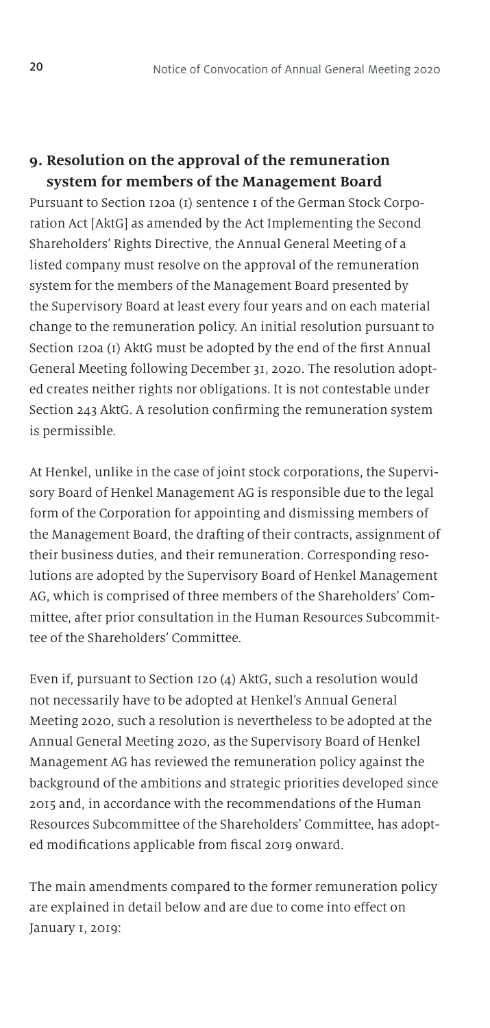## 9. Resolution on the approval of the remuneration system for members of the Management Board

Pursuant to Section 120a (1) sentence 1 of the German Stock Corporation Act [AktG] as amended by the Act Implementing the Second Shareholders' Rights Directive, the Annual General Meeting of a listed company must resolve on the approval of the remuneration system for the members of the Management Board presented by the Supervisory Board at least every four years and on each material change to the remuneration policy. An initial resolution pursuant to Section 120a (1) AktG must be adopted by the end of the first Annual General Meeting following December 31, 2020. The resolution adopted creates neither rights nor obligations. It is not contestable under Section 243 AktG. A resolution confirming the remuneration system is permissible.

At Henkel, unlike in the case of joint stock corporations, the Supervisory Board of Henkel Management AG is responsible due to the legal form of the Corporation for appointing and dismissing members of the Management Board, the drafting of their contracts, assignment of their business duties, and their remuneration. Corresponding resolutions are adopted by the Supervisory Board of Henkel Management AG, which is comprised of three members of the Shareholders' Committee, after prior consultation in the Human Resources Subcommittee of the Shareholders' Committee.

Even if, pursuant to Section 120 (4) AktG, such a resolution would not necessarily have to be adopted at Henkel's Annual General Meeting 2020, such a resolution is nevertheless to be adopted at the Annual General Meeting 2020, as the Supervisory Board of Henkel Management AG has reviewed the remuneration policy against the background of the ambitions and strategic priorities developed since 2015 and, in accordance with the recommendations of the Human Resources Subcommittee of the Shareholders' Committee, has adopted modifications applicable from fiscal 2019 onward.

The main amendments compared to the former remuneration policy are explained in detail below and are due to come into effect on January 1, 2019: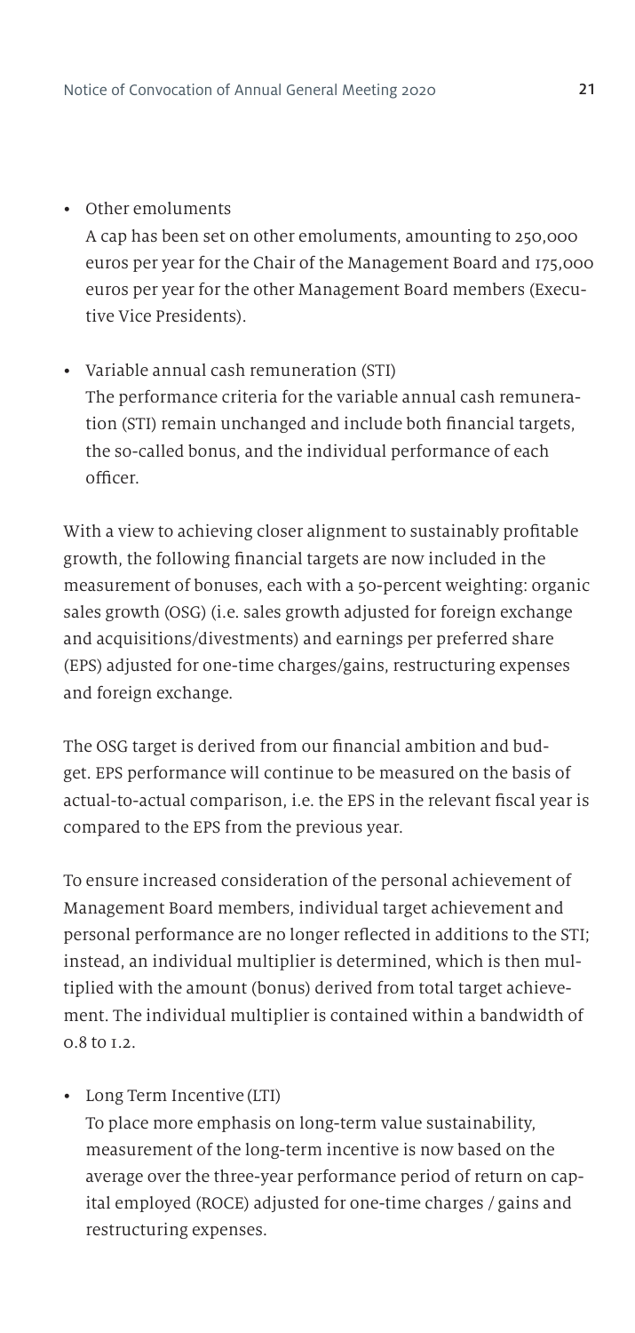- Other emoluments
  A cap has been set on other emoluments, amounting to 250,000 euros per year for the Chair of the Management Board and 175,000 euros per year for the other Management Board members (Executive Vice Presidents).

- Variable annual cash remuneration (STI)
  The performance criteria for the variable annual cash remuneration (STI) remain unchanged and include both financial targets, the so-called bonus, and the individual performance of each officer.

With a view to achieving closer alignment to sustainably profitable growth, the following financial targets are now included in the measurement of bonuses, each with a 50-percent weighting: organic sales growth (OSG) (i.e. sales growth adjusted for foreign exchange and acquisitions/divestments) and earnings per preferred share (EPS) adjusted for one-time charges/gains, restructuring expenses and foreign exchange.

The OSG target is derived from our financial ambition and budget. EPS performance will continue to be measured on the basis of actual-to-actual comparison, i.e. the EPS in the relevant fiscal year is compared to the EPS from the previous year.

To ensure increased consideration of the personal achievement of Management Board members, individual target achievement and personal performance are no longer reflected in additions to the STI; instead, an individual multiplier is determined, which is then multiplied with the amount (bonus) derived from total target achievement. The individual multiplier is contained within a bandwidth of 0.8 to 1.2.

- Long Term Incentive (LTI)
  To place more emphasis on long-term value sustainability, measurement of the long-term incentive is now based on the average over the three-year performance period of return on capital employed (ROCE) adjusted for one-time charges / gains and restructuring expenses.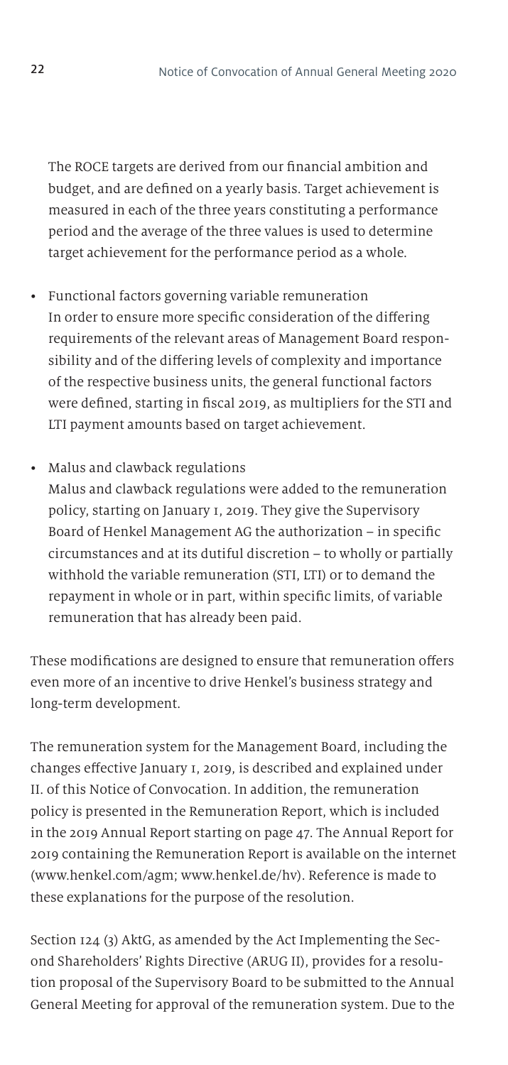The ROCE targets are derived from our financial ambition and budget, and are defined on a yearly basis. Target achievement is measured in each of the three years constituting a performance period and the average of the three values is used to determine target achievement for the performance period as a whole.

- Functional factors governing variable remuneration
  In order to ensure more specific consideration of the differing requirements of the relevant areas of Management Board responsibility and of the differing levels of complexity and importance of the respective business units, the general functional factors were defined, starting in fiscal 2019, as multipliers for the STI and LTI payment amounts based on target achievement.

- Malus and clawback regulations
  Malus and clawback regulations were added to the remuneration policy, starting on January 1, 2019. They give the Supervisory Board of Henkel Management AG the authorization – in specific circumstances and at its dutiful discretion – to wholly or partially withhold the variable remuneration (STI, LTI) or to demand the repayment in whole or in part, within specific limits, of variable remuneration that has already been paid.

These modifications are designed to ensure that remuneration offers even more of an incentive to drive Henkel's business strategy and long-term development.

The remuneration system for the Management Board, including the changes effective January 1, 2019, is described and explained under II. of this Notice of Convocation. In addition, the remuneration policy is presented in the Remuneration Report, which is included in the 2019 Annual Report starting on page 47. The Annual Report for 2019 containing the Remuneration Report is available on the internet (www.henkel.com/agm; www.henkel.de/hv). Reference is made to these explanations for the purpose of the resolution.

Section 124 (3) AktG, as amended by the Act Implementing the Second Shareholders' Rights Directive (ARUG II), provides for a resolution proposal of the Supervisory Board to be submitted to the Annual General Meeting for approval of the remuneration system. Due to the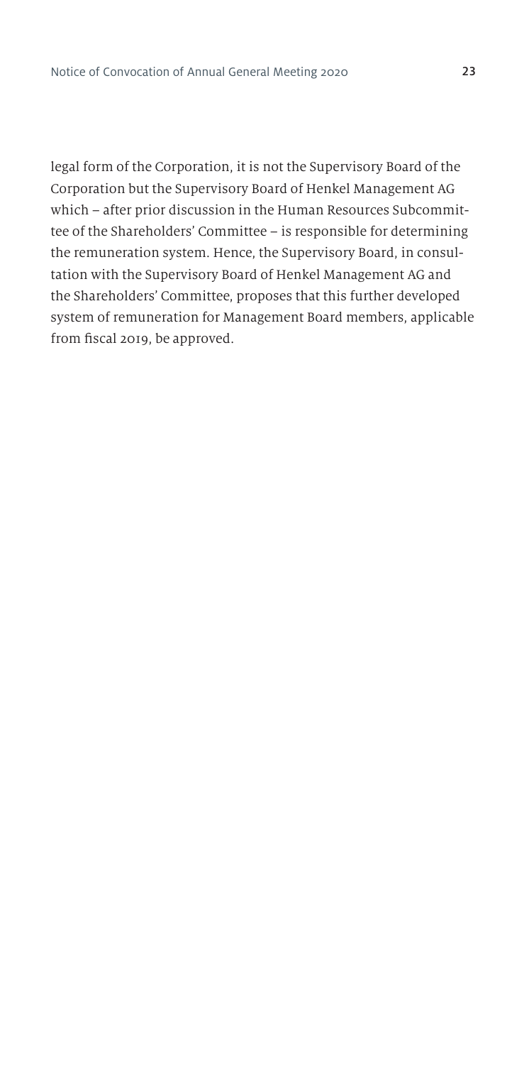legal form of the Corporation, it is not the Supervisory Board of the Corporation but the Supervisory Board of Henkel Management AG which – after prior discussion in the Human Resources Subcommittee of the Shareholders' Committee – is responsible for determining the remuneration system. Hence, the Supervisory Board, in consultation with the Supervisory Board of Henkel Management AG and the Shareholders' Committee, proposes that this further developed system of remuneration for Management Board members, applicable from fiscal 2019, be approved.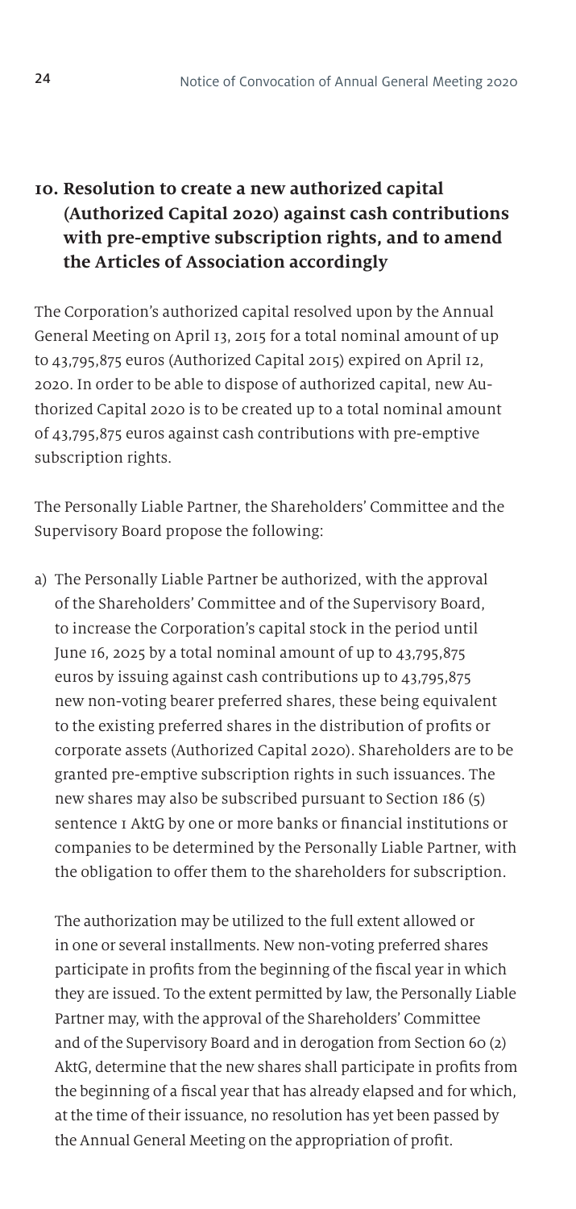## 10. Resolution to create a new authorized capital (Authorized Capital 2020) against cash contributions with pre-emptive subscription rights, and to amend the Articles of Association accordingly

The Corporation's authorized capital resolved upon by the Annual General Meeting on April 13, 2015 for a total nominal amount of up to 43,795,875 euros (Authorized Capital 2015) expired on April 12, 2020. In order to be able to dispose of authorized capital, new Authorized Capital 2020 is to be created up to a total nominal amount of 43,795,875 euros against cash contributions with pre-emptive subscription rights.

The Personally Liable Partner, the Shareholders' Committee and the Supervisory Board propose the following:

a) The Personally Liable Partner be authorized, with the approval of the Shareholders' Committee and of the Supervisory Board, to increase the Corporation's capital stock in the period until June 16, 2025 by a total nominal amount of up to 43,795,875 euros by issuing against cash contributions up to 43,795,875 new non-voting bearer preferred shares, these being equivalent to the existing preferred shares in the distribution of profits or corporate assets (Authorized Capital 2020). Shareholders are to be granted pre-emptive subscription rights in such issuances. The new shares may also be subscribed pursuant to Section 186 (5) sentence 1 AktG by one or more banks or financial institutions or companies to be determined by the Personally Liable Partner, with the obligation to offer them to the shareholders for subscription.

   The authorization may be utilized to the full extent allowed or in one or several installments. New non-voting preferred shares participate in profits from the beginning of the fiscal year in which they are issued. To the extent permitted by law, the Personally Liable Partner may, with the approval of the Shareholders' Committee and of the Supervisory Board and in derogation from Section 60 (2) AktG, determine that the new shares shall participate in profits from the beginning of a fiscal year that has already elapsed and for which, at the time of their issuance, no resolution has yet been passed by the Annual General Meeting on the appropriation of profit.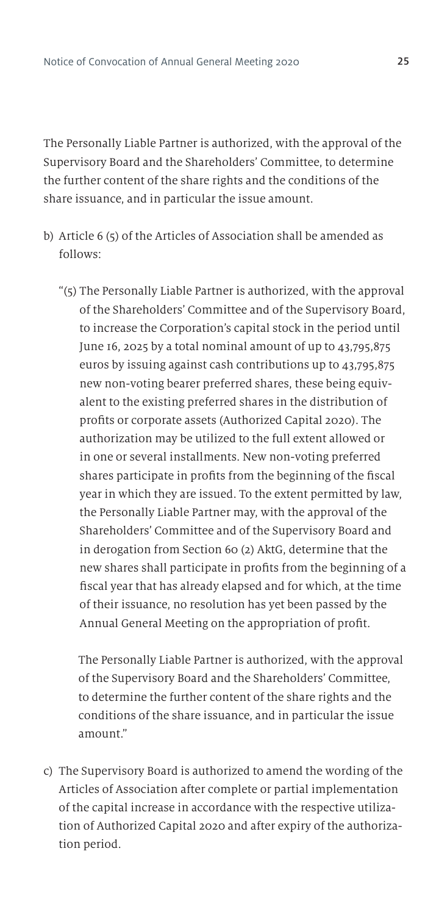The Personally Liable Partner is authorized, with the approval of the Supervisory Board and the Shareholders' Committee, to determine the further content of the share rights and the conditions of the share issuance, and in particular the issue amount.

b) Article 6 (5) of the Articles of Association shall be amended as follows:

   "(5) The Personally Liable Partner is authorized, with the approval of the Shareholders' Committee and of the Supervisory Board, to increase the Corporation's capital stock in the period until June 16, 2025 by a total nominal amount of up to 43,795,875 euros by issuing against cash contributions up to 43,795,875 new non-voting bearer preferred shares, these being equivalent to the existing preferred shares in the distribution of profits or corporate assets (Authorized Capital 2020). The authorization may be utilized to the full extent allowed or in one or several installments. New non-voting preferred shares participate in profits from the beginning of the fiscal year in which they are issued. To the extent permitted by law, the Personally Liable Partner may, with the approval of the Shareholders' Committee and of the Supervisory Board and in derogation from Section 60 (2) AktG, determine that the new shares shall participate in profits from the beginning of a fiscal year that has already elapsed and for which, at the time of their issuance, no resolution has yet been passed by the Annual General Meeting on the appropriation of profit.

   The Personally Liable Partner is authorized, with the approval of the Supervisory Board and the Shareholders' Committee, to determine the further content of the share rights and the conditions of the share issuance, and in particular the issue amount."

c) The Supervisory Board is authorized to amend the wording of the Articles of Association after complete or partial implementation of the capital increase in accordance with the respective utilization of Authorized Capital 2020 and after expiry of the authorization period.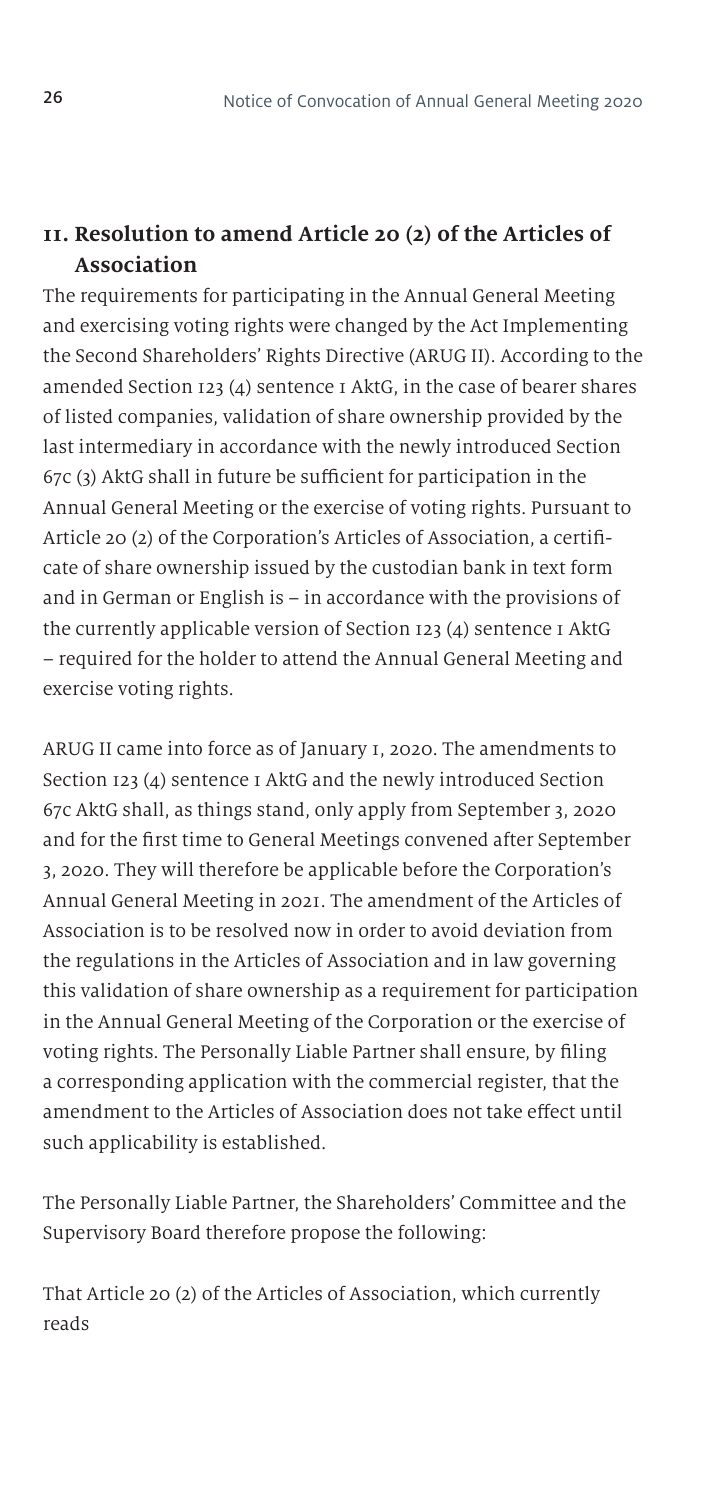## 11. Resolution to amend Article 20 (2) of the Articles of Association

The requirements for participating in the Annual General Meeting and exercising voting rights were changed by the Act Implementing the Second Shareholders' Rights Directive (ARUG II). According to the amended Section 123 (4) sentence 1 AktG, in the case of bearer shares of listed companies, validation of share ownership provided by the last intermediary in accordance with the newly introduced Section 67c (3) AktG shall in future be sufficient for participation in the Annual General Meeting or the exercise of voting rights. Pursuant to Article 20 (2) of the Corporation's Articles of Association, a certificate of share ownership issued by the custodian bank in text form and in German or English is – in accordance with the provisions of the currently applicable version of Section 123 (4) sentence 1 AktG – required for the holder to attend the Annual General Meeting and exercise voting rights.

ARUG II came into force as of January 1, 2020. The amendments to Section 123 (4) sentence 1 AktG and the newly introduced Section 67c AktG shall, as things stand, only apply from September 3, 2020 and for the first time to General Meetings convened after September 3, 2020. They will therefore be applicable before the Corporation's Annual General Meeting in 2021. The amendment of the Articles of Association is to be resolved now in order to avoid deviation from the regulations in the Articles of Association and in law governing this validation of share ownership as a requirement for participation in the Annual General Meeting of the Corporation or the exercise of voting rights. The Personally Liable Partner shall ensure, by filing a corresponding application with the commercial register, that the amendment to the Articles of Association does not take effect until such applicability is established.

The Personally Liable Partner, the Shareholders' Committee and the Supervisory Board therefore propose the following:

That Article 20 (2) of the Articles of Association, which currently reads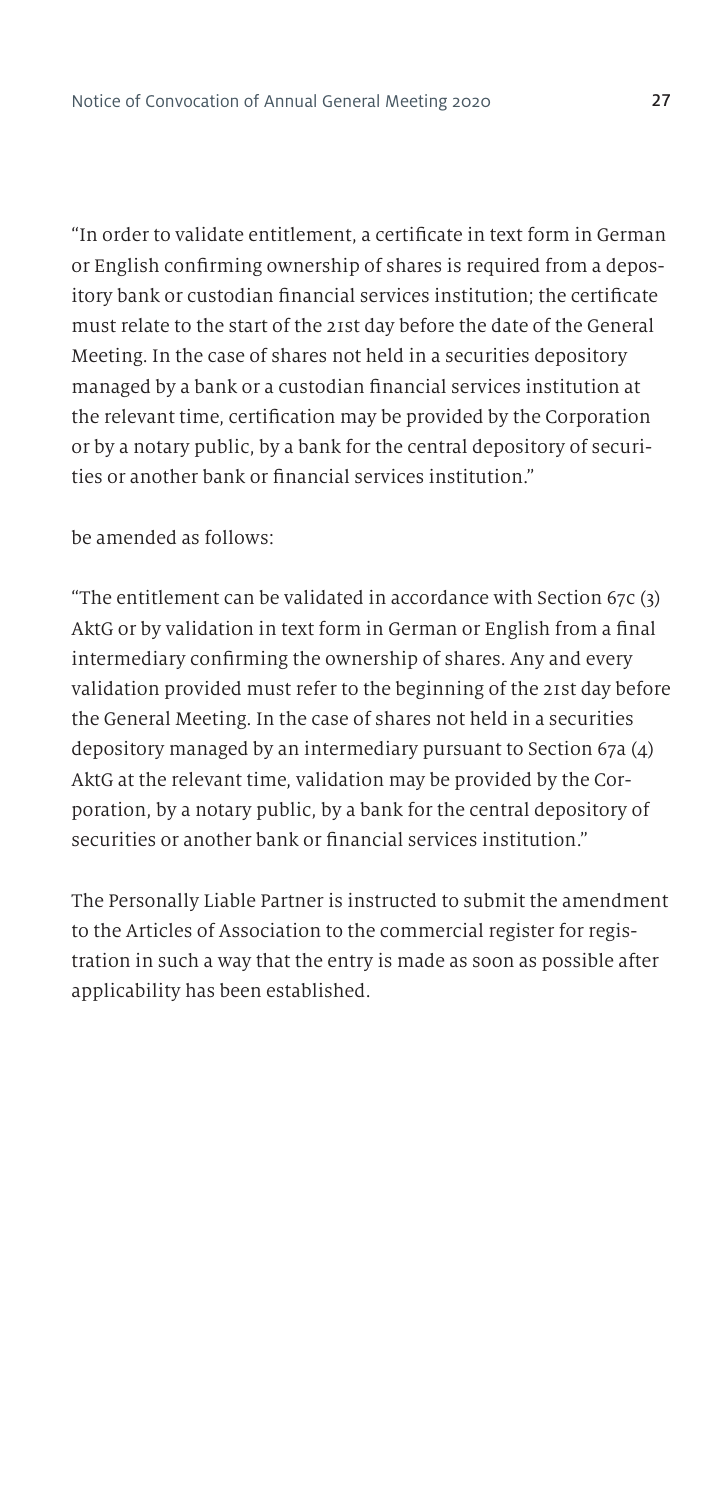"In order to validate entitlement, a certificate in text form in German or English confirming ownership of shares is required from a depository bank or custodian financial services institution; the certificate must relate to the start of the 21st day before the date of the General Meeting. In the case of shares not held in a securities depository managed by a bank or a custodian financial services institution at the relevant time, certification may be provided by the Corporation or by a notary public, by a bank for the central depository of securities or another bank or financial services institution."

be amended as follows:

"The entitlement can be validated in accordance with Section 67c (3) AktG or by validation in text form in German or English from a final intermediary confirming the ownership of shares. Any and every validation provided must refer to the beginning of the 21st day before the General Meeting. In the case of shares not held in a securities depository managed by an intermediary pursuant to Section 67a (4) AktG at the relevant time, validation may be provided by the Corporation, by a notary public, by a bank for the central depository of securities or another bank or financial services institution."

The Personally Liable Partner is instructed to submit the amendment to the Articles of Association to the commercial register for registration in such a way that the entry is made as soon as possible after applicability has been established.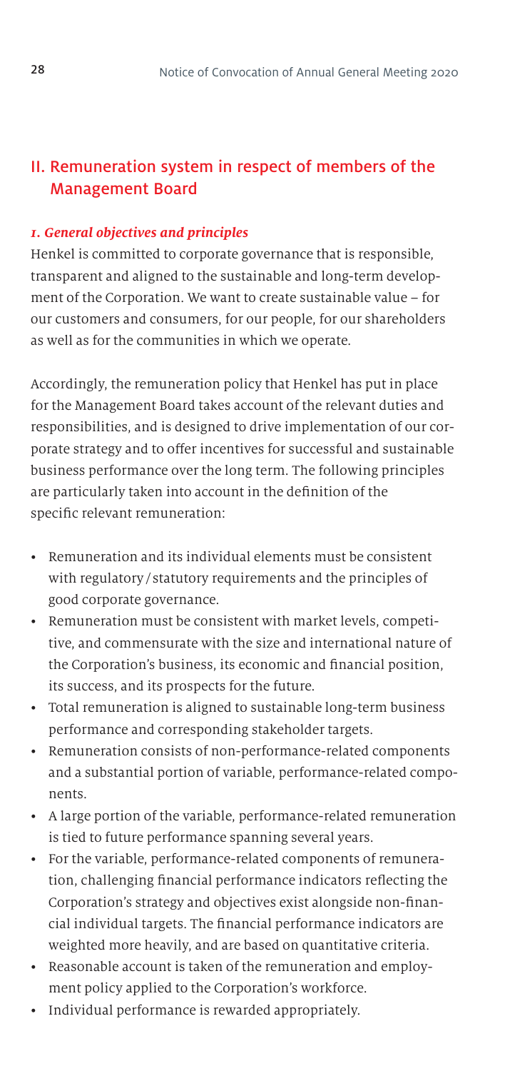## II. Remuneration system in respect of members of the Management Board

### *1. General objectives and principles*

Henkel is committed to corporate governance that is responsible, transparent and aligned to the sustainable and long-term development of the Corporation. We want to create sustainable value – for our customers and consumers, for our people, for our shareholders as well as for the communities in which we operate.

Accordingly, the remuneration policy that Henkel has put in place for the Management Board takes account of the relevant duties and responsibilities, and is designed to drive implementation of our corporate strategy and to offer incentives for successful and sustainable business performance over the long term. The following principles are particularly taken into account in the definition of the specific relevant remuneration:

- Remuneration and its individual elements must be consistent with regulatory / statutory requirements and the principles of good corporate governance.
- Remuneration must be consistent with market levels, competitive, and commensurate with the size and international nature of the Corporation's business, its economic and financial position, its success, and its prospects for the future.
- Total remuneration is aligned to sustainable long-term business performance and corresponding stakeholder targets.
- Remuneration consists of non-performance-related components and a substantial portion of variable, performance-related components.
- A large portion of the variable, performance-related remuneration is tied to future performance spanning several years.
- For the variable, performance-related components of remuneration, challenging financial performance indicators reflecting the Corporation's strategy and objectives exist alongside non-financial individual targets. The financial performance indicators are weighted more heavily, and are based on quantitative criteria.
- Reasonable account is taken of the remuneration and employment policy applied to the Corporation's workforce.
- Individual performance is rewarded appropriately.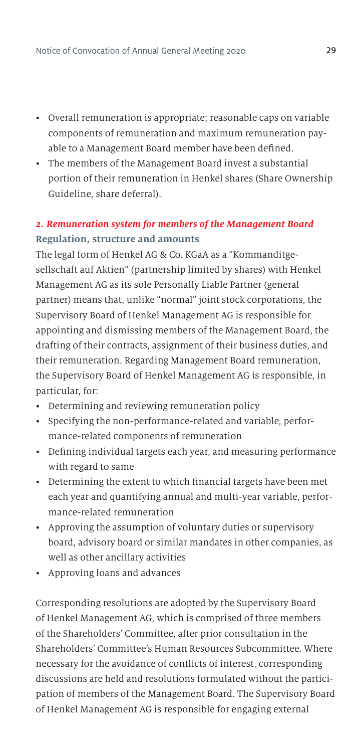- Overall remuneration is appropriate; reasonable caps on variable components of remuneration and maximum remuneration payable to a Management Board member have been defined.
- The members of the Management Board invest a substantial portion of their remuneration in Henkel shares (Share Ownership Guideline, share deferral).

## *2. Remuneration system for members of the Management Board*

**Regulation, structure and amounts**

The legal form of Henkel AG & Co. KGaA as a "Kommanditgesellschaft auf Aktien" (partnership limited by shares) with Henkel Management AG as its sole Personally Liable Partner (general partner) means that, unlike "normal" joint stock corporations, the Supervisory Board of Henkel Management AG is responsible for appointing and dismissing members of the Management Board, the drafting of their contracts, assignment of their business duties, and their remuneration. Regarding Management Board remuneration, the Supervisory Board of Henkel Management AG is responsible, in particular, for:

- Determining and reviewing remuneration policy
- Specifying the non-performance-related and variable, performance-related components of remuneration
- Defining individual targets each year, and measuring performance with regard to same
- Determining the extent to which financial targets have been met each year and quantifying annual and multi-year variable, performance-related remuneration
- Approving the assumption of voluntary duties or supervisory board, advisory board or similar mandates in other companies, as well as other ancillary activities
- Approving loans and advances

Corresponding resolutions are adopted by the Supervisory Board of Henkel Management AG, which is comprised of three members of the Shareholders' Committee, after prior consultation in the Shareholders' Committee's Human Resources Subcommittee. Where necessary for the avoidance of conflicts of interest, corresponding discussions are held and resolutions formulated without the participation of members of the Management Board. The Supervisory Board of Henkel Management AG is responsible for engaging external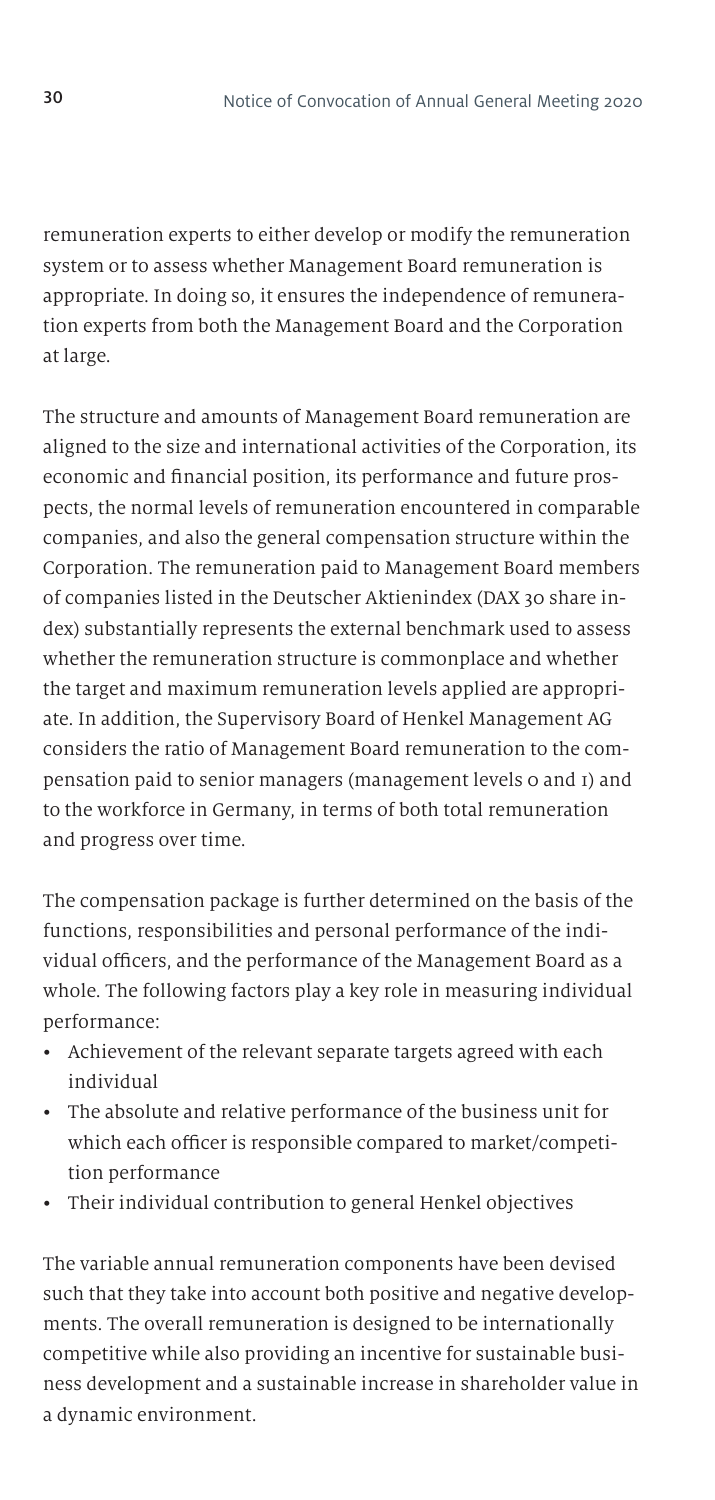remuneration experts to either develop or modify the remuneration system or to assess whether Management Board remuneration is appropriate. In doing so, it ensures the independence of remuneration experts from both the Management Board and the Corporation at large.

The structure and amounts of Management Board remuneration are aligned to the size and international activities of the Corporation, its economic and financial position, its performance and future prospects, the normal levels of remuneration encountered in comparable companies, and also the general compensation structure within the Corporation. The remuneration paid to Management Board members of companies listed in the Deutscher Aktienindex (DAX 30 share index) substantially represents the external benchmark used to assess whether the remuneration structure is commonplace and whether the target and maximum remuneration levels applied are appropriate. In addition, the Supervisory Board of Henkel Management AG considers the ratio of Management Board remuneration to the compensation paid to senior managers (management levels 0 and 1) and to the workforce in Germany, in terms of both total remuneration and progress over time.

The compensation package is further determined on the basis of the functions, responsibilities and personal performance of the individual officers, and the performance of the Management Board as a whole. The following factors play a key role in measuring individual performance:

- Achievement of the relevant separate targets agreed with each individual
- The absolute and relative performance of the business unit for which each officer is responsible compared to market/competition performance
- Their individual contribution to general Henkel objectives

The variable annual remuneration components have been devised such that they take into account both positive and negative developments. The overall remuneration is designed to be internationally competitive while also providing an incentive for sustainable business development and a sustainable increase in shareholder value in a dynamic environment.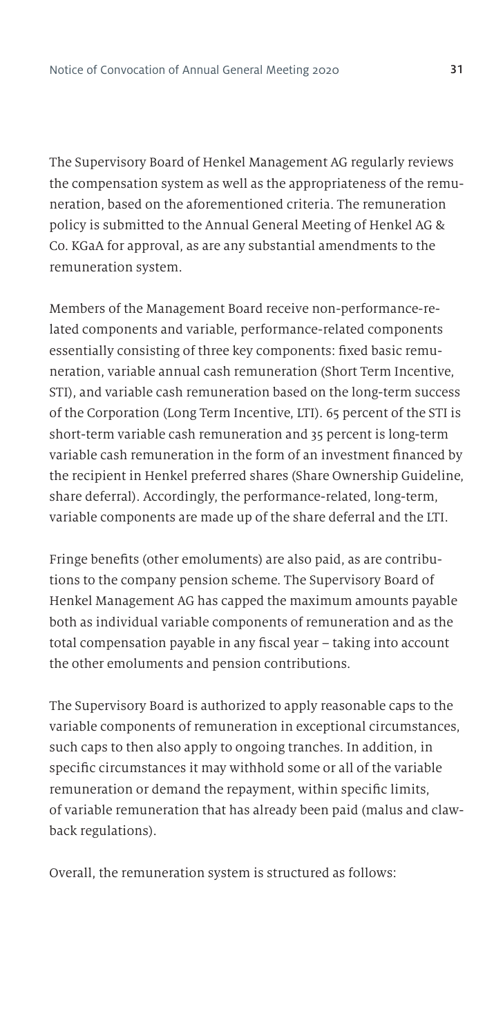The Supervisory Board of Henkel Management AG regularly reviews the compensation system as well as the appropriateness of the remuneration, based on the aforementioned criteria. The remuneration policy is submitted to the Annual General Meeting of Henkel AG & Co. KGaA for approval, as are any substantial amendments to the remuneration system.

Members of the Management Board receive non-performance-related components and variable, performance-related components essentially consisting of three key components: fixed basic remuneration, variable annual cash remuneration (Short Term Incentive, STI), and variable cash remuneration based on the long-term success of the Corporation (Long Term Incentive, LTI). 65 percent of the STI is short-term variable cash remuneration and 35 percent is long-term variable cash remuneration in the form of an investment financed by the recipient in Henkel preferred shares (Share Ownership Guideline, share deferral). Accordingly, the performance-related, long-term, variable components are made up of the share deferral and the LTI.

Fringe benefits (other emoluments) are also paid, as are contributions to the company pension scheme. The Supervisory Board of Henkel Management AG has capped the maximum amounts payable both as individual variable components of remuneration and as the total compensation payable in any fiscal year – taking into account the other emoluments and pension contributions.

The Supervisory Board is authorized to apply reasonable caps to the variable components of remuneration in exceptional circumstances, such caps to then also apply to ongoing tranches. In addition, in specific circumstances it may withhold some or all of the variable remuneration or demand the repayment, within specific limits, of variable remuneration that has already been paid (malus and clawback regulations).

Overall, the remuneration system is structured as follows: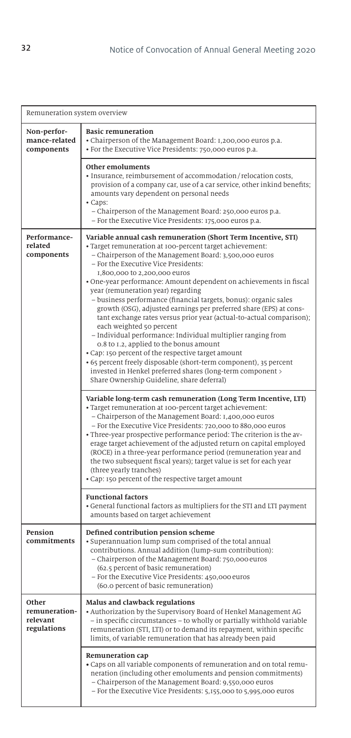| Remuneration system overview | |
|---|---|
| **Non-performance-related components** | **Basic remuneration**<br>• Chairperson of the Management Board: 1,200,000 euros p.a.<br>• For the Executive Vice Presidents: 750,000 euros p.a. |
| | **Other emoluments**<br>• Insurance, reimbursement of accommodation / relocation costs, provision of a company car, use of a car service, other inkind benefits; amounts vary dependent on personal needs<br>• Caps:<br>– Chairperson of the Management Board: 250,000 euros p.a.<br>– For the Executive Vice Presidents: 175,000 euros p.a. |
| **Performance-related components** | **Variable annual cash remuneration (Short Term Incentive, STI)**<br>• Target remuneration at 100-percent target achievement:<br>– Chairperson of the Management Board: 3,500,000 euros<br>– For the Executive Vice Presidents: 1,800,000 to 2,200,000 euros<br>• One-year performance: Amount dependent on achievements in fiscal year (remuneration year) regarding<br>– business performance (financial targets, bonus): organic sales growth (OSG), adjusted earnings per preferred share (EPS) at constant exchange rates versus prior year (actual-to-actual comparison); each weighted 50 percent<br>– Individual performance: Individual multiplier ranging from 0.8 to 1.2, applied to the bonus amount<br>• Cap: 150 percent of the respective target amount<br>• 65 percent freely disposable (short-term component), 35 percent invested in Henkel preferred shares (long-term component > Share Ownership Guideline, share deferral) |
| | **Variable long-term cash remuneration (Long Term Incentive, LTI)**<br>• Target remuneration at 100-percent target achievement:<br>– Chairperson of the Management Board: 1,400,000 euros<br>– For the Executive Vice Presidents: 720,000 to 880,000 euros<br>• Three-year prospective performance period: The criterion is the average target achievement of the adjusted return on capital employed (ROCE) in a three-year performance period (remuneration year and the two subsequent fiscal years); target value is set for each year (three yearly tranches)<br>• Cap: 150 percent of the respective target amount |
| | **Functional factors**<br>• General functional factors as multipliers for the STI and LTI payment amounts based on target achievement |
| **Pension commitments** | **Defined contribution pension scheme**<br>• Superannuation lump sum comprised of the total annual contributions. Annual addition (lump-sum contribution):<br>– Chairperson of the Management Board: 750,000 euros (62.5 percent of basic remuneration)<br>– For the Executive Vice Presidents: 450,000 euros (60.0 percent of basic remuneration) |
| **Other remuneration-relevant regulations** | **Malus and clawback regulations**<br>• Authorization by the Supervisory Board of Henkel Management AG – in specific circumstances – to wholly or partially withhold variable remuneration (STI, LTI) or to demand its repayment, within specific limits, of variable remuneration that has already been paid |
| | **Remuneration cap**<br>• Caps on all variable components of remuneration and on total remuneration (including other emoluments and pension commitments)<br>– Chairperson of the Management Board: 9,550,000 euros<br>– For the Executive Vice Presidents: 5,155,000 to 5,995,000 euros |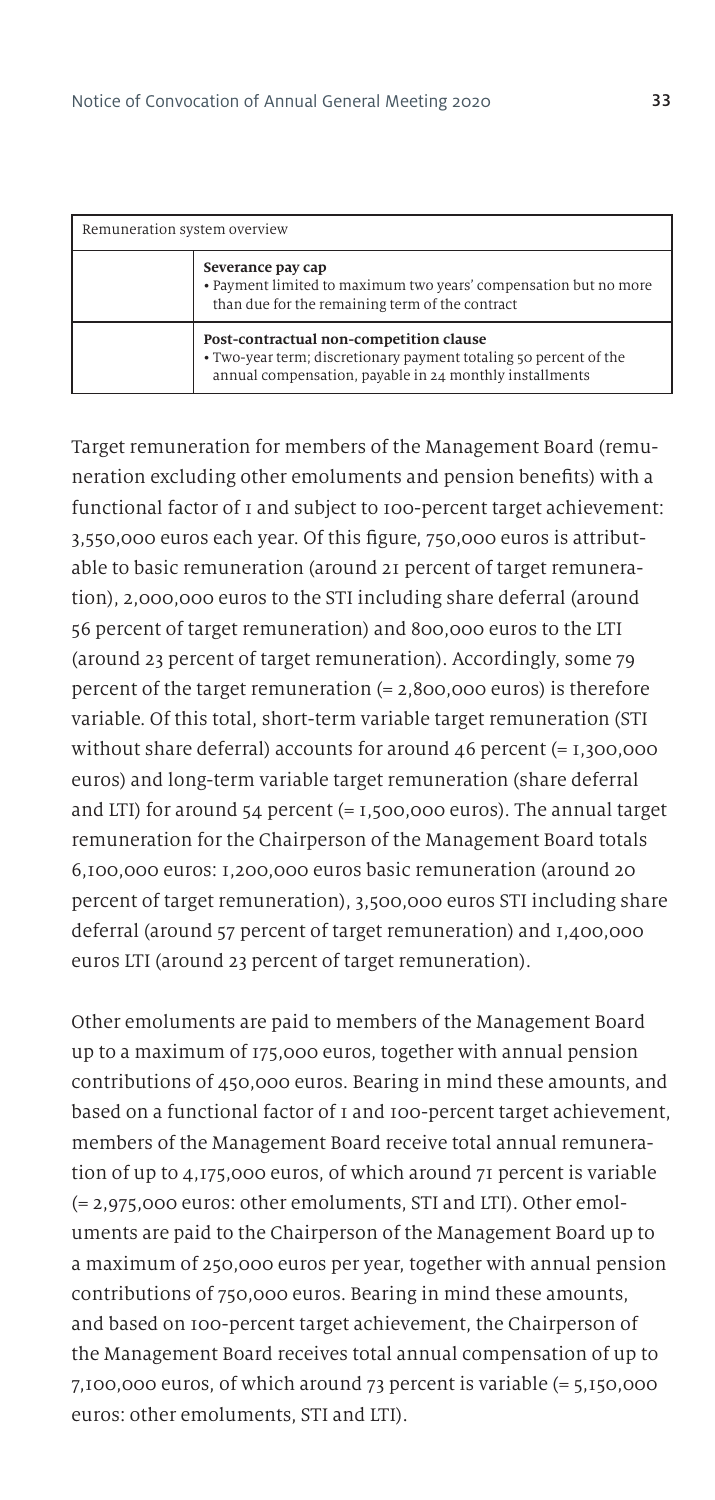| Remuneration system overview | |
|---|---|
| | **Severance pay cap**<br>• Payment limited to maximum two years' compensation but no more than due for the remaining term of the contract |
| | **Post-contractual non-competition clause**<br>• Two-year term; discretionary payment totaling 50 percent of the annual compensation, payable in 24 monthly installments |

Target remuneration for members of the Management Board (remuneration excluding other emoluments and pension benefits) with a functional factor of 1 and subject to 100-percent target achievement: 3,550,000 euros each year. Of this figure, 750,000 euros is attributable to basic remuneration (around 21 percent of target remuneration), 2,000,000 euros to the STI including share deferral (around 56 percent of target remuneration) and 800,000 euros to the LTI (around 23 percent of target remuneration). Accordingly, some 79 percent of the target remuneration (= 2,800,000 euros) is therefore variable. Of this total, short-term variable target remuneration (STI without share deferral) accounts for around 46 percent (= 1,300,000 euros) and long-term variable target remuneration (share deferral and LTI) for around 54 percent (= 1,500,000 euros). The annual target remuneration for the Chairperson of the Management Board totals 6,100,000 euros: 1,200,000 euros basic remuneration (around 20 percent of target remuneration), 3,500,000 euros STI including share deferral (around 57 percent of target remuneration) and 1,400,000 euros LTI (around 23 percent of target remuneration).

Other emoluments are paid to members of the Management Board up to a maximum of 175,000 euros, together with annual pension contributions of 450,000 euros. Bearing in mind these amounts, and based on a functional factor of 1 and 100-percent target achievement, members of the Management Board receive total annual remuneration of up to 4,175,000 euros, of which around 71 percent is variable (= 2,975,000 euros: other emoluments, STI and LTI). Other emoluments are paid to the Chairperson of the Management Board up to a maximum of 250,000 euros per year, together with annual pension contributions of 750,000 euros. Bearing in mind these amounts, and based on 100-percent target achievement, the Chairperson of the Management Board receives total annual compensation of up to 7,100,000 euros, of which around 73 percent is variable (= 5,150,000 euros: other emoluments, STI and LTI).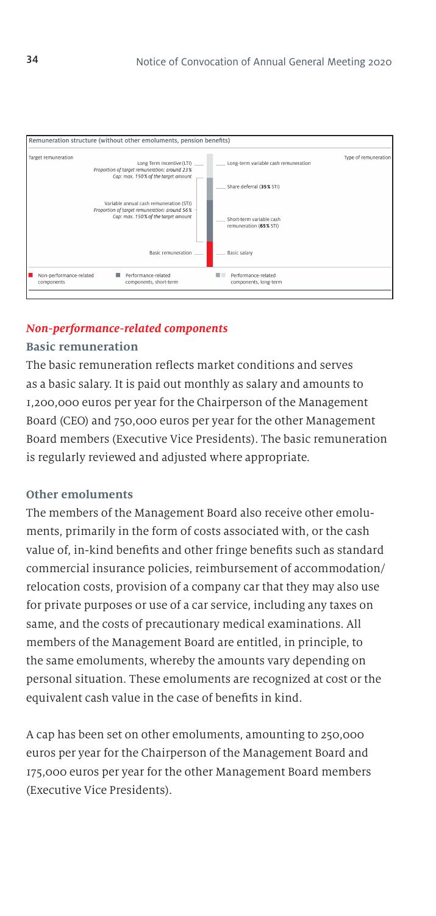**Remuneration structure (without other emoluments, pension benefits)**

| Target remuneration | | Type of remuneration |
| --- | --- | --- |
| Long Term Incentive (LTI)<br>*Proportion of target remuneration: around 23%*<br>*Cap: max. 150% of the target amount* | | Long-term variable cash remuneration |
| Variable annual cash remuneration (STI)<br>*Proportion of target remuneration: around 56%*<br>*Cap: max. 150% of the target amount* | | Share deferral (**35%** STI) |
| | | Short-term variable cash remuneration (**65%** STI) |
| Basic remuneration | | Basic salary |

Non-performance-related components — Performance-related components, short-term — Performance-related components, long-term

## *Non-performance-related components*

### Basic remuneration

The basic remuneration reflects market conditions and serves as a basic salary. It is paid out monthly as salary and amounts to 1,200,000 euros per year for the Chairperson of the Management Board (CEO) and 750,000 euros per year for the other Management Board members (Executive Vice Presidents). The basic remuneration is regularly reviewed and adjusted where appropriate.

### Other emoluments

The members of the Management Board also receive other emoluments, primarily in the form of costs associated with, or the cash value of, in-kind benefits and other fringe benefits such as standard commercial insurance policies, reimbursement of accommodation/relocation costs, provision of a company car that they may also use for private purposes or use of a car service, including any taxes on same, and the costs of precautionary medical examinations. All members of the Management Board are entitled, in principle, to the same emoluments, whereby the amounts vary depending on personal situation. These emoluments are recognized at cost or the equivalent cash value in the case of benefits in kind.

A cap has been set on other emoluments, amounting to 250,000 euros per year for the Chairperson of the Management Board and 175,000 euros per year for the other Management Board members (Executive Vice Presidents).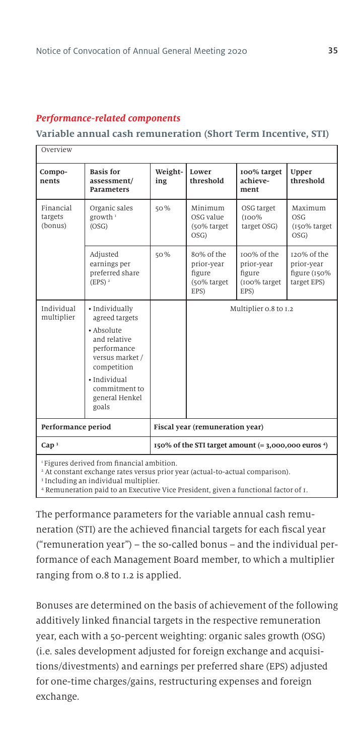## *Performance-related components*

### Variable annual cash remuneration (Short Term Incentive, STI)

Overview

| Compo­nents | Basis for assessment/ Parameters | Weight­ing | Lower threshold | 100% target achieve­ment | Upper threshold |
|---|---|---|---|---|---|
| Financial targets (bonus) | Organic sales growth [1] (OSG) | 50% | Minimum OSG value (50% target OSG) | OSG target (100% target OSG) | Maximum OSG (150% target OSG) |
| | Adjusted earnings per preferred share (EPS) [2] | 50% | 80% of the prior-year figure (50% target EPS) | 100% of the prior-year figure (100% target EPS) | 120% of the prior-year figure (150% target EPS) |
| Individual multiplier | • Individually agreed targets<br>• Absolute and relative performance versus market / competition<br>• Individual commitment to general Henkel goals | | Multiplier 0.8 to 1.2 | | |
| **Performance period** | | **Fiscal year (remuneration year)** | | | |
| **Cap** [3] | | **150% of the STI target amount (= 3,000,000 euros** [4]**)** | | | |

[1] Figures derived from financial ambition.
[2] At constant exchange rates versus prior year (actual-to-actual comparison).
[3] Including an individual multiplier.
[4] Remuneration paid to an Executive Vice President, given a functional factor of 1.

The performance parameters for the variable annual cash remuneration (STI) are the achieved financial targets for each fiscal year ("remuneration year") – the so-called bonus – and the individual performance of each Management Board member, to which a multiplier ranging from 0.8 to 1.2 is applied.

Bonuses are determined on the basis of achievement of the following additively linked financial targets in the respective remuneration year, each with a 50-percent weighting: organic sales growth (OSG) (i.e. sales development adjusted for foreign exchange and acquisitions/divestments) and earnings per preferred share (EPS) adjusted for one-time charges/gains, restructuring expenses and foreign exchange.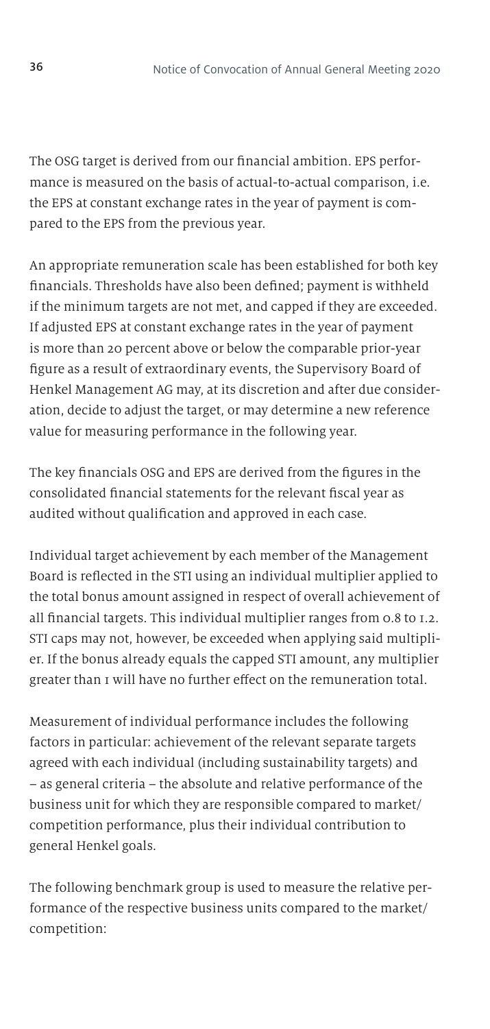The OSG target is derived from our financial ambition. EPS performance is measured on the basis of actual-to-actual comparison, i.e. the EPS at constant exchange rates in the year of payment is compared to the EPS from the previous year.

An appropriate remuneration scale has been established for both key financials. Thresholds have also been defined; payment is withheld if the minimum targets are not met, and capped if they are exceeded. If adjusted EPS at constant exchange rates in the year of payment is more than 20 percent above or below the comparable prior-year figure as a result of extraordinary events, the Supervisory Board of Henkel Management AG may, at its discretion and after due consideration, decide to adjust the target, or may determine a new reference value for measuring performance in the following year.

The key financials OSG and EPS are derived from the figures in the consolidated financial statements for the relevant fiscal year as audited without qualification and approved in each case.

Individual target achievement by each member of the Management Board is reflected in the STI using an individual multiplier applied to the total bonus amount assigned in respect of overall achievement of all financial targets. This individual multiplier ranges from 0.8 to 1.2. STI caps may not, however, be exceeded when applying said multiplier. If the bonus already equals the capped STI amount, any multiplier greater than 1 will have no further effect on the remuneration total.

Measurement of individual performance includes the following factors in particular: achievement of the relevant separate targets agreed with each individual (including sustainability targets) and – as general criteria – the absolute and relative performance of the business unit for which they are responsible compared to market/competition performance, plus their individual contribution to general Henkel goals.

The following benchmark group is used to measure the relative performance of the respective business units compared to the market/competition: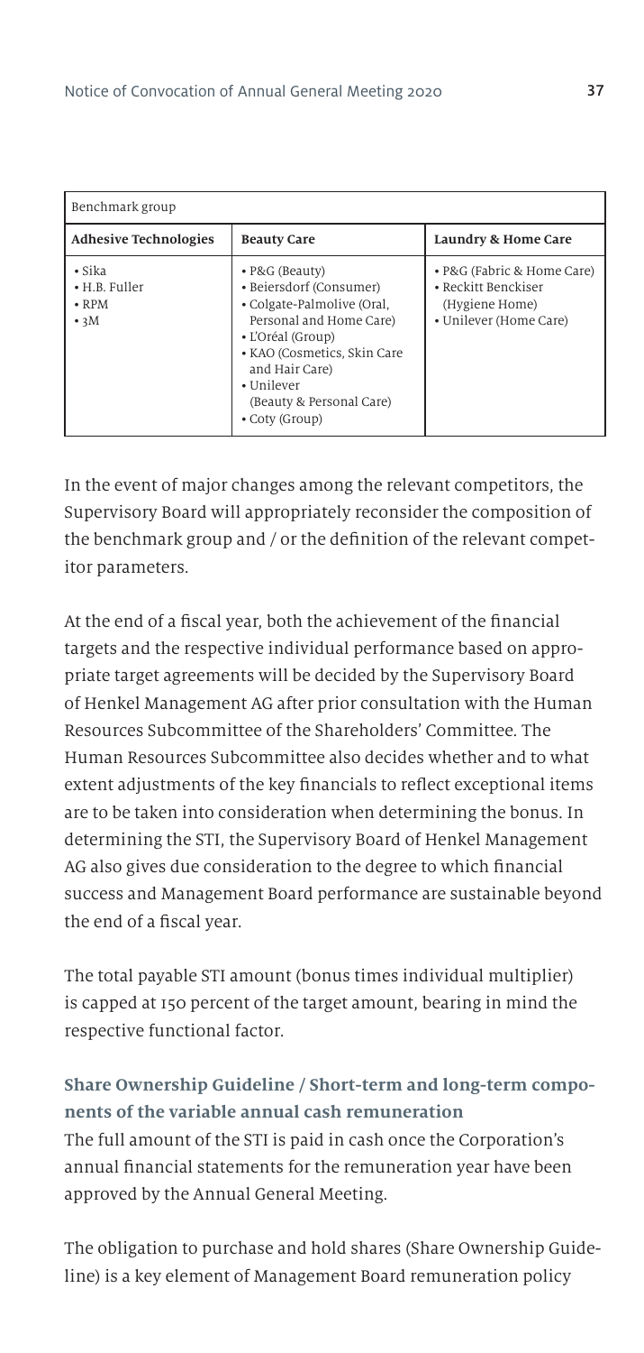| Benchmark group | | |
|---|---|---|
| **Adhesive Technologies** | **Beauty Care** | **Laundry & Home Care** |
| • Sika<br>• H.B. Fuller<br>• RPM<br>• 3M | • P&G (Beauty)<br>• Beiersdorf (Consumer)<br>• Colgate-Palmolive (Oral, Personal and Home Care)<br>• L'Oréal (Group)<br>• KAO (Cosmetics, Skin Care and Hair Care)<br>• Unilever (Beauty & Personal Care)<br>• Coty (Group) | • P&G (Fabric & Home Care)<br>• Reckitt Benckiser (Hygiene Home)<br>• Unilever (Home Care) |

In the event of major changes among the relevant competitors, the Supervisory Board will appropriately reconsider the composition of the benchmark group and / or the definition of the relevant competitor parameters.

At the end of a fiscal year, both the achievement of the financial targets and the respective individual performance based on appropriate target agreements will be decided by the Supervisory Board of Henkel Management AG after prior consultation with the Human Resources Subcommittee of the Shareholders' Committee. The Human Resources Subcommittee also decides whether and to what extent adjustments of the key financials to reflect exceptional items are to be taken into consideration when determining the bonus. In determining the STI, the Supervisory Board of Henkel Management AG also gives due consideration to the degree to which financial success and Management Board performance are sustainable beyond the end of a fiscal year.

The total payable STI amount (bonus times individual multiplier) is capped at 150 percent of the target amount, bearing in mind the respective functional factor.

### Share Ownership Guideline / Short-term and long-term components of the variable annual cash remuneration

The full amount of the STI is paid in cash once the Corporation's annual financial statements for the remuneration year have been approved by the Annual General Meeting.

The obligation to purchase and hold shares (Share Ownership Guideline) is a key element of Management Board remuneration policy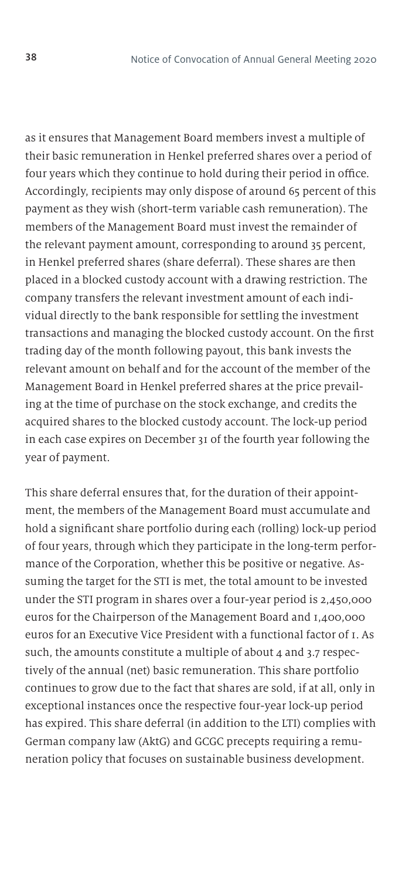as it ensures that Management Board members invest a multiple of their basic remuneration in Henkel preferred shares over a period of four years which they continue to hold during their period in office. Accordingly, recipients may only dispose of around 65 percent of this payment as they wish (short-term variable cash remuneration). The members of the Management Board must invest the remainder of the relevant payment amount, corresponding to around 35 percent, in Henkel preferred shares (share deferral). These shares are then placed in a blocked custody account with a drawing restriction. The company transfers the relevant investment amount of each individual directly to the bank responsible for settling the investment transactions and managing the blocked custody account. On the first trading day of the month following payout, this bank invests the relevant amount on behalf and for the account of the member of the Management Board in Henkel preferred shares at the price prevailing at the time of purchase on the stock exchange, and credits the acquired shares to the blocked custody account. The lock-up period in each case expires on December 31 of the fourth year following the year of payment.

This share deferral ensures that, for the duration of their appointment, the members of the Management Board must accumulate and hold a significant share portfolio during each (rolling) lock-up period of four years, through which they participate in the long-term performance of the Corporation, whether this be positive or negative. Assuming the target for the STI is met, the total amount to be invested under the STI program in shares over a four-year period is 2,450,000 euros for the Chairperson of the Management Board and 1,400,000 euros for an Executive Vice President with a functional factor of 1. As such, the amounts constitute a multiple of about 4 and 3.7 respectively of the annual (net) basic remuneration. This share portfolio continues to grow due to the fact that shares are sold, if at all, only in exceptional instances once the respective four-year lock-up period has expired. This share deferral (in addition to the LTI) complies with German company law (AktG) and GCGC precepts requiring a remuneration policy that focuses on sustainable business development.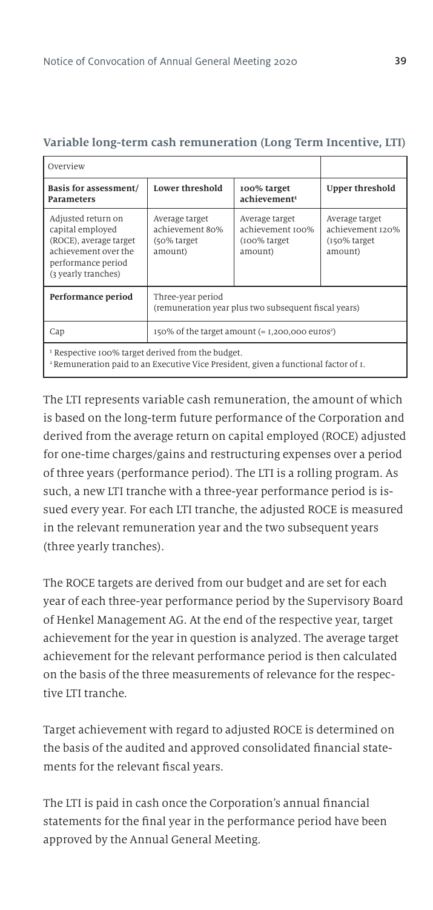## Variable long-term cash remuneration (Long Term Incentive, LTI)

| Overview | | | |
|---|---|---|---|
| **Basis for assessment/ Parameters** | **Lower threshold** | **100% target achievement[1]** | **Upper threshold** |
| Adjusted return on capital employed (ROCE), average target achievement over the performance period (3 yearly tranches) | Average target achievement 80% (50% target amount) | Average target achievement 100% (100% target amount) | Average target achievement 120% (150% target amount) |
| **Performance period** | Three-year period (remuneration year plus two subsequent fiscal years) | | |
| Cap | 150% of the target amount (= 1,200,000 euros[2]) | | |

[1] Respective 100% target derived from the budget.
[2] Remuneration paid to an Executive Vice President, given a functional factor of 1.

The LTI represents variable cash remuneration, the amount of which is based on the long-term future performance of the Corporation and derived from the average return on capital employed (ROCE) adjusted for one-time charges/gains and restructuring expenses over a period of three years (performance period). The LTI is a rolling program. As such, a new LTI tranche with a three-year performance period is issued every year. For each LTI tranche, the adjusted ROCE is measured in the relevant remuneration year and the two subsequent years (three yearly tranches).

The ROCE targets are derived from our budget and are set for each year of each three-year performance period by the Supervisory Board of Henkel Management AG. At the end of the respective year, target achievement for the year in question is analyzed. The average target achievement for the relevant performance period is then calculated on the basis of the three measurements of relevance for the respective LTI tranche.

Target achievement with regard to adjusted ROCE is determined on the basis of the audited and approved consolidated financial statements for the relevant fiscal years.

The LTI is paid in cash once the Corporation's annual financial statements for the final year in the performance period have been approved by the Annual General Meeting.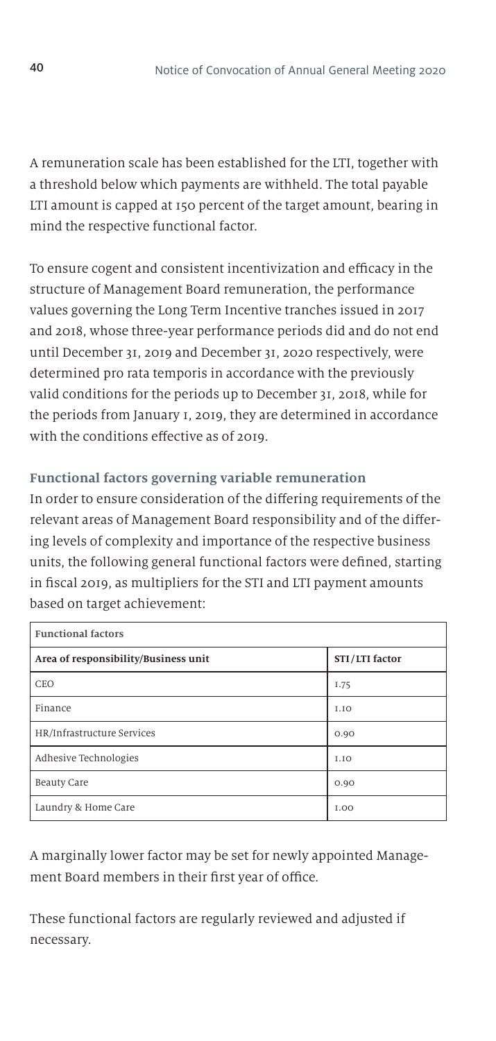A remuneration scale has been established for the LTI, together with a threshold below which payments are withheld. The total payable LTI amount is capped at 150 percent of the target amount, bearing in mind the respective functional factor.

To ensure cogent and consistent incentivization and efficacy in the structure of Management Board remuneration, the performance values governing the Long Term Incentive tranches issued in 2017 and 2018, whose three-year performance periods did and do not end until December 31, 2019 and December 31, 2020 respectively, were determined pro rata temporis in accordance with the previously valid conditions for the periods up to December 31, 2018, while for the periods from January 1, 2019, they are determined in accordance with the conditions effective as of 2019.

### Functional factors governing variable remuneration

In order to ensure consideration of the differing requirements of the relevant areas of Management Board responsibility and of the differing levels of complexity and importance of the respective business units, the following general functional factors were defined, starting in fiscal 2019, as multipliers for the STI and LTI payment amounts based on target achievement:

| Functional factors | |
|---|---|
| **Area of responsibility/Business unit** | **STI/LTI factor** |
| CEO | 1.75 |
| Finance | 1.10 |
| HR/Infrastructure Services | 0.90 |
| Adhesive Technologies | 1.10 |
| Beauty Care | 0.90 |
| Laundry & Home Care | 1.00 |

A marginally lower factor may be set for newly appointed Management Board members in their first year of office.

These functional factors are regularly reviewed and adjusted if necessary.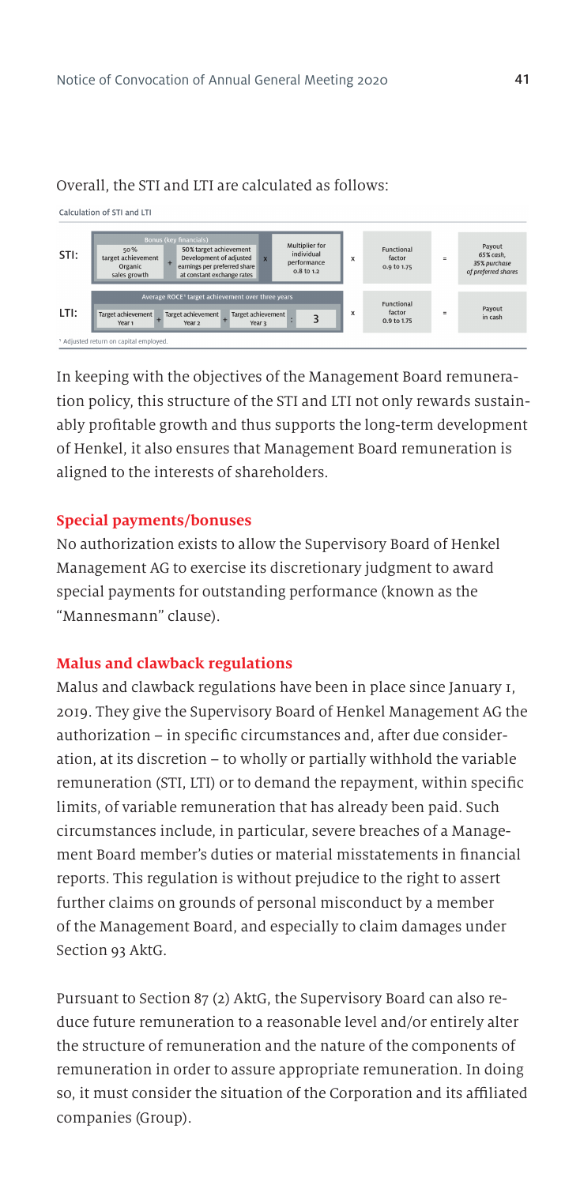Overall, the STI and LTI are calculated as follows:

Calculation of STI and LTI

| | | | | | | |
|---|---|---|---|---|---|---|
| STI: | Bonus (key financials): 50% target achievement Organic sales growth + 50% target achievement Development of adjusted earnings per preferred share at constant exchange rates | x Multiplier for individual performance 0.8 to 1.2 | x | Functional factor 0.9 to 1.75 | = | Payout 65% cash, 35% purchase of preferred shares |
| LTI: | Average ROCE[1] target achievement over three years: Target achievement Year 1 + Target achievement Year 2 + Target achievement Year 3 | : 3 | x | Functional factor 0.9 to 1.75 | = | Payout in cash |

[1] Adjusted return on capital employed.

In keeping with the objectives of the Management Board remuneration policy, this structure of the STI and LTI not only rewards sustainably profitable growth and thus supports the long-term development of Henkel, it also ensures that Management Board remuneration is aligned to the interests of shareholders.

### Special payments/bonuses

No authorization exists to allow the Supervisory Board of Henkel Management AG to exercise its discretionary judgment to award special payments for outstanding performance (known as the "Mannesmann" clause).

### Malus and clawback regulations

Malus and clawback regulations have been in place since January 1, 2019. They give the Supervisory Board of Henkel Management AG the authorization – in specific circumstances and, after due consideration, at its discretion – to wholly or partially withhold the variable remuneration (STI, LTI) or to demand the repayment, within specific limits, of variable remuneration that has already been paid. Such circumstances include, in particular, severe breaches of a Management Board member's duties or material misstatements in financial reports. This regulation is without prejudice to the right to assert further claims on grounds of personal misconduct by a member of the Management Board, and especially to claim damages under Section 93 AktG.

Pursuant to Section 87 (2) AktG, the Supervisory Board can also reduce future remuneration to a reasonable level and/or entirely alter the structure of remuneration and the nature of the components of remuneration in order to assure appropriate remuneration. In doing so, it must consider the situation of the Corporation and its affiliated companies (Group).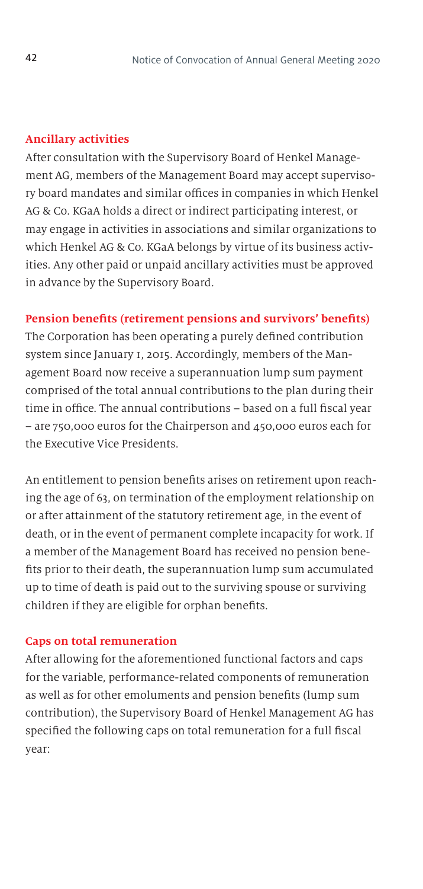### Ancillary activities

After consultation with the Supervisory Board of Henkel Management AG, members of the Management Board may accept supervisory board mandates and similar offices in companies in which Henkel AG & Co. KGaA holds a direct or indirect participating interest, or may engage in activities in associations and similar organizations to which Henkel AG & Co. KGaA belongs by virtue of its business activities. Any other paid or unpaid ancillary activities must be approved in advance by the Supervisory Board.

### Pension benefits (retirement pensions and survivors' benefits)

The Corporation has been operating a purely defined contribution system since January 1, 2015. Accordingly, members of the Management Board now receive a superannuation lump sum payment comprised of the total annual contributions to the plan during their time in office. The annual contributions – based on a full fiscal year – are 750,000 euros for the Chairperson and 450,000 euros each for the Executive Vice Presidents.

An entitlement to pension benefits arises on retirement upon reaching the age of 63, on termination of the employment relationship on or after attainment of the statutory retirement age, in the event of death, or in the event of permanent complete incapacity for work. If a member of the Management Board has received no pension benefits prior to their death, the superannuation lump sum accumulated up to time of death is paid out to the surviving spouse or surviving children if they are eligible for orphan benefits.

### Caps on total remuneration

After allowing for the aforementioned functional factors and caps for the variable, performance-related components of remuneration as well as for other emoluments and pension benefits (lump sum contribution), the Supervisory Board of Henkel Management AG has specified the following caps on total remuneration for a full fiscal year: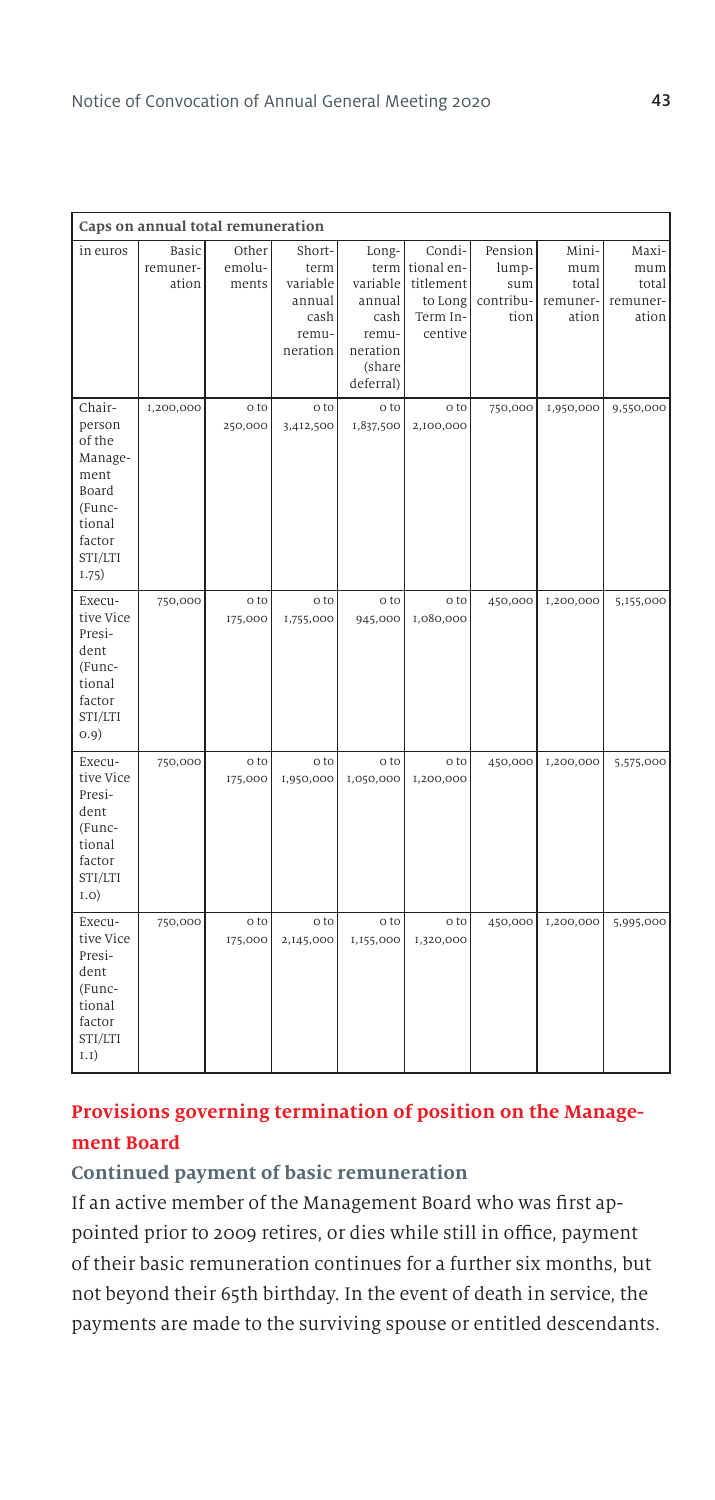| Caps on annual total remuneration | | | | | | | | |
|---|---|---|---|---|---|---|---|---|
| in euros | Basic remuneration | Other emoluments | Short-term variable annual cash remuneration | Long-term variable annual cash remuneration (share deferral) | Conditional entitlement to Long Term Incentive | Pension lump-sum contribution | Minimum total remuneration | Maximum total remuneration |
| Chairperson of the Management Board (Functional factor STI/LTI 1.75) | 1,200,000 | 0 to 250,000 | 0 to 3,412,500 | 0 to 1,837,500 | 0 to 2,100,000 | 750,000 | 1,950,000 | 9,550,000 |
| Executive Vice President (Functional factor STI/LTI 0.9) | 750,000 | 0 to 175,000 | 0 to 1,755,000 | 0 to 945,000 | 0 to 1,080,000 | 450,000 | 1,200,000 | 5,155,000 |
| Executive Vice President (Functional factor STI/LTI 1.0) | 750,000 | 0 to 175,000 | 0 to 1,950,000 | 0 to 1,050,000 | 0 to 1,200,000 | 450,000 | 1,200,000 | 5,575,000 |
| Executive Vice President (Functional factor STI/LTI 1.1) | 750,000 | 0 to 175,000 | 0 to 2,145,000 | 0 to 1,155,000 | 0 to 1,320,000 | 450,000 | 1,200,000 | 5,995,000 |

## Provisions governing termination of position on the Management Board

### Continued payment of basic remuneration

If an active member of the Management Board who was first appointed prior to 2009 retires, or dies while still in office, payment of their basic remuneration continues for a further six months, but not beyond their 65th birthday. In the event of death in service, the payments are made to the surviving spouse or entitled descendants.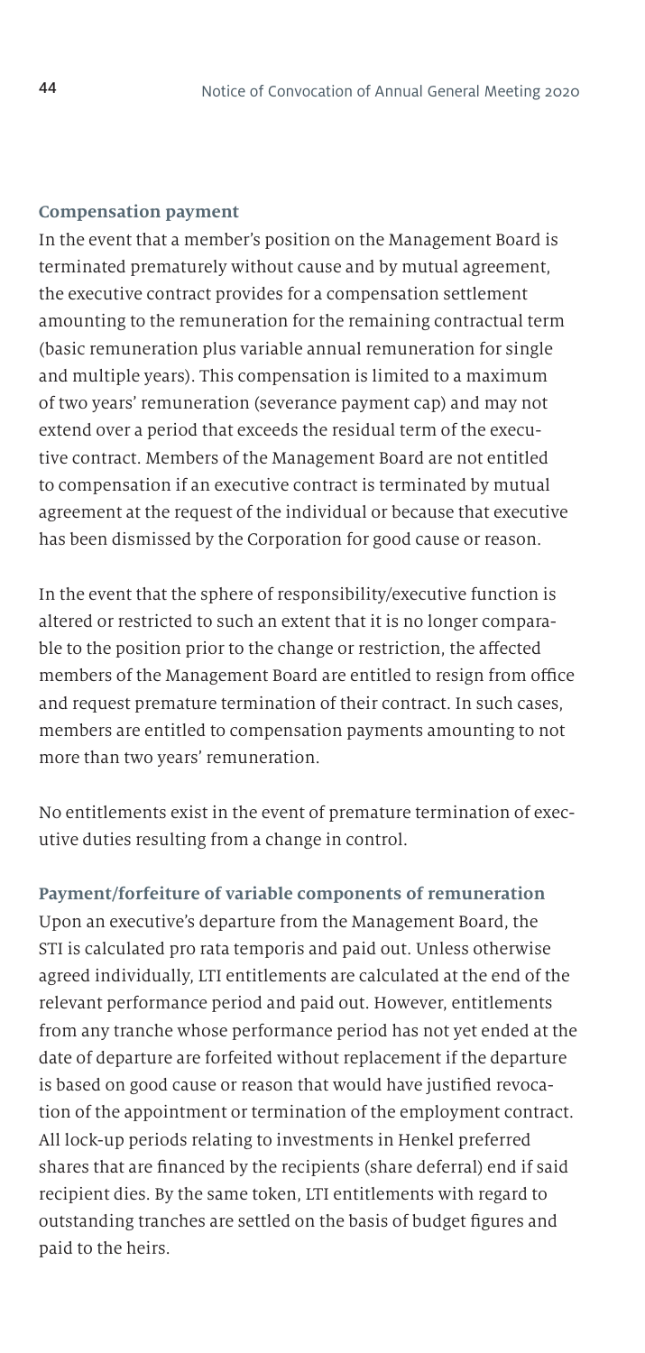### Compensation payment

In the event that a member's position on the Management Board is terminated prematurely without cause and by mutual agreement, the executive contract provides for a compensation settlement amounting to the remuneration for the remaining contractual term (basic remuneration plus variable annual remuneration for single and multiple years). This compensation is limited to a maximum of two years' remuneration (severance payment cap) and may not extend over a period that exceeds the residual term of the executive contract. Members of the Management Board are not entitled to compensation if an executive contract is terminated by mutual agreement at the request of the individual or because that executive has been dismissed by the Corporation for good cause or reason.

In the event that the sphere of responsibility/executive function is altered or restricted to such an extent that it is no longer comparable to the position prior to the change or restriction, the affected members of the Management Board are entitled to resign from office and request premature termination of their contract. In such cases, members are entitled to compensation payments amounting to not more than two years' remuneration.

No entitlements exist in the event of premature termination of executive duties resulting from a change in control.

### Payment/forfeiture of variable components of remuneration

Upon an executive's departure from the Management Board, the STI is calculated pro rata temporis and paid out. Unless otherwise agreed individually, LTI entitlements are calculated at the end of the relevant performance period and paid out. However, entitlements from any tranche whose performance period has not yet ended at the date of departure are forfeited without replacement if the departure is based on good cause or reason that would have justified revocation of the appointment or termination of the employment contract. All lock-up periods relating to investments in Henkel preferred shares that are financed by the recipients (share deferral) end if said recipient dies. By the same token, LTI entitlements with regard to outstanding tranches are settled on the basis of budget figures and paid to the heirs.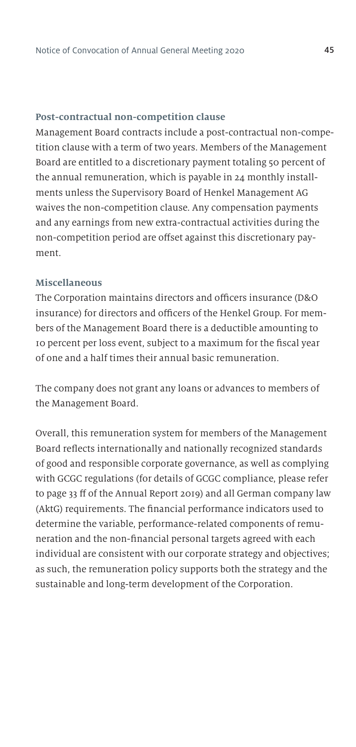### Post-contractual non-competition clause

Management Board contracts include a post-contractual non-competition clause with a term of two years. Members of the Management Board are entitled to a discretionary payment totaling 50 percent of the annual remuneration, which is payable in 24 monthly installments unless the Supervisory Board of Henkel Management AG waives the non-competition clause. Any compensation payments and any earnings from new extra-contractual activities during the non-competition period are offset against this discretionary payment.

### Miscellaneous

The Corporation maintains directors and officers insurance (D&O insurance) for directors and officers of the Henkel Group. For members of the Management Board there is a deductible amounting to 10 percent per loss event, subject to a maximum for the fiscal year of one and a half times their annual basic remuneration.

The company does not grant any loans or advances to members of the Management Board.

Overall, this remuneration system for members of the Management Board reflects internationally and nationally recognized standards of good and responsible corporate governance, as well as complying with GCGC regulations (for details of GCGC compliance, please refer to page 33 ff of the Annual Report 2019) and all German company law (AktG) requirements. The financial performance indicators used to determine the variable, performance-related components of remuneration and the non-financial personal targets agreed with each individual are consistent with our corporate strategy and objectives; as such, the remuneration policy supports both the strategy and the sustainable and long-term development of the Corporation.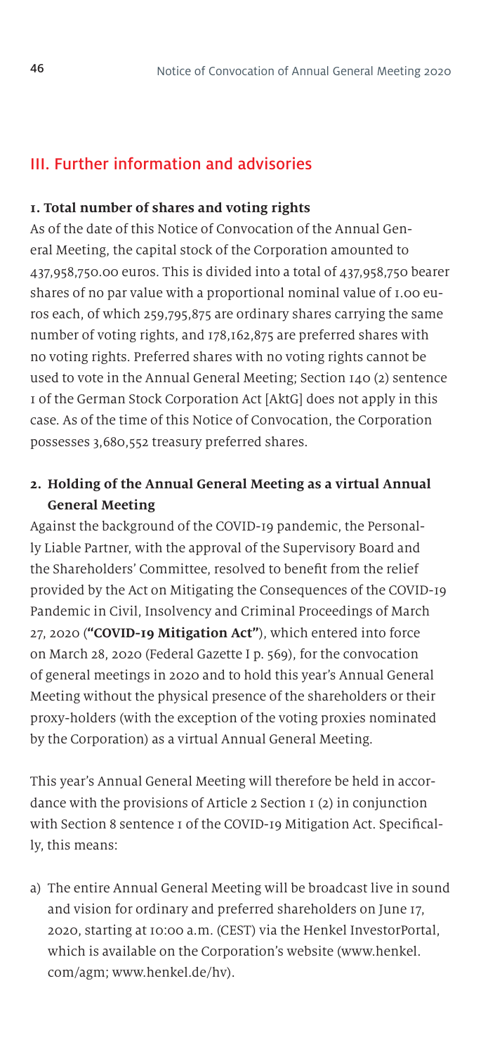## III. Further information and advisories

### 1. Total number of shares and voting rights

As of the date of this Notice of Convocation of the Annual General Meeting, the capital stock of the Corporation amounted to 437,958,750.00 euros. This is divided into a total of 437,958,750 bearer shares of no par value with a proportional nominal value of 1.00 euros each, of which 259,795,875 are ordinary shares carrying the same number of voting rights, and 178,162,875 are preferred shares with no voting rights. Preferred shares with no voting rights cannot be used to vote in the Annual General Meeting; Section 140 (2) sentence 1 of the German Stock Corporation Act [AktG] does not apply in this case. As of the time of this Notice of Convocation, the Corporation possesses 3,680,552 treasury preferred shares.

### 2. Holding of the Annual General Meeting as a virtual Annual General Meeting

Against the background of the COVID-19 pandemic, the Personally Liable Partner, with the approval of the Supervisory Board and the Shareholders' Committee, resolved to benefit from the relief provided by the Act on Mitigating the Consequences of the COVID-19 Pandemic in Civil, Insolvency and Criminal Proceedings of March 27, 2020 (**"COVID-19 Mitigation Act"**), which entered into force on March 28, 2020 (Federal Gazette I p. 569), for the convocation of general meetings in 2020 and to hold this year's Annual General Meeting without the physical presence of the shareholders or their proxy-holders (with the exception of the voting proxies nominated by the Corporation) as a virtual Annual General Meeting.

This year's Annual General Meeting will therefore be held in accordance with the provisions of Article 2 Section 1 (2) in conjunction with Section 8 sentence 1 of the COVID-19 Mitigation Act. Specifically, this means:

a) The entire Annual General Meeting will be broadcast live in sound and vision for ordinary and preferred shareholders on June 17, 2020, starting at 10:00 a.m. (CEST) via the Henkel InvestorPortal, which is available on the Corporation's website (www.henkel.com/agm; www.henkel.de/hv).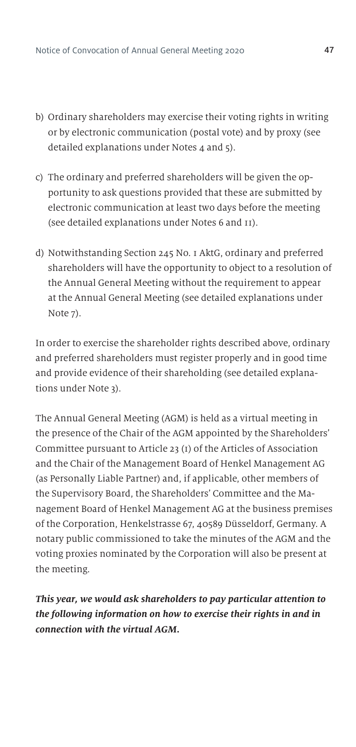b) Ordinary shareholders may exercise their voting rights in writing or by electronic communication (postal vote) and by proxy (see detailed explanations under Notes 4 and 5).

c) The ordinary and preferred shareholders will be given the opportunity to ask questions provided that these are submitted by electronic communication at least two days before the meeting (see detailed explanations under Notes 6 and 11).

d) Notwithstanding Section 245 No. 1 AktG, ordinary and preferred shareholders will have the opportunity to object to a resolution of the Annual General Meeting without the requirement to appear at the Annual General Meeting (see detailed explanations under Note 7).

In order to exercise the shareholder rights described above, ordinary and preferred shareholders must register properly and in good time and provide evidence of their shareholding (see detailed explanations under Note 3).

The Annual General Meeting (AGM) is held as a virtual meeting in the presence of the Chair of the AGM appointed by the Shareholders' Committee pursuant to Article 23 (1) of the Articles of Association and the Chair of the Management Board of Henkel Management AG (as Personally Liable Partner) and, if applicable, other members of the Supervisory Board, the Shareholders' Committee and the Management Board of Henkel Management AG at the business premises of the Corporation, Henkelstrasse 67, 40589 Düsseldorf, Germany. A notary public commissioned to take the minutes of the AGM and the voting proxies nominated by the Corporation will also be present at the meeting.

***This year, we would ask shareholders to pay particular attention to the following information on how to exercise their rights in and in connection with the virtual AGM.***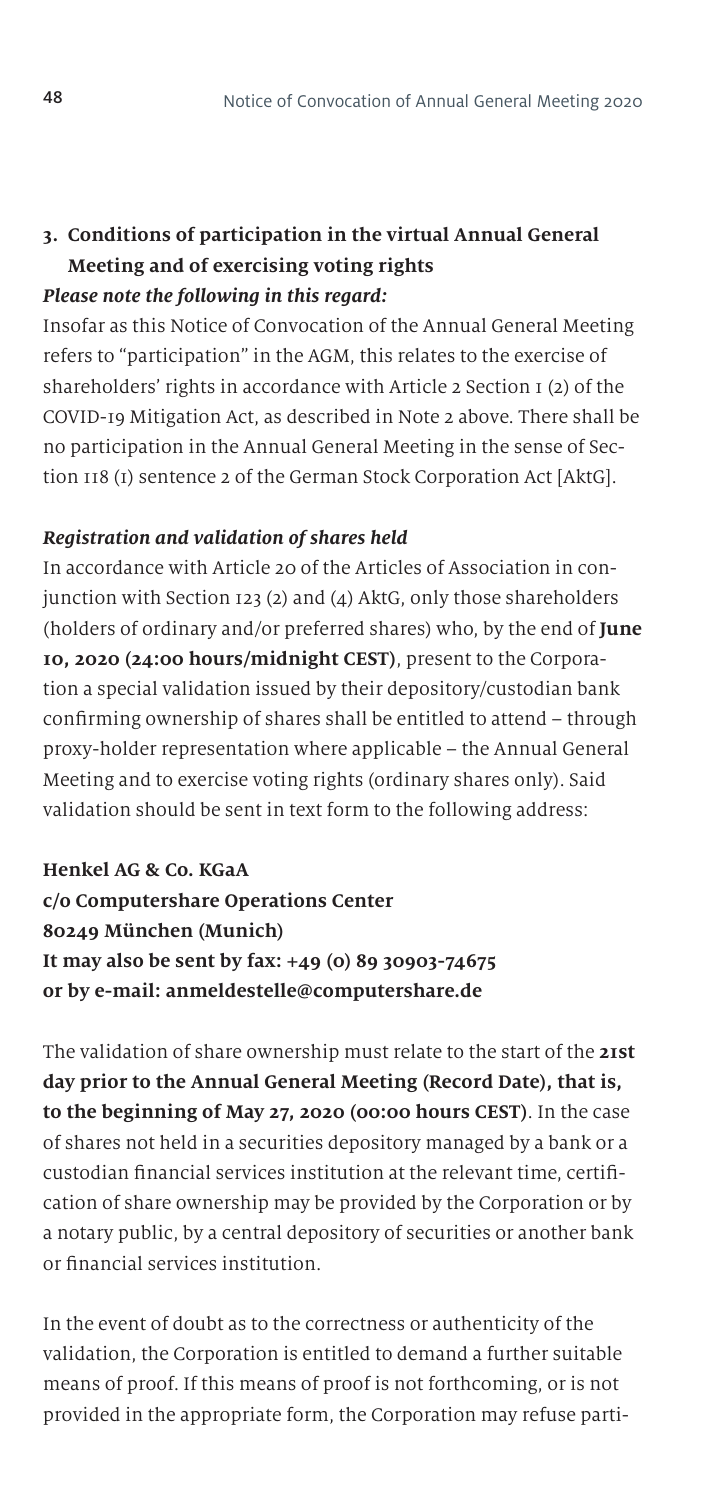## 3. Conditions of participation in the virtual Annual General Meeting and of exercising voting rights

***Please note the following in this regard:***

Insofar as this Notice of Convocation of the Annual General Meeting refers to "participation" in the AGM, this relates to the exercise of shareholders' rights in accordance with Article 2 Section 1 (2) of the COVID-19 Mitigation Act, as described in Note 2 above. There shall be no participation in the Annual General Meeting in the sense of Section 118 (1) sentence 2 of the German Stock Corporation Act [AktG].

***Registration and validation of shares held***

In accordance with Article 20 of the Articles of Association in conjunction with Section 123 (2) and (4) AktG, only those shareholders (holders of ordinary and/or preferred shares) who, by the end of **June 10, 2020 (24:00 hours/midnight CEST)**, present to the Corporation a special validation issued by their depository/custodian bank confirming ownership of shares shall be entitled to attend – through proxy-holder representation where applicable – the Annual General Meeting and to exercise voting rights (ordinary shares only). Said validation should be sent in text form to the following address:

**Henkel AG & Co. KGaA**
**c/o Computershare Operations Center**
**80249 München (Munich)**
**It may also be sent by fax: +49 (0) 89 30903-74675**
**or by e-mail: anmeldestelle@computershare.de**

The validation of share ownership must relate to the start of the **21st day prior to the Annual General Meeting (Record Date), that is, to the beginning of May 27, 2020 (00:00 hours CEST)**. In the case of shares not held in a securities depository managed by a bank or a custodian financial services institution at the relevant time, certification of share ownership may be provided by the Corporation or by a notary public, by a central depository of securities or another bank or financial services institution.

In the event of doubt as to the correctness or authenticity of the validation, the Corporation is entitled to demand a further suitable means of proof. If this means of proof is not forthcoming, or is not provided in the appropriate form, the Corporation may refuse parti-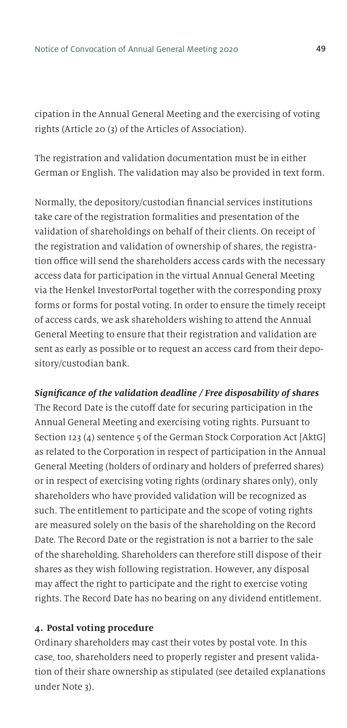cipation in the Annual General Meeting and the exercising of voting rights (Article 20 (3) of the Articles of Association).

The registration and validation documentation must be in either German or English. The validation may also be provided in text form.

Normally, the depository/custodian financial services institutions take care of the registration formalities and presentation of the validation of shareholdings on behalf of their clients. On receipt of the registration and validation of ownership of shares, the registration office will send the shareholders access cards with the necessary access data for participation in the virtual Annual General Meeting via the Henkel InvestorPortal together with the corresponding proxy forms or forms for postal voting. In order to ensure the timely receipt of access cards, we ask shareholders wishing to attend the Annual General Meeting to ensure that their registration and validation are sent as early as possible or to request an access card from their depository/custodian bank.

***Significance of the validation deadline / Free disposability of shares***

The Record Date is the cutoff date for securing participation in the Annual General Meeting and exercising voting rights. Pursuant to Section 123 (4) sentence 5 of the German Stock Corporation Act [AktG] as related to the Corporation in respect of participation in the Annual General Meeting (holders of ordinary and holders of preferred shares) or in respect of exercising voting rights (ordinary shares only), only shareholders who have provided validation will be recognized as such. The entitlement to participate and the scope of voting rights are measured solely on the basis of the shareholding on the Record Date. The Record Date or the registration is not a barrier to the sale of the shareholding. Shareholders can therefore still dispose of their shares as they wish following registration. However, any disposal may affect the right to participate and the right to exercise voting rights. The Record Date has no bearing on any dividend entitlement.

#### 4. Postal voting procedure

Ordinary shareholders may cast their votes by postal vote. In this case, too, shareholders need to properly register and present validation of their share ownership as stipulated (see detailed explanations under Note 3).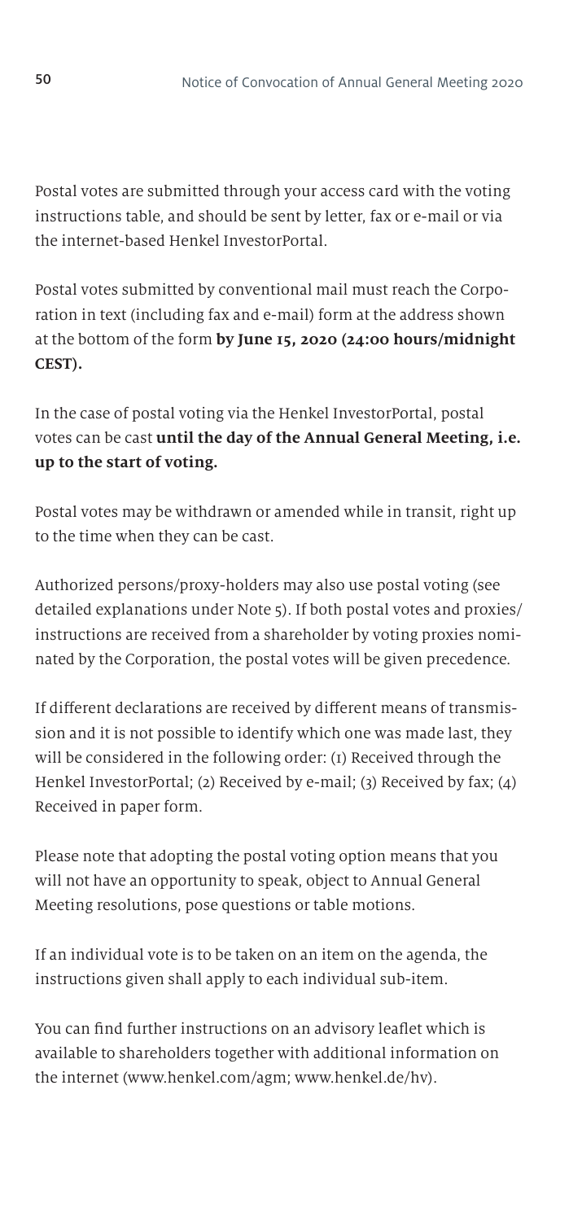Postal votes are submitted through your access card with the voting instructions table, and should be sent by letter, fax or e-mail or via the internet-based Henkel InvestorPortal.

Postal votes submitted by conventional mail must reach the Corporation in text (including fax and e-mail) form at the address shown at the bottom of the form **by June 15, 2020 (24:00 hours/midnight CEST).**

In the case of postal voting via the Henkel InvestorPortal, postal votes can be cast **until the day of the Annual General Meeting, i.e. up to the start of voting.**

Postal votes may be withdrawn or amended while in transit, right up to the time when they can be cast.

Authorized persons/proxy-holders may also use postal voting (see detailed explanations under Note 5). If both postal votes and proxies/instructions are received from a shareholder by voting proxies nominated by the Corporation, the postal votes will be given precedence.

If different declarations are received by different means of transmission and it is not possible to identify which one was made last, they will be considered in the following order: (1) Received through the Henkel InvestorPortal; (2) Received by e-mail; (3) Received by fax; (4) Received in paper form.

Please note that adopting the postal voting option means that you will not have an opportunity to speak, object to Annual General Meeting resolutions, pose questions or table motions.

If an individual vote is to be taken on an item on the agenda, the instructions given shall apply to each individual sub-item.

You can find further instructions on an advisory leaflet which is available to shareholders together with additional information on the internet (www.henkel.com/agm; www.henkel.de/hv).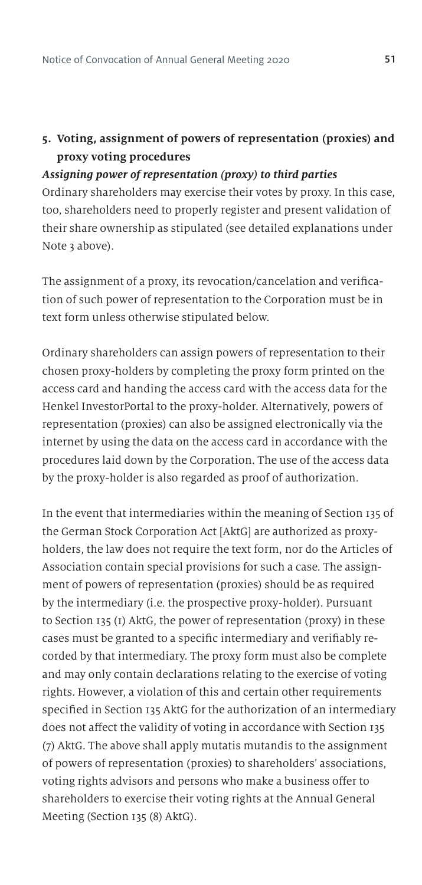## 5. Voting, assignment of powers of representation (proxies) and proxy voting procedures

***Assigning power of representation (proxy) to third parties***

Ordinary shareholders may exercise their votes by proxy. In this case, too, shareholders need to properly register and present validation of their share ownership as stipulated (see detailed explanations under Note 3 above).

The assignment of a proxy, its revocation/cancelation and verification of such power of representation to the Corporation must be in text form unless otherwise stipulated below.

Ordinary shareholders can assign powers of representation to their chosen proxy-holders by completing the proxy form printed on the access card and handing the access card with the access data for the Henkel InvestorPortal to the proxy-holder. Alternatively, powers of representation (proxies) can also be assigned electronically via the internet by using the data on the access card in accordance with the procedures laid down by the Corporation. The use of the access data by the proxy-holder is also regarded as proof of authorization.

In the event that intermediaries within the meaning of Section 135 of the German Stock Corporation Act [AktG] are authorized as proxy-holders, the law does not require the text form, nor do the Articles of Association contain special provisions for such a case. The assignment of powers of representation (proxies) should be as required by the intermediary (i.e. the prospective proxy-holder). Pursuant to Section 135 (1) AktG, the power of representation (proxy) in these cases must be granted to a specific intermediary and verifiably recorded by that intermediary. The proxy form must also be complete and may only contain declarations relating to the exercise of voting rights. However, a violation of this and certain other requirements specified in Section 135 AktG for the authorization of an intermediary does not affect the validity of voting in accordance with Section 135 (7) AktG. The above shall apply mutatis mutandis to the assignment of powers of representation (proxies) to shareholders' associations, voting rights advisors and persons who make a business offer to shareholders to exercise their voting rights at the Annual General Meeting (Section 135 (8) AktG).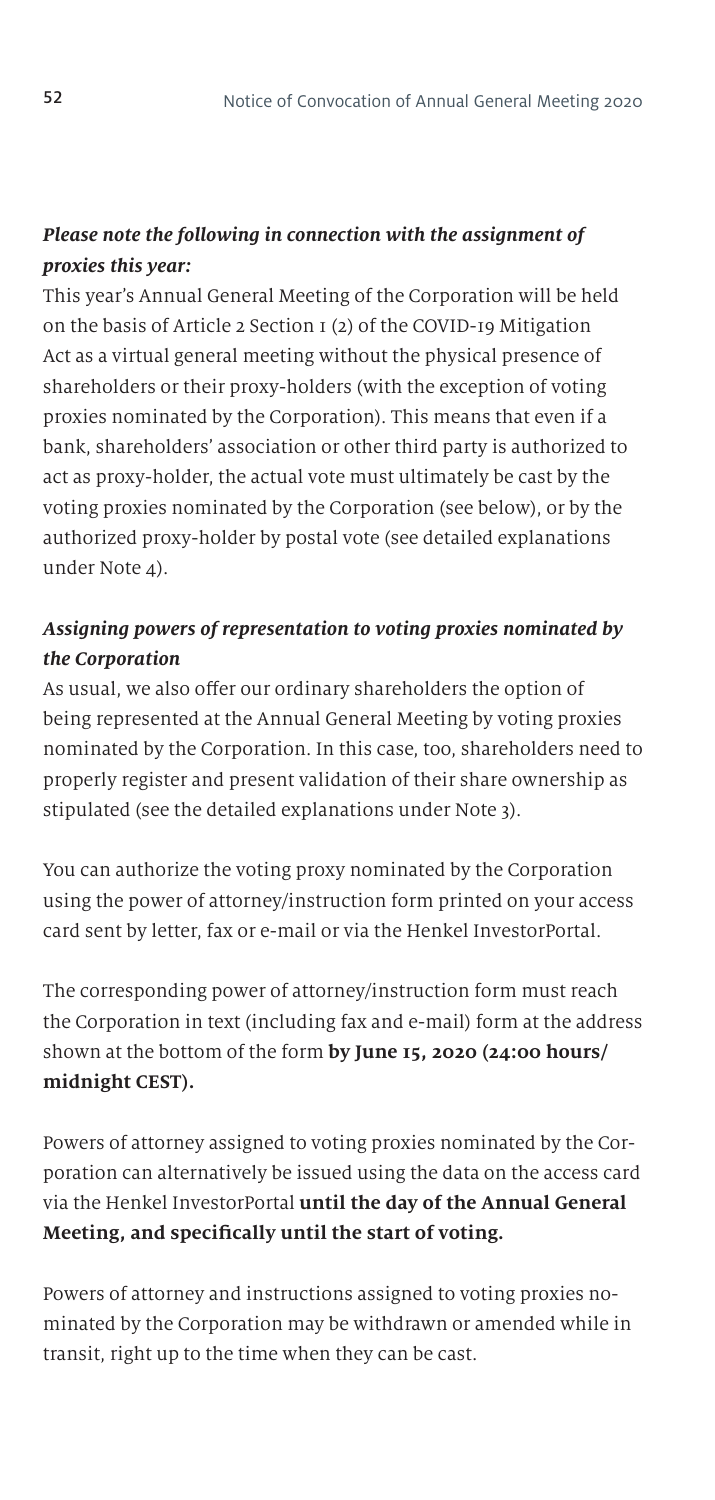***Please note the following in connection with the assignment of proxies this year:***

This year's Annual General Meeting of the Corporation will be held on the basis of Article 2 Section 1 (2) of the COVID-19 Mitigation Act as a virtual general meeting without the physical presence of shareholders or their proxy-holders (with the exception of voting proxies nominated by the Corporation). This means that even if a bank, shareholders' association or other third party is authorized to act as proxy-holder, the actual vote must ultimately be cast by the voting proxies nominated by the Corporation (see below), or by the authorized proxy-holder by postal vote (see detailed explanations under Note 4).

***Assigning powers of representation to voting proxies nominated by the Corporation***

As usual, we also offer our ordinary shareholders the option of being represented at the Annual General Meeting by voting proxies nominated by the Corporation. In this case, too, shareholders need to properly register and present validation of their share ownership as stipulated (see the detailed explanations under Note 3).

You can authorize the voting proxy nominated by the Corporation using the power of attorney/instruction form printed on your access card sent by letter, fax or e-mail or via the Henkel InvestorPortal.

The corresponding power of attorney/instruction form must reach the Corporation in text (including fax and e-mail) form at the address shown at the bottom of the form **by June 15, 2020 (24:00 hours/ midnight CEST).**

Powers of attorney assigned to voting proxies nominated by the Corporation can alternatively be issued using the data on the access card via the Henkel InvestorPortal **until the day of the Annual General Meeting, and specifically until the start of voting.**

Powers of attorney and instructions assigned to voting proxies nominated by the Corporation may be withdrawn or amended while in transit, right up to the time when they can be cast.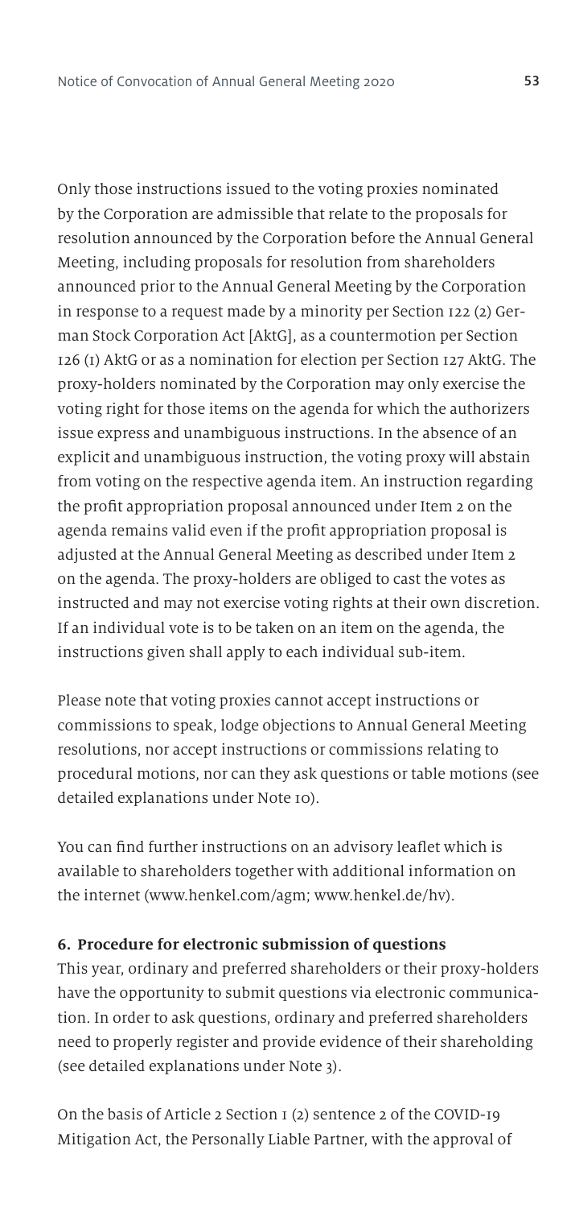Only those instructions issued to the voting proxies nominated by the Corporation are admissible that relate to the proposals for resolution announced by the Corporation before the Annual General Meeting, including proposals for resolution from shareholders announced prior to the Annual General Meeting by the Corporation in response to a request made by a minority per Section 122 (2) German Stock Corporation Act [AktG], as a countermotion per Section 126 (1) AktG or as a nomination for election per Section 127 AktG. The proxy-holders nominated by the Corporation may only exercise the voting right for those items on the agenda for which the authorizers issue express and unambiguous instructions. In the absence of an explicit and unambiguous instruction, the voting proxy will abstain from voting on the respective agenda item. An instruction regarding the profit appropriation proposal announced under Item 2 on the agenda remains valid even if the profit appropriation proposal is adjusted at the Annual General Meeting as described under Item 2 on the agenda. The proxy-holders are obliged to cast the votes as instructed and may not exercise voting rights at their own discretion. If an individual vote is to be taken on an item on the agenda, the instructions given shall apply to each individual sub-item.

Please note that voting proxies cannot accept instructions or commissions to speak, lodge objections to Annual General Meeting resolutions, nor accept instructions or commissions relating to procedural motions, nor can they ask questions or table motions (see detailed explanations under Note 10).

You can find further instructions on an advisory leaflet which is available to shareholders together with additional information on the internet (www.henkel.com/agm; www.henkel.de/hv).

**6. Procedure for electronic submission of questions**

This year, ordinary and preferred shareholders or their proxy-holders have the opportunity to submit questions via electronic communication. In order to ask questions, ordinary and preferred shareholders need to properly register and provide evidence of their shareholding (see detailed explanations under Note 3).

On the basis of Article 2 Section 1 (2) sentence 2 of the COVID-19 Mitigation Act, the Personally Liable Partner, with the approval of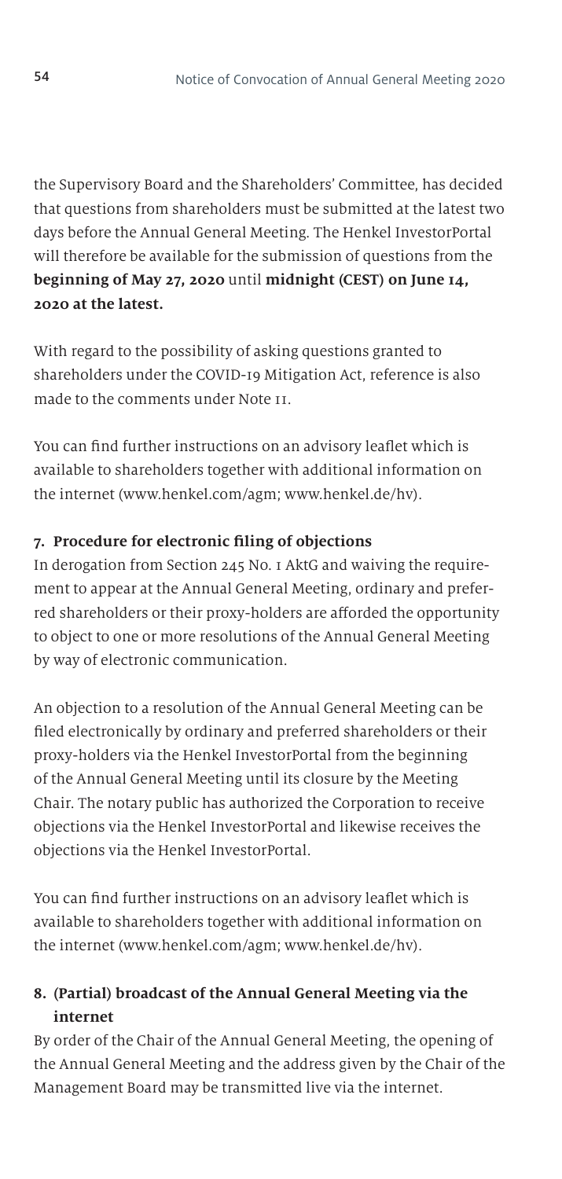the Supervisory Board and the Shareholders' Committee, has decided that questions from shareholders must be submitted at the latest two days before the Annual General Meeting. The Henkel InvestorPortal will therefore be available for the submission of questions from the **beginning of May 27, 2020** until **midnight (CEST) on June 14, 2020 at the latest.**

With regard to the possibility of asking questions granted to shareholders under the COVID-19 Mitigation Act, reference is also made to the comments under Note 11.

You can find further instructions on an advisory leaflet which is available to shareholders together with additional information on the internet (www.henkel.com/agm; www.henkel.de/hv).

### 7. Procedure for electronic filing of objections

In derogation from Section 245 No. 1 AktG and waiving the requirement to appear at the Annual General Meeting, ordinary and preferred shareholders or their proxy-holders are afforded the opportunity to object to one or more resolutions of the Annual General Meeting by way of electronic communication.

An objection to a resolution of the Annual General Meeting can be filed electronically by ordinary and preferred shareholders or their proxy-holders via the Henkel InvestorPortal from the beginning of the Annual General Meeting until its closure by the Meeting Chair. The notary public has authorized the Corporation to receive objections via the Henkel InvestorPortal and likewise receives the objections via the Henkel InvestorPortal.

You can find further instructions on an advisory leaflet which is available to shareholders together with additional information on the internet (www.henkel.com/agm; www.henkel.de/hv).

### 8. (Partial) broadcast of the Annual General Meeting via the internet

By order of the Chair of the Annual General Meeting, the opening of the Annual General Meeting and the address given by the Chair of the Management Board may be transmitted live via the internet.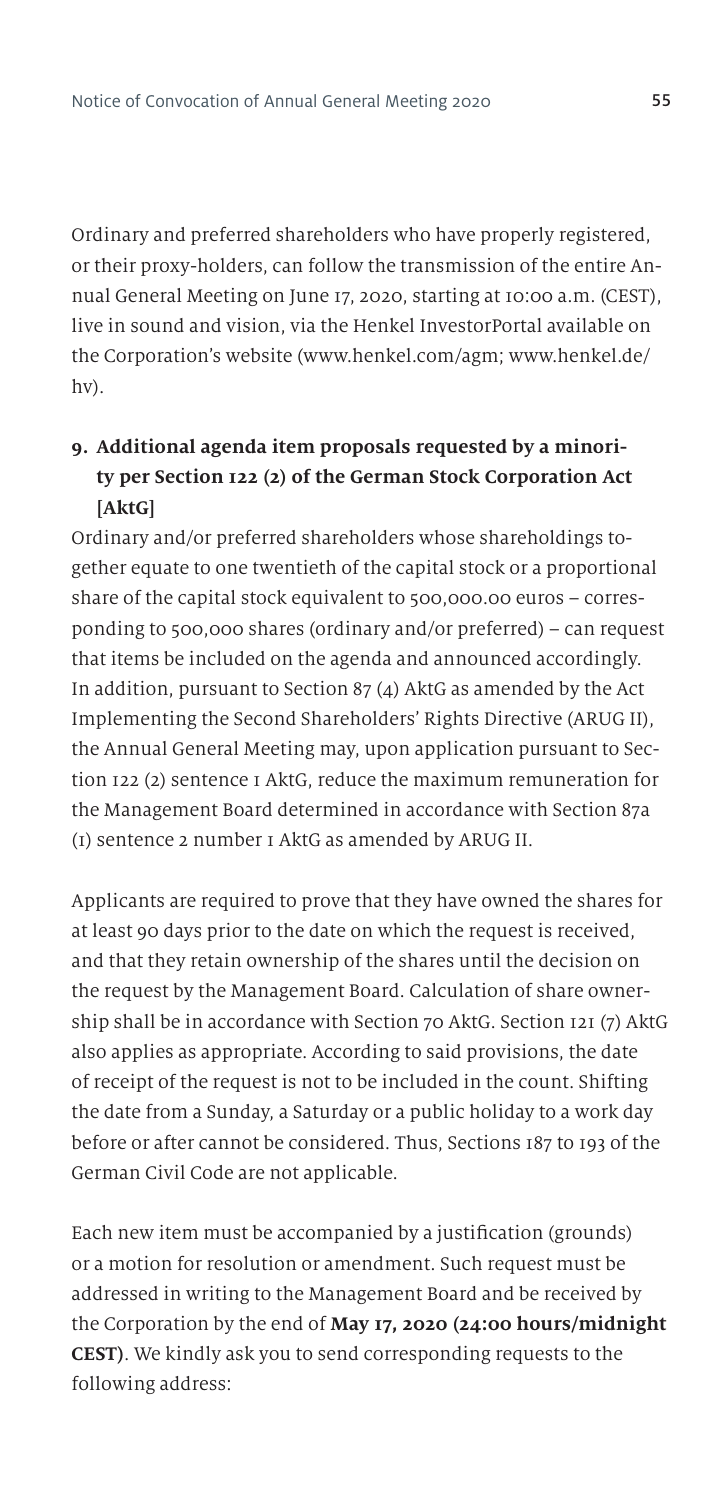Ordinary and preferred shareholders who have properly registered, or their proxy-holders, can follow the transmission of the entire Annual General Meeting on June 17, 2020, starting at 10:00 a.m. (CEST), live in sound and vision, via the Henkel InvestorPortal available on the Corporation's website (www.henkel.com/agm; www.henkel.de/hv).

## 9. Additional agenda item proposals requested by a minority per Section 122 (2) of the German Stock Corporation Act [AktG]

Ordinary and/or preferred shareholders whose shareholdings together equate to one twentieth of the capital stock or a proportional share of the capital stock equivalent to 500,000.00 euros – corresponding to 500,000 shares (ordinary and/or preferred) – can request that items be included on the agenda and announced accordingly. In addition, pursuant to Section 87 (4) AktG as amended by the Act Implementing the Second Shareholders' Rights Directive (ARUG II), the Annual General Meeting may, upon application pursuant to Section 122 (2) sentence 1 AktG, reduce the maximum remuneration for the Management Board determined in accordance with Section 87a (1) sentence 2 number 1 AktG as amended by ARUG II.

Applicants are required to prove that they have owned the shares for at least 90 days prior to the date on which the request is received, and that they retain ownership of the shares until the decision on the request by the Management Board. Calculation of share ownership shall be in accordance with Section 70 AktG. Section 121 (7) AktG also applies as appropriate. According to said provisions, the date of receipt of the request is not to be included in the count. Shifting the date from a Sunday, a Saturday or a public holiday to a work day before or after cannot be considered. Thus, Sections 187 to 193 of the German Civil Code are not applicable.

Each new item must be accompanied by a justification (grounds) or a motion for resolution or amendment. Such request must be addressed in writing to the Management Board and be received by the Corporation by the end of **May 17, 2020 (24:00 hours/midnight CEST)**. We kindly ask you to send corresponding requests to the following address: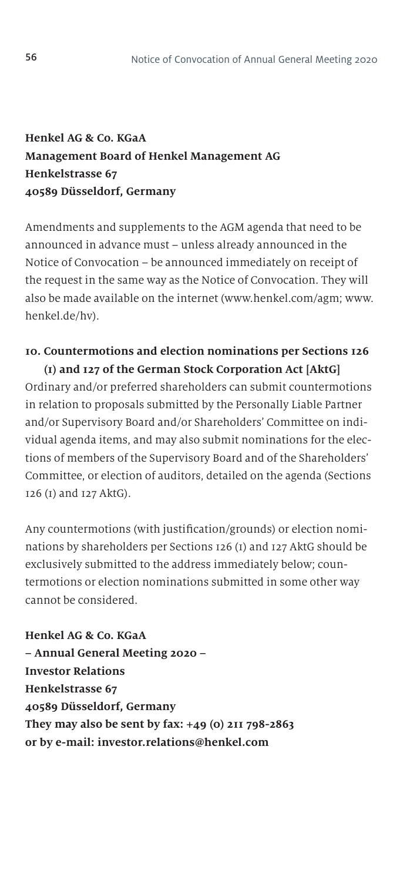**Henkel AG & Co. KGaA**
**Management Board of Henkel Management AG**
**Henkelstrasse 67**
**40589 Düsseldorf, Germany**

Amendments and supplements to the AGM agenda that need to be announced in advance must – unless already announced in the Notice of Convocation – be announced immediately on receipt of the request in the same way as the Notice of Convocation. They will also be made available on the internet (www.henkel.com/agm; www.henkel.de/hv).

### 10. Countermotions and election nominations per Sections 126 (1) and 127 of the German Stock Corporation Act [AktG]

Ordinary and/or preferred shareholders can submit countermotions in relation to proposals submitted by the Personally Liable Partner and/or Supervisory Board and/or Shareholders' Committee on individual agenda items, and may also submit nominations for the elections of members of the Supervisory Board and of the Shareholders' Committee, or election of auditors, detailed on the agenda (Sections 126 (1) and 127 AktG).

Any countermotions (with justification/grounds) or election nominations by shareholders per Sections 126 (1) and 127 AktG should be exclusively submitted to the address immediately below; countermotions or election nominations submitted in some other way cannot be considered.

**Henkel AG & Co. KGaA**
**– Annual General Meeting 2020 –**
**Investor Relations**
**Henkelstrasse 67**
**40589 Düsseldorf, Germany**
**They may also be sent by fax: +49 (0) 211 798-2863**
**or by e-mail: investor.relations@henkel.com**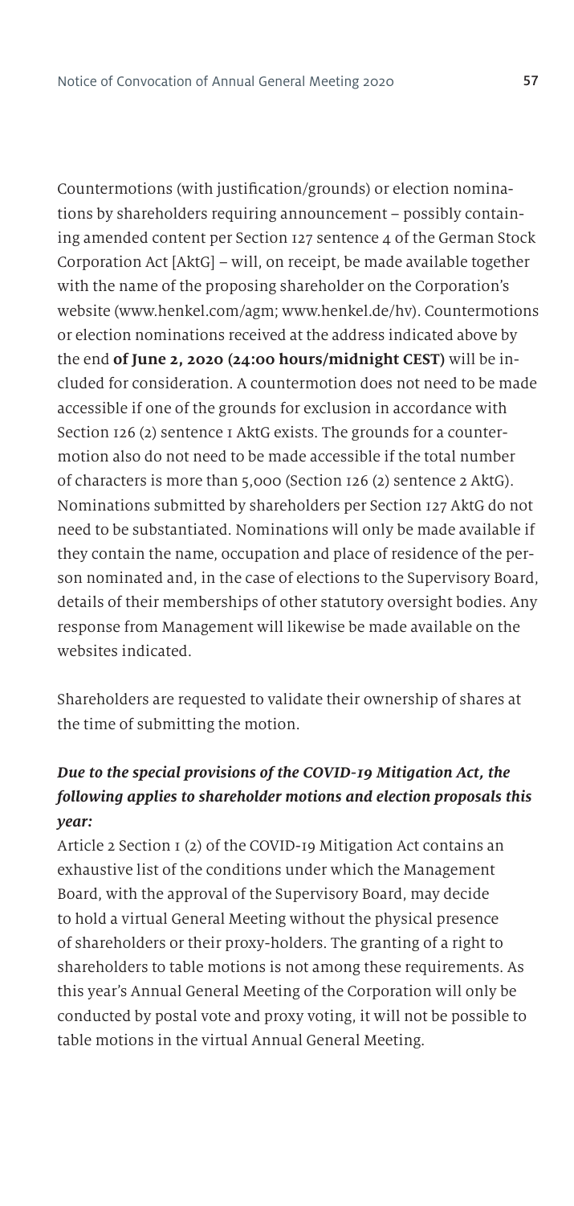Countermotions (with justification/grounds) or election nominations by shareholders requiring announcement – possibly containing amended content per Section 127 sentence 4 of the German Stock Corporation Act [AktG] – will, on receipt, be made available together with the name of the proposing shareholder on the Corporation's website (www.henkel.com/agm; www.henkel.de/hv). Countermotions or election nominations received at the address indicated above by the end **of June 2, 2020 (24:00 hours/midnight CEST)** will be included for consideration. A countermotion does not need to be made accessible if one of the grounds for exclusion in accordance with Section 126 (2) sentence 1 AktG exists. The grounds for a countermotion also do not need to be made accessible if the total number of characters is more than 5,000 (Section 126 (2) sentence 2 AktG). Nominations submitted by shareholders per Section 127 AktG do not need to be substantiated. Nominations will only be made available if they contain the name, occupation and place of residence of the person nominated and, in the case of elections to the Supervisory Board, details of their memberships of other statutory oversight bodies. Any response from Management will likewise be made available on the websites indicated.

Shareholders are requested to validate their ownership of shares at the time of submitting the motion.

***Due to the special provisions of the COVID-19 Mitigation Act, the following applies to shareholder motions and election proposals this year:***

Article 2 Section 1 (2) of the COVID-19 Mitigation Act contains an exhaustive list of the conditions under which the Management Board, with the approval of the Supervisory Board, may decide to hold a virtual General Meeting without the physical presence of shareholders or their proxy-holders. The granting of a right to shareholders to table motions is not among these requirements. As this year's Annual General Meeting of the Corporation will only be conducted by postal vote and proxy voting, it will not be possible to table motions in the virtual Annual General Meeting.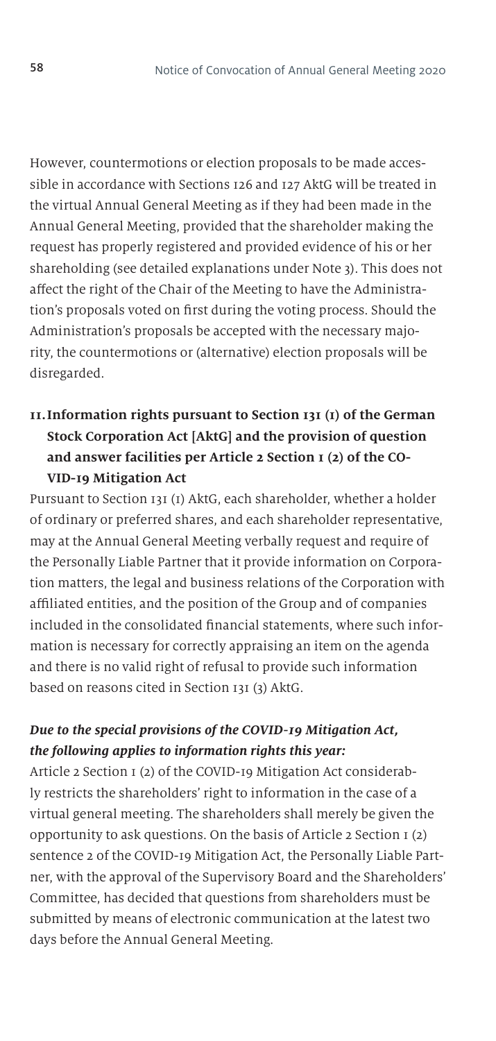However, countermotions or election proposals to be made accessible in accordance with Sections 126 and 127 AktG will be treated in the virtual Annual General Meeting as if they had been made in the Annual General Meeting, provided that the shareholder making the request has properly registered and provided evidence of his or her shareholding (see detailed explanations under Note 3). This does not affect the right of the Chair of the Meeting to have the Administration's proposals voted on first during the voting process. Should the Administration's proposals be accepted with the necessary majority, the countermotions or (alternative) election proposals will be disregarded.

## 11. Information rights pursuant to Section 131 (1) of the German Stock Corporation Act [AktG] and the provision of question and answer facilities per Article 2 Section 1 (2) of the COVID-19 Mitigation Act

Pursuant to Section 131 (1) AktG, each shareholder, whether a holder of ordinary or preferred shares, and each shareholder representative, may at the Annual General Meeting verbally request and require of the Personally Liable Partner that it provide information on Corporation matters, the legal and business relations of the Corporation with affiliated entities, and the position of the Group and of companies included in the consolidated financial statements, where such information is necessary for correctly appraising an item on the agenda and there is no valid right of refusal to provide such information based on reasons cited in Section 131 (3) AktG.

***Due to the special provisions of the COVID-19 Mitigation Act, the following applies to information rights this year:***

Article 2 Section 1 (2) of the COVID-19 Mitigation Act considerably restricts the shareholders' right to information in the case of a virtual general meeting. The shareholders shall merely be given the opportunity to ask questions. On the basis of Article 2 Section 1 (2) sentence 2 of the COVID-19 Mitigation Act, the Personally Liable Partner, with the approval of the Supervisory Board and the Shareholders' Committee, has decided that questions from shareholders must be submitted by means of electronic communication at the latest two days before the Annual General Meeting.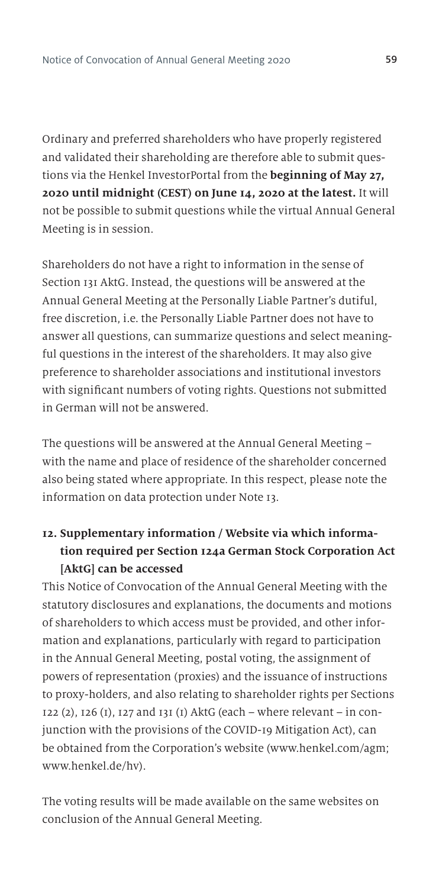Ordinary and preferred shareholders who have properly registered and validated their shareholding are therefore able to submit questions via the Henkel InvestorPortal from the **beginning of May 27, 2020 until midnight (CEST) on June 14, 2020 at the latest.** It will not be possible to submit questions while the virtual Annual General Meeting is in session.

Shareholders do not have a right to information in the sense of Section 131 AktG. Instead, the questions will be answered at the Annual General Meeting at the Personally Liable Partner's dutiful, free discretion, i.e. the Personally Liable Partner does not have to answer all questions, can summarize questions and select meaningful questions in the interest of the shareholders. It may also give preference to shareholder associations and institutional investors with significant numbers of voting rights. Questions not submitted in German will not be answered.

The questions will be answered at the Annual General Meeting – with the name and place of residence of the shareholder concerned also being stated where appropriate. In this respect, please note the information on data protection under Note 13.

## 12. Supplementary information / Website via which information required per Section 124a German Stock Corporation Act [AktG] can be accessed

This Notice of Convocation of the Annual General Meeting with the statutory disclosures and explanations, the documents and motions of shareholders to which access must be provided, and other information and explanations, particularly with regard to participation in the Annual General Meeting, postal voting, the assignment of powers of representation (proxies) and the issuance of instructions to proxy-holders, and also relating to shareholder rights per Sections 122 (2), 126 (1), 127 and 131 (1) AktG (each – where relevant – in conjunction with the provisions of the COVID-19 Mitigation Act), can be obtained from the Corporation's website (www.henkel.com/agm; www.henkel.de/hv).

The voting results will be made available on the same websites on conclusion of the Annual General Meeting.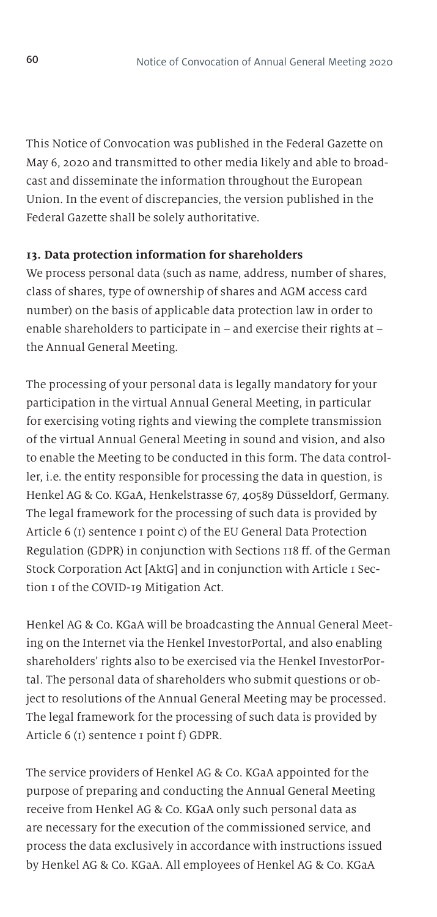This Notice of Convocation was published in the Federal Gazette on May 6, 2020 and transmitted to other media likely and able to broadcast and disseminate the information throughout the European Union. In the event of discrepancies, the version published in the Federal Gazette shall be solely authoritative.

**13. Data protection information for shareholders**

We process personal data (such as name, address, number of shares, class of shares, type of ownership of shares and AGM access card number) on the basis of applicable data protection law in order to enable shareholders to participate in – and exercise their rights at – the Annual General Meeting.

The processing of your personal data is legally mandatory for your participation in the virtual Annual General Meeting, in particular for exercising voting rights and viewing the complete transmission of the virtual Annual General Meeting in sound and vision, and also to enable the Meeting to be conducted in this form. The data controller, i.e. the entity responsible for processing the data in question, is Henkel AG & Co. KGaA, Henkelstrasse 67, 40589 Düsseldorf, Germany. The legal framework for the processing of such data is provided by Article 6 (1) sentence 1 point c) of the EU General Data Protection Regulation (GDPR) in conjunction with Sections 118 ff. of the German Stock Corporation Act [AktG] and in conjunction with Article 1 Section 1 of the COVID-19 Mitigation Act.

Henkel AG & Co. KGaA will be broadcasting the Annual General Meeting on the Internet via the Henkel InvestorPortal, and also enabling shareholders' rights also to be exercised via the Henkel InvestorPortal. The personal data of shareholders who submit questions or object to resolutions of the Annual General Meeting may be processed. The legal framework for the processing of such data is provided by Article 6 (1) sentence 1 point f) GDPR.

The service providers of Henkel AG & Co. KGaA appointed for the purpose of preparing and conducting the Annual General Meeting receive from Henkel AG & Co. KGaA only such personal data as are necessary for the execution of the commissioned service, and process the data exclusively in accordance with instructions issued by Henkel AG & Co. KGaA. All employees of Henkel AG & Co. KGaA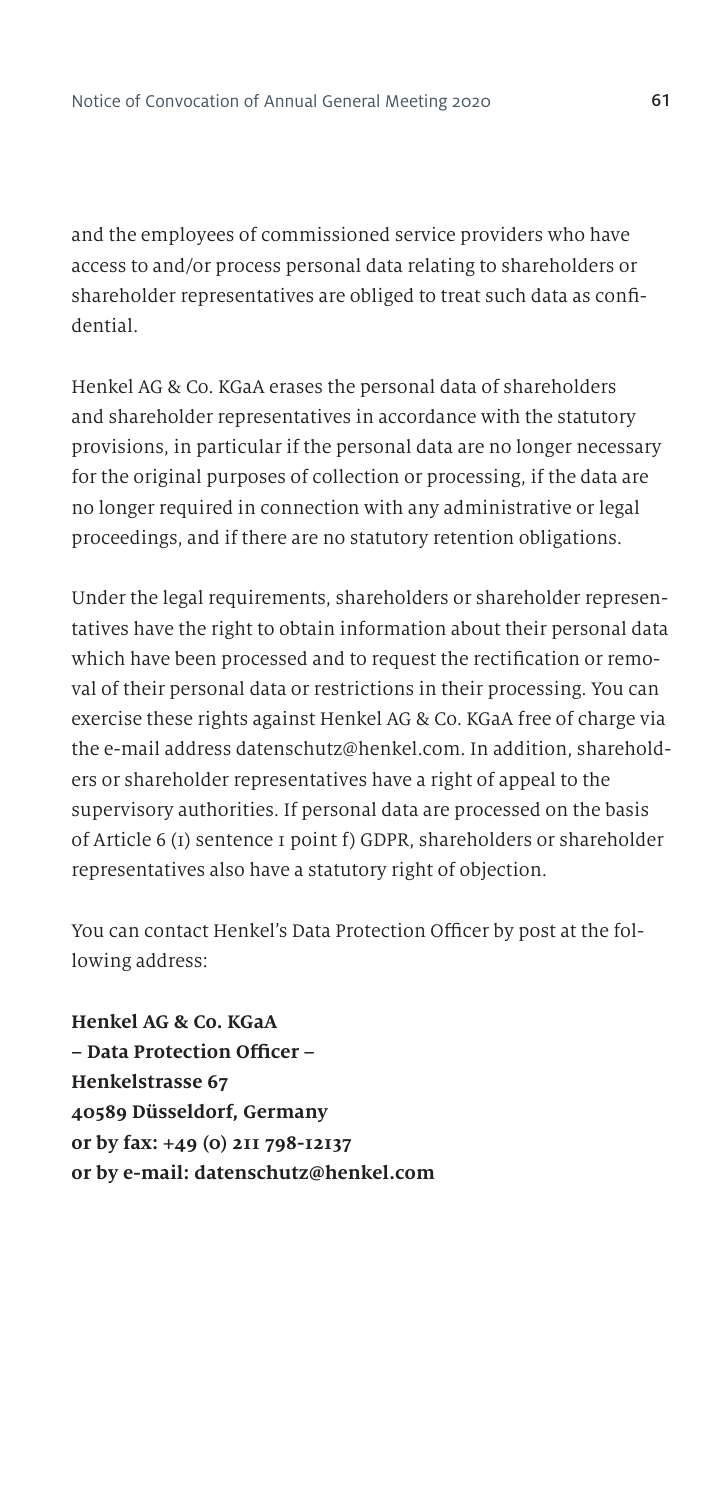and the employees of commissioned service providers who have access to and/or process personal data relating to shareholders or shareholder representatives are obliged to treat such data as confidential.

Henkel AG & Co. KGaA erases the personal data of shareholders and shareholder representatives in accordance with the statutory provisions, in particular if the personal data are no longer necessary for the original purposes of collection or processing, if the data are no longer required in connection with any administrative or legal proceedings, and if there are no statutory retention obligations.

Under the legal requirements, shareholders or shareholder representatives have the right to obtain information about their personal data which have been processed and to request the rectification or removal of their personal data or restrictions in their processing. You can exercise these rights against Henkel AG & Co. KGaA free of charge via the e-mail address datenschutz@henkel.com. In addition, shareholders or shareholder representatives have a right of appeal to the supervisory authorities. If personal data are processed on the basis of Article 6 (1) sentence 1 point f) GDPR, shareholders or shareholder representatives also have a statutory right of objection.

You can contact Henkel's Data Protection Officer by post at the following address:

**Henkel AG & Co. KGaA**
**– Data Protection Officer –**
**Henkelstrasse 67**
**40589 Düsseldorf, Germany**
**or by fax: +49 (0) 211 798-12137**
**or by e-mail: datenschutz@henkel.com**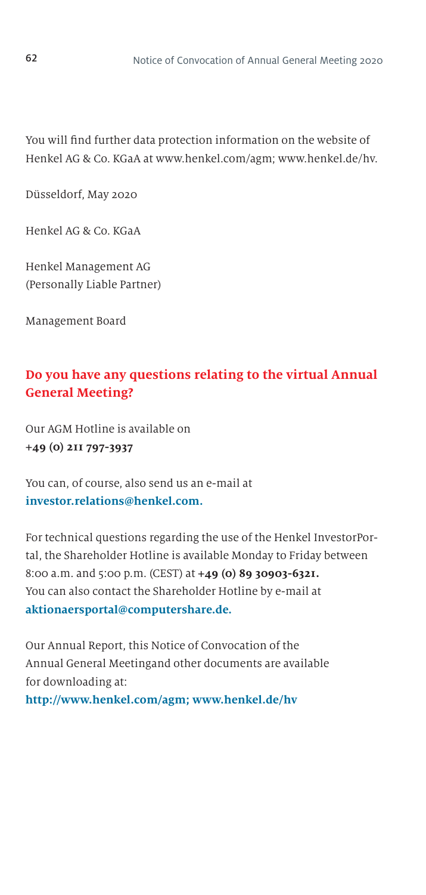You will find further data protection information on the website of Henkel AG & Co. KGaA at www.henkel.com/agm; www.henkel.de/hv.

Düsseldorf, May 2020

Henkel AG & Co. KGaA

Henkel Management AG
(Personally Liable Partner)

Management Board

## Do you have any questions relating to the virtual Annual General Meeting?

Our AGM Hotline is available on
**+49 (0) 211 797-3937**

You can, of course, also send us an e-mail at
**investor.relations@henkel.com.**

For technical questions regarding the use of the Henkel InvestorPortal, the Shareholder Hotline is available Monday to Friday between 8:00 a.m. and 5:00 p.m. (CEST) at **+49 (0) 89 30903-6321.**
You can also contact the Shareholder Hotline by e-mail at
**aktionaersportal@computershare.de.**

Our Annual Report, this Notice of Convocation of the Annual General Meetingand other documents are available for downloading at:
**http://www.henkel.com/agm; www.henkel.de/hv**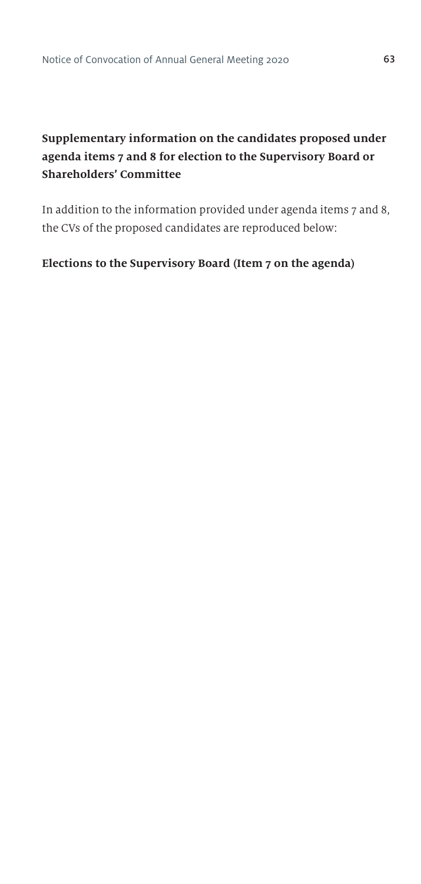## Supplementary information on the candidates proposed under agenda items 7 and 8 for election to the Supervisory Board or Shareholders' Committee

In addition to the information provided under agenda items 7 and 8, the CVs of the proposed candidates are reproduced below:

### Elections to the Supervisory Board (Item 7 on the agenda)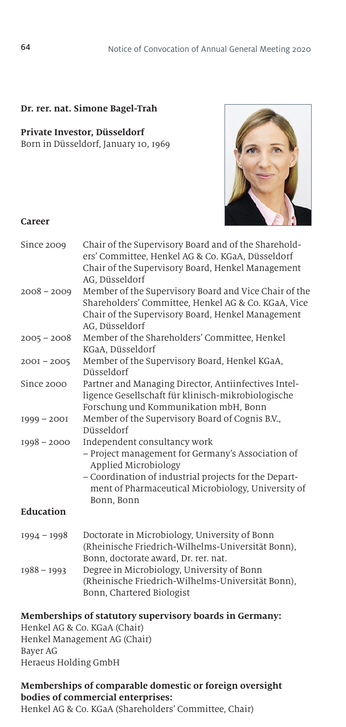**Dr. rer. nat. Simone Bagel-Trah**

**Private Investor, Düsseldorf**
Born in Düsseldorf, January 10, 1969

**Career**

| | |
|---|---|
| Since 2009 | Chair of the Supervisory Board and of the Shareholders' Committee, Henkel AG & Co. KGaA, Düsseldorf<br>Chair of the Supervisory Board, Henkel Management AG, Düsseldorf |
| 2008 – 2009 | Member of the Supervisory Board and Vice Chair of the Shareholders' Committee, Henkel AG & Co. KGaA, Vice Chair of the Supervisory Board, Henkel Management AG, Düsseldorf |
| 2005 – 2008 | Member of the Shareholders' Committee, Henkel KGaA, Düsseldorf |
| 2001 – 2005 | Member of the Supervisory Board, Henkel KGaA, Düsseldorf |
| Since 2000 | Partner and Managing Director, Antiinfectives Intelligence Gesellschaft für klinisch-mikrobiologische Forschung und Kommunikation mbH, Bonn |
| 1999 – 2001 | Member of the Supervisory Board of Cognis B.V., Düsseldorf |
| 1998 – 2000 | Independent consultancy work<br>– Project management for Germany's Association of Applied Microbiology<br>– Coordination of industrial projects for the Department of Pharmaceutical Microbiology, University of Bonn, Bonn |

**Education**

| | |
|---|---|
| 1994 – 1998 | Doctorate in Microbiology, University of Bonn (Rheinische Friedrich-Wilhelms-Universität Bonn), Bonn, doctorate award, Dr. rer. nat. |
| 1988 – 1993 | Degree in Microbiology, University of Bonn (Rheinische Friedrich-Wilhelms-Universität Bonn), Bonn, Chartered Biologist |

**Memberships of statutory supervisory boards in Germany:**
Henkel AG & Co. KGaA (Chair)
Henkel Management AG (Chair)
Bayer AG
Heraeus Holding GmbH

**Memberships of comparable domestic or foreign oversight bodies of commercial enterprises:**
Henkel AG & Co. KGaA (Shareholders' Committee, Chair)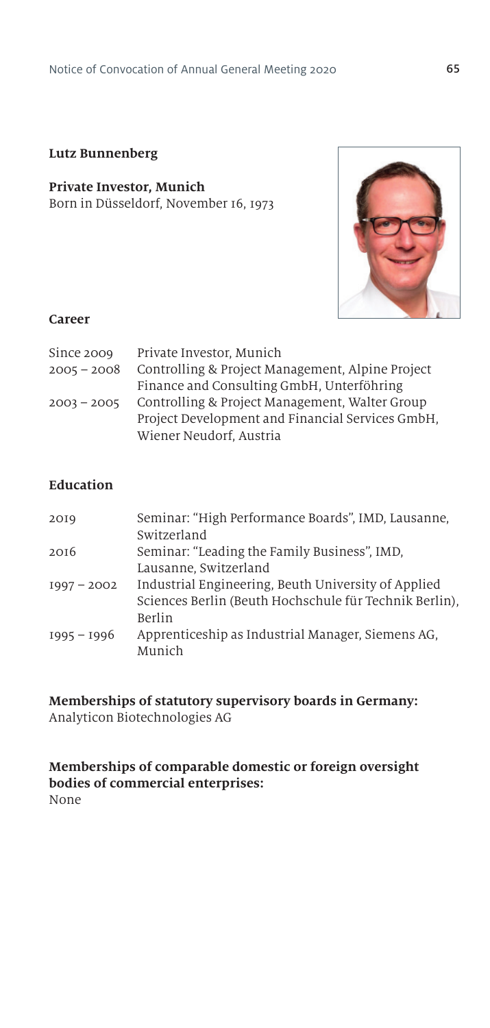**Lutz Bunnenberg**

**Private Investor, Munich**
Born in Düsseldorf, November 16, 1973

**Career**

| | |
|---|---|
| Since 2009 | Private Investor, Munich |
| 2005 – 2008 | Controlling & Project Management, Alpine Project Finance and Consulting GmbH, Unterföhring |
| 2003 – 2005 | Controlling & Project Management, Walter Group Project Development and Financial Services GmbH, Wiener Neudorf, Austria |

**Education**

| | |
|---|---|
| 2019 | Seminar: "High Performance Boards", IMD, Lausanne, Switzerland |
| 2016 | Seminar: "Leading the Family Business", IMD, Lausanne, Switzerland |
| 1997 – 2002 | Industrial Engineering, Beuth University of Applied Sciences Berlin (Beuth Hochschule für Technik Berlin), Berlin |
| 1995 – 1996 | Apprenticeship as Industrial Manager, Siemens AG, Munich |

**Memberships of statutory supervisory boards in Germany:**
Analyticon Biotechnologies AG

**Memberships of comparable domestic or foreign oversight bodies of commercial enterprises:**
None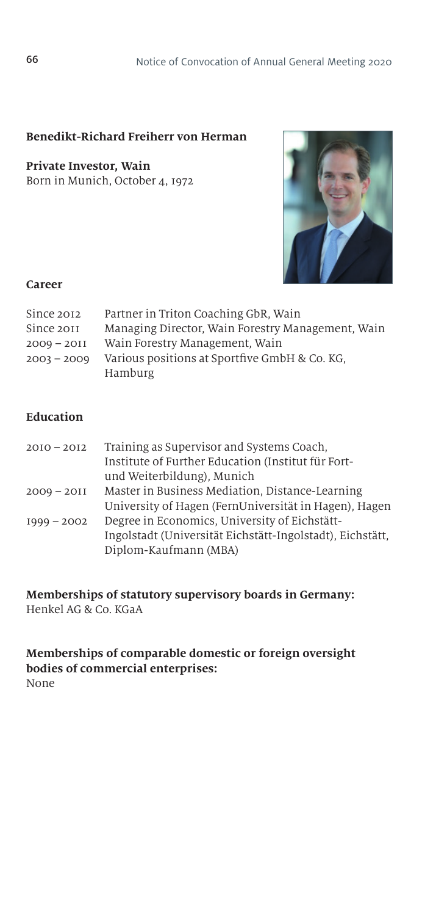## Benedikt-Richard Freiherr von Herman

**Private Investor, Wain**
Born in Munich, October 4, 1972

### Career

| | |
|---|---|
| Since 2012 | Partner in Triton Coaching GbR, Wain |
| Since 2011 | Managing Director, Wain Forestry Management, Wain |
| 2009 – 2011 | Wain Forestry Management, Wain |
| 2003 – 2009 | Various positions at Sportfive GmbH & Co. KG, Hamburg |

### Education

| | |
|---|---|
| 2010 – 2012 | Training as Supervisor and Systems Coach, Institute of Further Education (Institut für Fort- und Weiterbildung), Munich |
| 2009 – 2011 | Master in Business Mediation, Distance-Learning University of Hagen (FernUniversität in Hagen), Hagen |
| 1999 – 2002 | Degree in Economics, University of Eichstätt-Ingolstadt (Universität Eichstätt-Ingolstadt), Eichstätt, Diplom-Kaufmann (MBA) |

**Memberships of statutory supervisory boards in Germany:**
Henkel AG & Co. KGaA

**Memberships of comparable domestic or foreign oversight bodies of commercial enterprises:**
None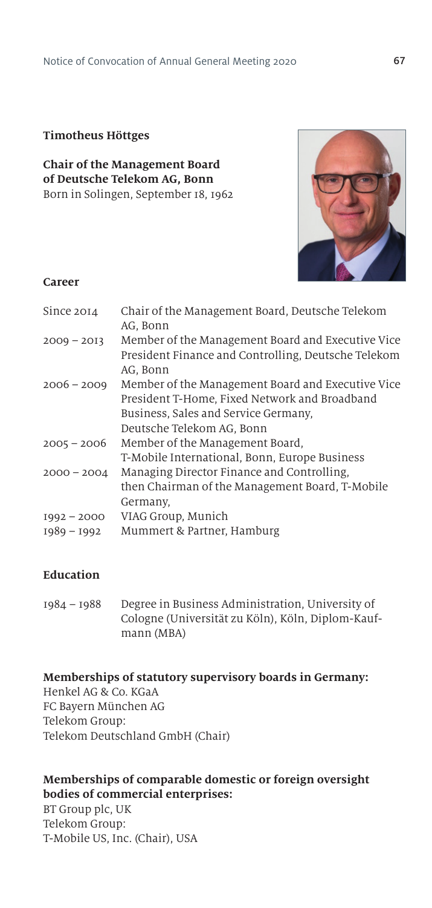## Timotheus Höttges

**Chair of the Management Board of Deutsche Telekom AG, Bonn**
Born in Solingen, September 18, 1962

### Career

| | |
|---|---|
| Since 2014 | Chair of the Management Board, Deutsche Telekom AG, Bonn |
| 2009 – 2013 | Member of the Management Board and Executive Vice President Finance and Controlling, Deutsche Telekom AG, Bonn |
| 2006 – 2009 | Member of the Management Board and Executive Vice President T-Home, Fixed Network and Broadband Business, Sales and Service Germany, Deutsche Telekom AG, Bonn |
| 2005 – 2006 | Member of the Management Board, T-Mobile International, Bonn, Europe Business |
| 2000 – 2004 | Managing Director Finance and Controlling, then Chairman of the Management Board, T-Mobile Germany, |
| 1992 – 2000 | VIAG Group, Munich |
| 1989 – 1992 | Mummert & Partner, Hamburg |

### Education

| | |
|---|---|
| 1984 – 1988 | Degree in Business Administration, University of Cologne (Universität zu Köln), Köln, Diplom-Kaufmann (MBA) |

### Memberships of statutory supervisory boards in Germany:

Henkel AG & Co. KGaA
FC Bayern München AG
Telekom Group:
Telekom Deutschland GmbH (Chair)

### Memberships of comparable domestic or foreign oversight bodies of commercial enterprises:

BT Group plc, UK
Telekom Group:
T-Mobile US, Inc. (Chair), USA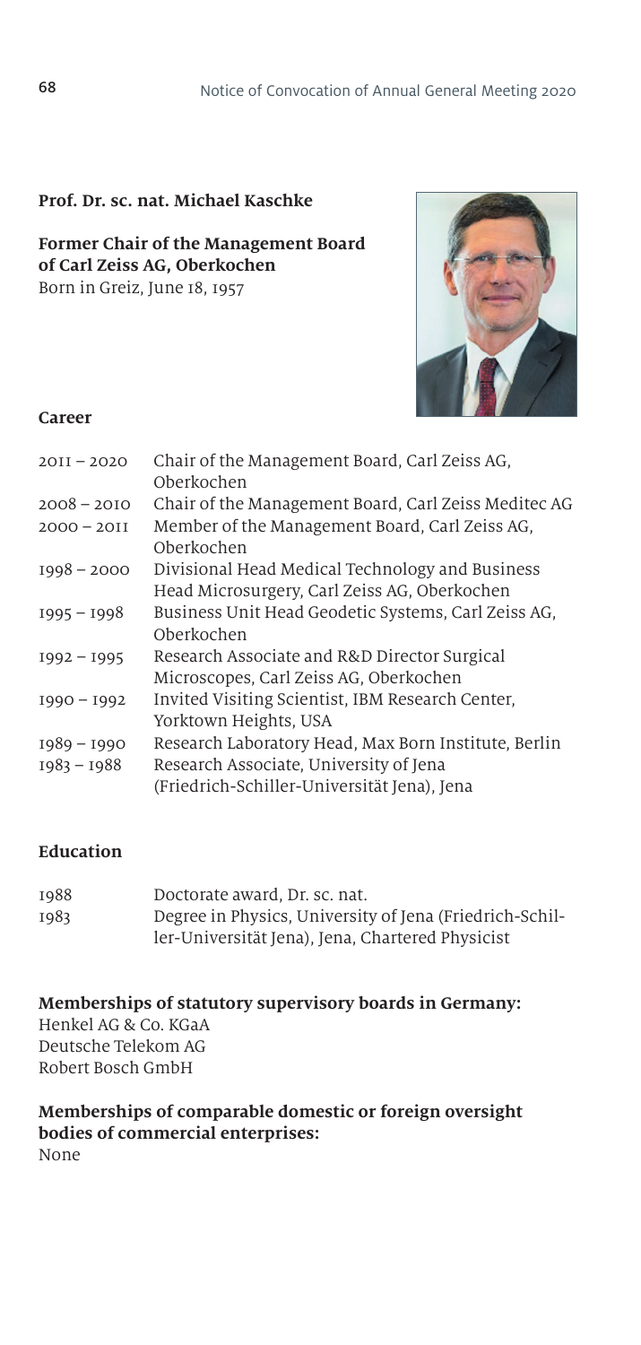**Prof. Dr. sc. nat. Michael Kaschke**

**Former Chair of the Management Board of Carl Zeiss AG, Oberkochen**
Born in Greiz, June 18, 1957

**Career**

| | |
|---|---|
| 2011 – 2020 | Chair of the Management Board, Carl Zeiss AG, Oberkochen |
| 2008 – 2010 | Chair of the Management Board, Carl Zeiss Meditec AG |
| 2000 – 2011 | Member of the Management Board, Carl Zeiss AG, Oberkochen |
| 1998 – 2000 | Divisional Head Medical Technology and Business Head Microsurgery, Carl Zeiss AG, Oberkochen |
| 1995 – 1998 | Business Unit Head Geodetic Systems, Carl Zeiss AG, Oberkochen |
| 1992 – 1995 | Research Associate and R&D Director Surgical Microscopes, Carl Zeiss AG, Oberkochen |
| 1990 – 1992 | Invited Visiting Scientist, IBM Research Center, Yorktown Heights, USA |
| 1989 – 1990 | Research Laboratory Head, Max Born Institute, Berlin |
| 1983 – 1988 | Research Associate, University of Jena (Friedrich-Schiller-Universität Jena), Jena |

**Education**

| | |
|---|---|
| 1988 | Doctorate award, Dr. sc. nat. |
| 1983 | Degree in Physics, University of Jena (Friedrich-Schiller-Universität Jena), Jena, Chartered Physicist |

**Memberships of statutory supervisory boards in Germany:**
Henkel AG & Co. KGaA
Deutsche Telekom AG
Robert Bosch GmbH

**Memberships of comparable domestic or foreign oversight bodies of commercial enterprises:**
None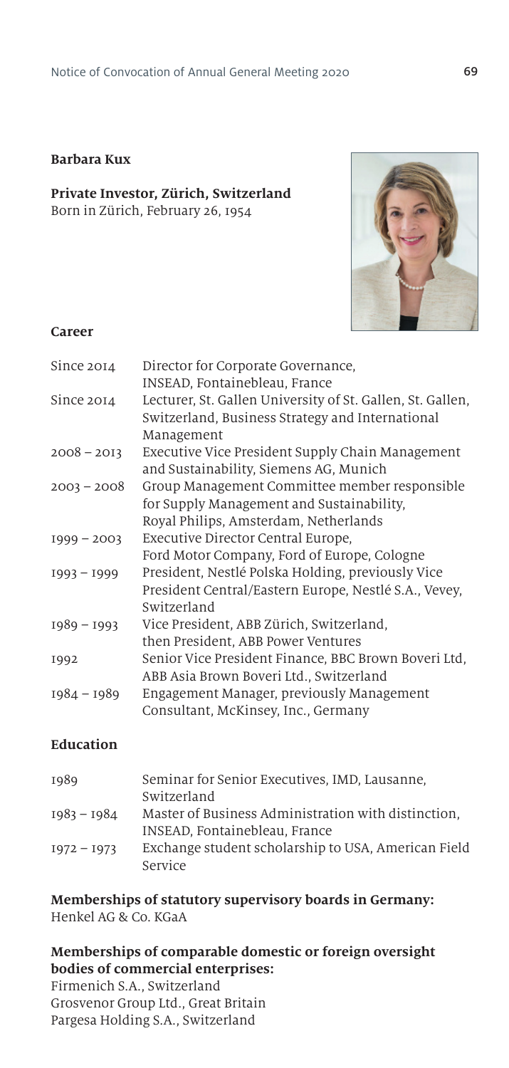## Barbara Kux

**Private Investor, Zürich, Switzerland**
Born in Zürich, February 26, 1954

### Career

| | |
|---|---|
| Since 2014 | Director for Corporate Governance, INSEAD, Fontainebleau, France |
| Since 2014 | Lecturer, St. Gallen University of St. Gallen, St. Gallen, Switzerland, Business Strategy and International Management |
| 2008 – 2013 | Executive Vice President Supply Chain Management and Sustainability, Siemens AG, Munich |
| 2003 – 2008 | Group Management Committee member responsible for Supply Management and Sustainability, Royal Philips, Amsterdam, Netherlands |
| 1999 – 2003 | Executive Director Central Europe, Ford Motor Company, Ford of Europe, Cologne |
| 1993 – 1999 | President, Nestlé Polska Holding, previously Vice President Central/Eastern Europe, Nestlé S.A., Vevey, Switzerland |
| 1989 – 1993 | Vice President, ABB Zürich, Switzerland, then President, ABB Power Ventures |
| 1992 | Senior Vice President Finance, BBC Brown Boveri Ltd, ABB Asia Brown Boveri Ltd., Switzerland |
| 1984 – 1989 | Engagement Manager, previously Management Consultant, McKinsey, Inc., Germany |

### Education

| | |
|---|---|
| 1989 | Seminar for Senior Executives, IMD, Lausanne, Switzerland |
| 1983 – 1984 | Master of Business Administration with distinction, INSEAD, Fontainebleau, France |
| 1972 – 1973 | Exchange student scholarship to USA, American Field Service |

**Memberships of statutory supervisory boards in Germany:**
Henkel AG & Co. KGaA

**Memberships of comparable domestic or foreign oversight bodies of commercial enterprises:**
Firmenich S.A., Switzerland
Grosvenor Group Ltd., Great Britain
Pargesa Holding S.A., Switzerland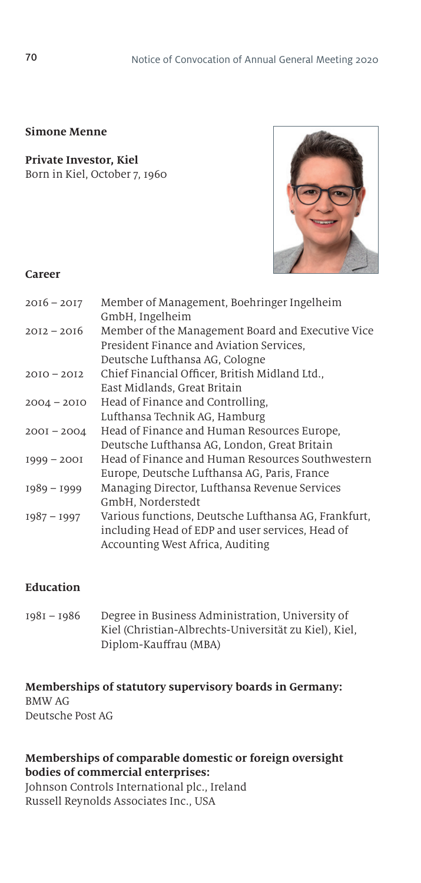## Simone Menne

**Private Investor, Kiel**
Born in Kiel, October 7, 1960

### Career

| | |
|---|---|
| 2016 – 2017 | Member of Management, Boehringer Ingelheim GmbH, Ingelheim |
| 2012 – 2016 | Member of the Management Board and Executive Vice President Finance and Aviation Services, Deutsche Lufthansa AG, Cologne |
| 2010 – 2012 | Chief Financial Officer, British Midland Ltd., East Midlands, Great Britain |
| 2004 – 2010 | Head of Finance and Controlling, Lufthansa Technik AG, Hamburg |
| 2001 – 2004 | Head of Finance and Human Resources Europe, Deutsche Lufthansa AG, London, Great Britain |
| 1999 – 2001 | Head of Finance and Human Resources Southwestern Europe, Deutsche Lufthansa AG, Paris, France |
| 1989 – 1999 | Managing Director, Lufthansa Revenue Services GmbH, Norderstedt |
| 1987 – 1997 | Various functions, Deutsche Lufthansa AG, Frankfurt, including Head of EDP and user services, Head of Accounting West Africa, Auditing |

### Education

| | |
|---|---|
| 1981 – 1986 | Degree in Business Administration, University of Kiel (Christian-Albrechts-Universität zu Kiel), Kiel, Diplom-Kauffrau (MBA) |

### Memberships of statutory supervisory boards in Germany:

BMW AG
Deutsche Post AG

### Memberships of comparable domestic or foreign oversight bodies of commercial enterprises:

Johnson Controls International plc., Ireland
Russell Reynolds Associates Inc., USA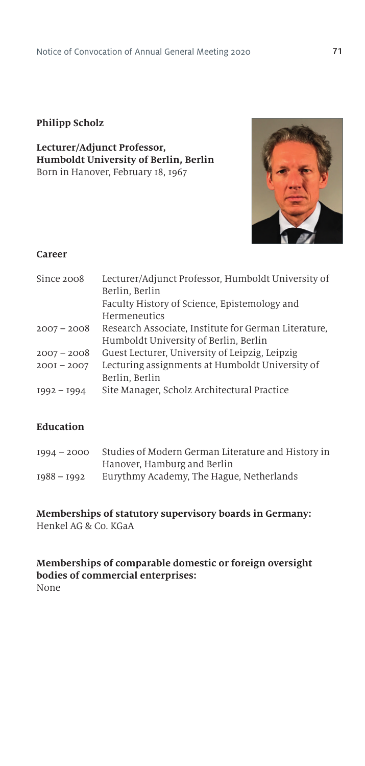**Philipp Scholz**

**Lecturer/Adjunct Professor, Humboldt University of Berlin, Berlin**
Born in Hanover, February 18, 1967

**Career**

| | |
|---|---|
| Since 2008 | Lecturer/Adjunct Professor, Humboldt University of Berlin, Berlin<br>Faculty History of Science, Epistemology and Hermeneutics |
| 2007 – 2008 | Research Associate, Institute for German Literature, Humboldt University of Berlin, Berlin |
| 2007 – 2008 | Guest Lecturer, University of Leipzig, Leipzig |
| 2001 – 2007 | Lecturing assignments at Humboldt University of Berlin, Berlin |
| 1992 – 1994 | Site Manager, Scholz Architectural Practice |

**Education**

| | |
|---|---|
| 1994 – 2000 | Studies of Modern German Literature and History in Hanover, Hamburg and Berlin |
| 1988 – 1992 | Eurythmy Academy, The Hague, Netherlands |

**Memberships of statutory supervisory boards in Germany:**
Henkel AG & Co. KGaA

**Memberships of comparable domestic or foreign oversight bodies of commercial enterprises:**
None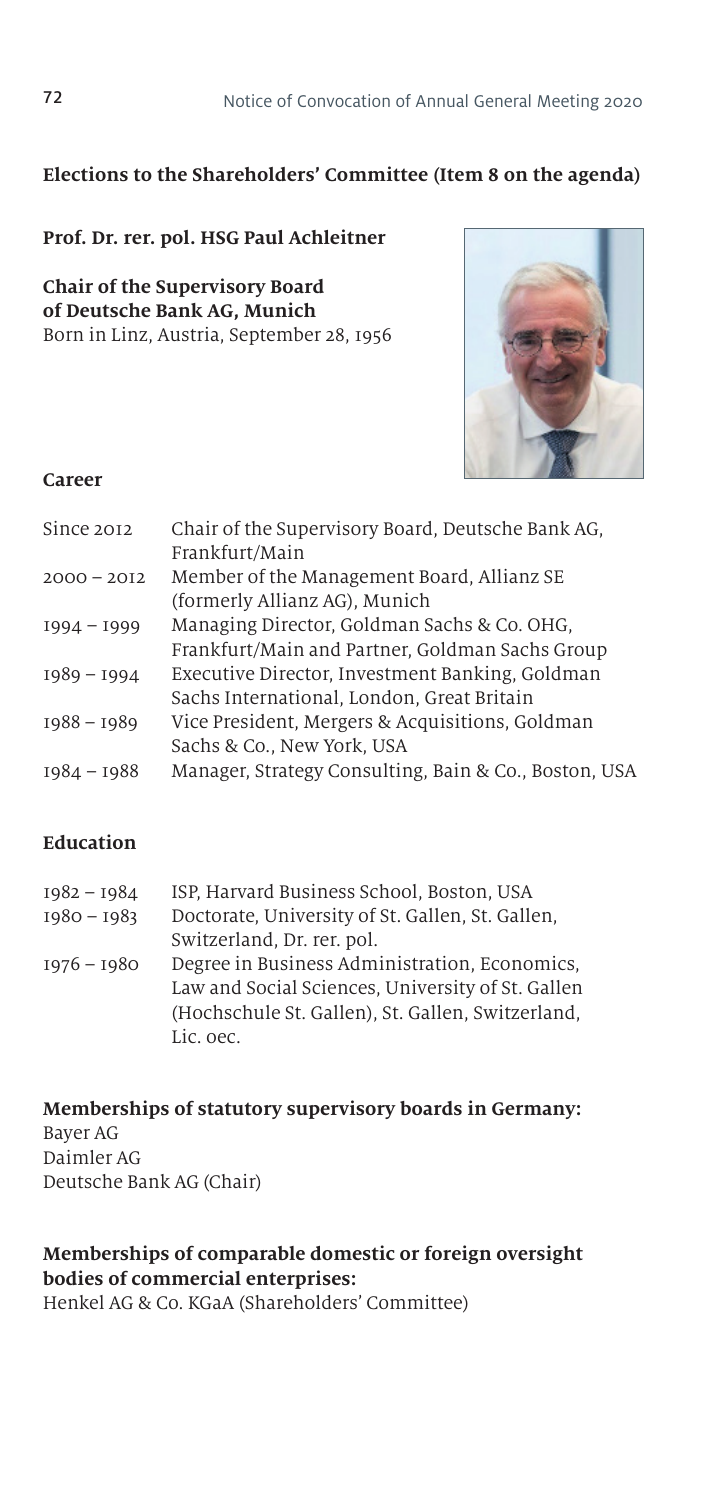## Elections to the Shareholders' Committee (Item 8 on the agenda)

**Prof. Dr. rer. pol. HSG Paul Achleitner**

**Chair of the Supervisory Board of Deutsche Bank AG, Munich**
Born in Linz, Austria, September 28, 1956

### Career

| | |
|---|---|
| Since 2012 | Chair of the Supervisory Board, Deutsche Bank AG, Frankfurt/Main |
| 2000 – 2012 | Member of the Management Board, Allianz SE (formerly Allianz AG), Munich |
| 1994 – 1999 | Managing Director, Goldman Sachs & Co. OHG, Frankfurt/Main and Partner, Goldman Sachs Group |
| 1989 – 1994 | Executive Director, Investment Banking, Goldman Sachs International, London, Great Britain |
| 1988 – 1989 | Vice President, Mergers & Acquisitions, Goldman Sachs & Co., New York, USA |
| 1984 – 1988 | Manager, Strategy Consulting, Bain & Co., Boston, USA |

### Education

| | |
|---|---|
| 1982 – 1984 | ISP, Harvard Business School, Boston, USA |
| 1980 – 1983 | Doctorate, University of St. Gallen, St. Gallen, Switzerland, Dr. rer. pol. |
| 1976 – 1980 | Degree in Business Administration, Economics, Law and Social Sciences, University of St. Gallen (Hochschule St. Gallen), St. Gallen, Switzerland, Lic. oec. |

**Memberships of statutory supervisory boards in Germany:**
Bayer AG
Daimler AG
Deutsche Bank AG (Chair)

**Memberships of comparable domestic or foreign oversight bodies of commercial enterprises:**
Henkel AG & Co. KGaA (Shareholders' Committee)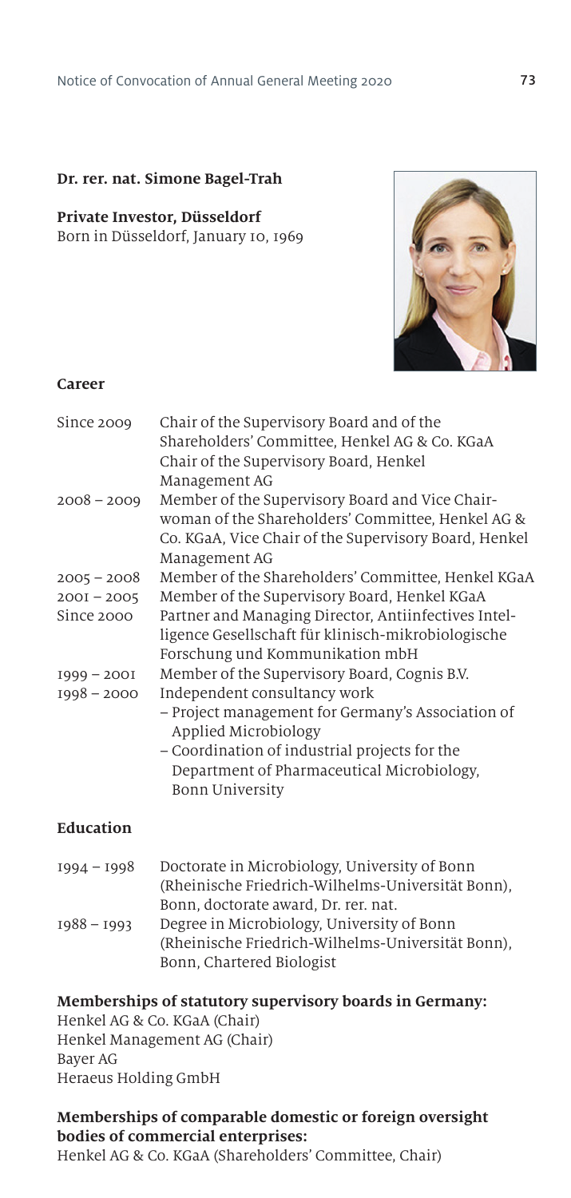**Dr. rer. nat. Simone Bagel-Trah**

**Private Investor, Düsseldorf**
Born in Düsseldorf, January 10, 1969

**Career**

| | |
|---|---|
| Since 2009 | Chair of the Supervisory Board and of the Shareholders' Committee, Henkel AG & Co. KGaA<br>Chair of the Supervisory Board, Henkel Management AG |
| 2008 – 2009 | Member of the Supervisory Board and Vice Chairwoman of the Shareholders' Committee, Henkel AG & Co. KGaA, Vice Chair of the Supervisory Board, Henkel Management AG |
| 2005 – 2008 | Member of the Shareholders' Committee, Henkel KGaA |
| 2001 – 2005 | Member of the Supervisory Board, Henkel KGaA |
| Since 2000 | Partner and Managing Director, Antiinfectives Intelligence Gesellschaft für klinisch-mikrobiologische Forschung und Kommunikation mbH |
| 1999 – 2001 | Member of the Supervisory Board, Cognis B.V. |
| 1998 – 2000 | Independent consultancy work<br>– Project management for Germany's Association of Applied Microbiology<br>– Coordination of industrial projects for the Department of Pharmaceutical Microbiology, Bonn University |

**Education**

| | |
|---|---|
| 1994 – 1998 | Doctorate in Microbiology, University of Bonn (Rheinische Friedrich-Wilhelms-Universität Bonn), Bonn, doctorate award, Dr. rer. nat. |
| 1988 – 1993 | Degree in Microbiology, University of Bonn (Rheinische Friedrich-Wilhelms-Universität Bonn), Bonn, Chartered Biologist |

**Memberships of statutory supervisory boards in Germany:**
Henkel AG & Co. KGaA (Chair)
Henkel Management AG (Chair)
Bayer AG
Heraeus Holding GmbH

**Memberships of comparable domestic or foreign oversight bodies of commercial enterprises:**
Henkel AG & Co. KGaA (Shareholders' Committee, Chair)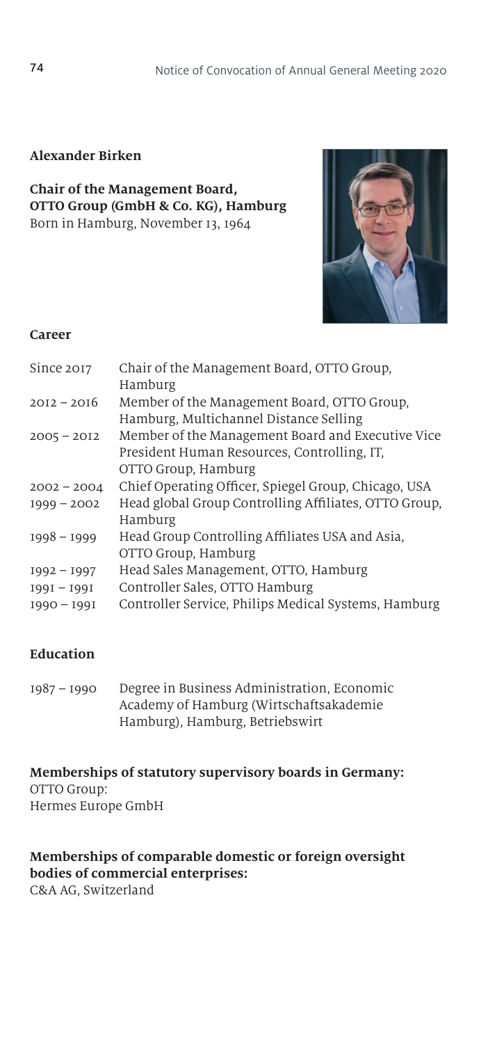## Alexander Birken

**Chair of the Management Board, OTTO Group (GmbH & Co. KG), Hamburg**
Born in Hamburg, November 13, 1964

### Career

| | |
|---|---|
| Since 2017 | Chair of the Management Board, OTTO Group, Hamburg |
| 2012 – 2016 | Member of the Management Board, OTTO Group, Hamburg, Multichannel Distance Selling |
| 2005 – 2012 | Member of the Management Board and Executive Vice President Human Resources, Controlling, IT, OTTO Group, Hamburg |
| 2002 – 2004 | Chief Operating Officer, Spiegel Group, Chicago, USA |
| 1999 – 2002 | Head global Group Controlling Affiliates, OTTO Group, Hamburg |
| 1998 – 1999 | Head Group Controlling Affiliates USA and Asia, OTTO Group, Hamburg |
| 1992 – 1997 | Head Sales Management, OTTO, Hamburg |
| 1991 – 1991 | Controller Sales, OTTO Hamburg |
| 1990 – 1991 | Controller Service, Philips Medical Systems, Hamburg |

### Education

| | |
|---|---|
| 1987 – 1990 | Degree in Business Administration, Economic Academy of Hamburg (Wirtschaftsakademie Hamburg), Hamburg, Betriebswirt |

**Memberships of statutory supervisory boards in Germany:**
OTTO Group:
Hermes Europe GmbH

**Memberships of comparable domestic or foreign oversight bodies of commercial enterprises:**
C&A AG, Switzerland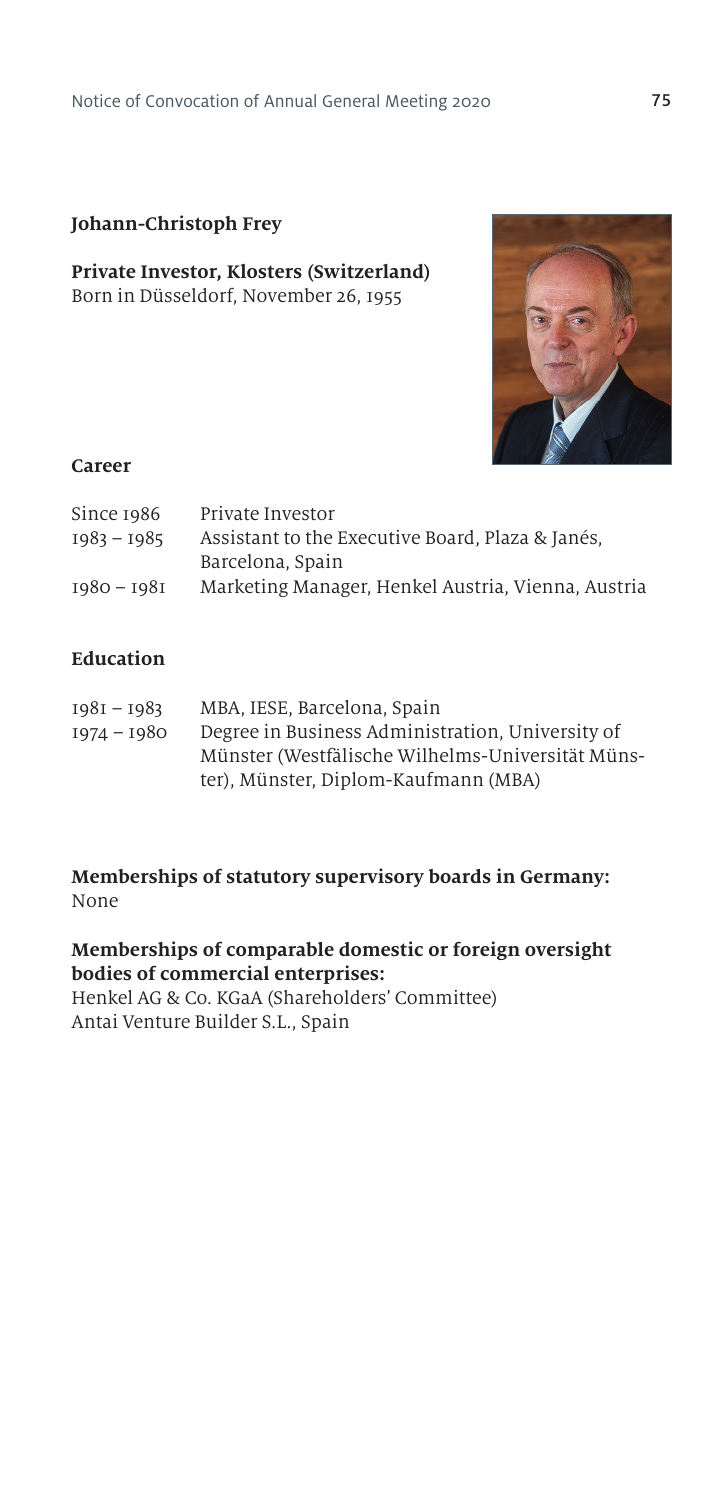## Johann-Christoph Frey

**Private Investor, Klosters (Switzerland)**
Born in Düsseldorf, November 26, 1955

### Career

| | |
|---|---|
| Since 1986 | Private Investor |
| 1983 – 1985 | Assistant to the Executive Board, Plaza & Janés, Barcelona, Spain |
| 1980 – 1981 | Marketing Manager, Henkel Austria, Vienna, Austria |

### Education

| | |
|---|---|
| 1981 – 1983 | MBA, IESE, Barcelona, Spain |
| 1974 – 1980 | Degree in Business Administration, University of Münster (Westfälische Wilhelms-Universität Münster), Münster, Diplom-Kaufmann (MBA) |

**Memberships of statutory supervisory boards in Germany:**
None

**Memberships of comparable domestic or foreign oversight bodies of commercial enterprises:**
Henkel AG & Co. KGaA (Shareholders' Committee)
Antai Venture Builder S.L., Spain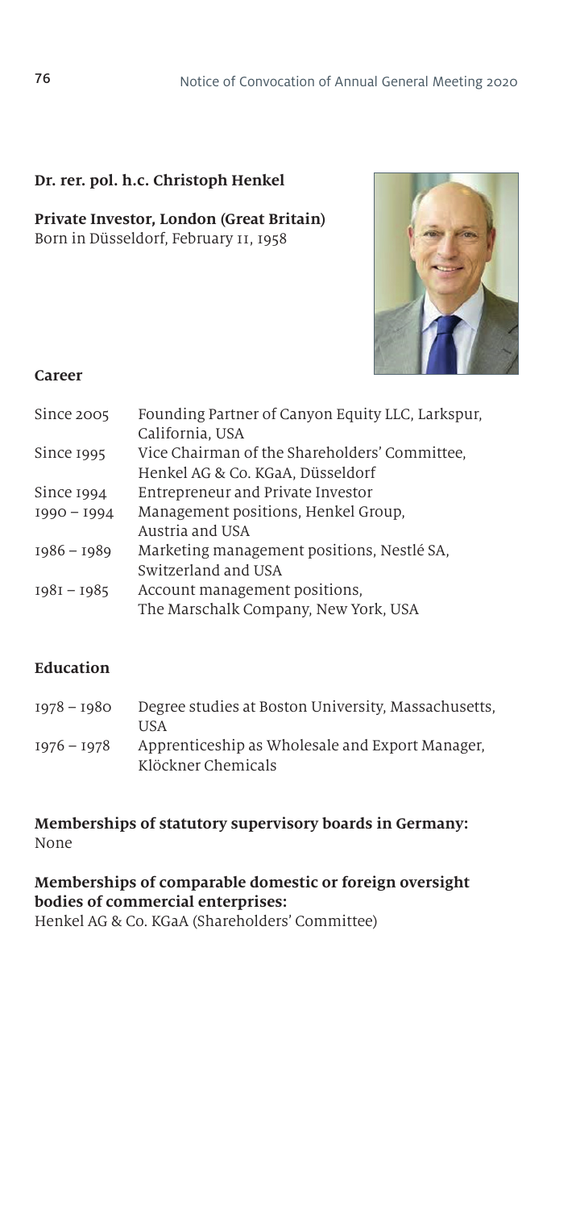**Dr. rer. pol. h.c. Christoph Henkel**

**Private Investor, London (Great Britain)**
Born in Düsseldorf, February 11, 1958

**Career**

| | |
|---|---|
| Since 2005 | Founding Partner of Canyon Equity LLC, Larkspur, California, USA |
| Since 1995 | Vice Chairman of the Shareholders' Committee, Henkel AG & Co. KGaA, Düsseldorf |
| Since 1994 | Entrepreneur and Private Investor |
| 1990 – 1994 | Management positions, Henkel Group, Austria and USA |
| 1986 – 1989 | Marketing management positions, Nestlé SA, Switzerland and USA |
| 1981 – 1985 | Account management positions, The Marschalk Company, New York, USA |

**Education**

| | |
|---|---|
| 1978 – 1980 | Degree studies at Boston University, Massachusetts, USA |
| 1976 – 1978 | Apprenticeship as Wholesale and Export Manager, Klöckner Chemicals |

**Memberships of statutory supervisory boards in Germany:**
None

**Memberships of comparable domestic or foreign oversight bodies of commercial enterprises:**
Henkel AG & Co. KGaA (Shareholders' Committee)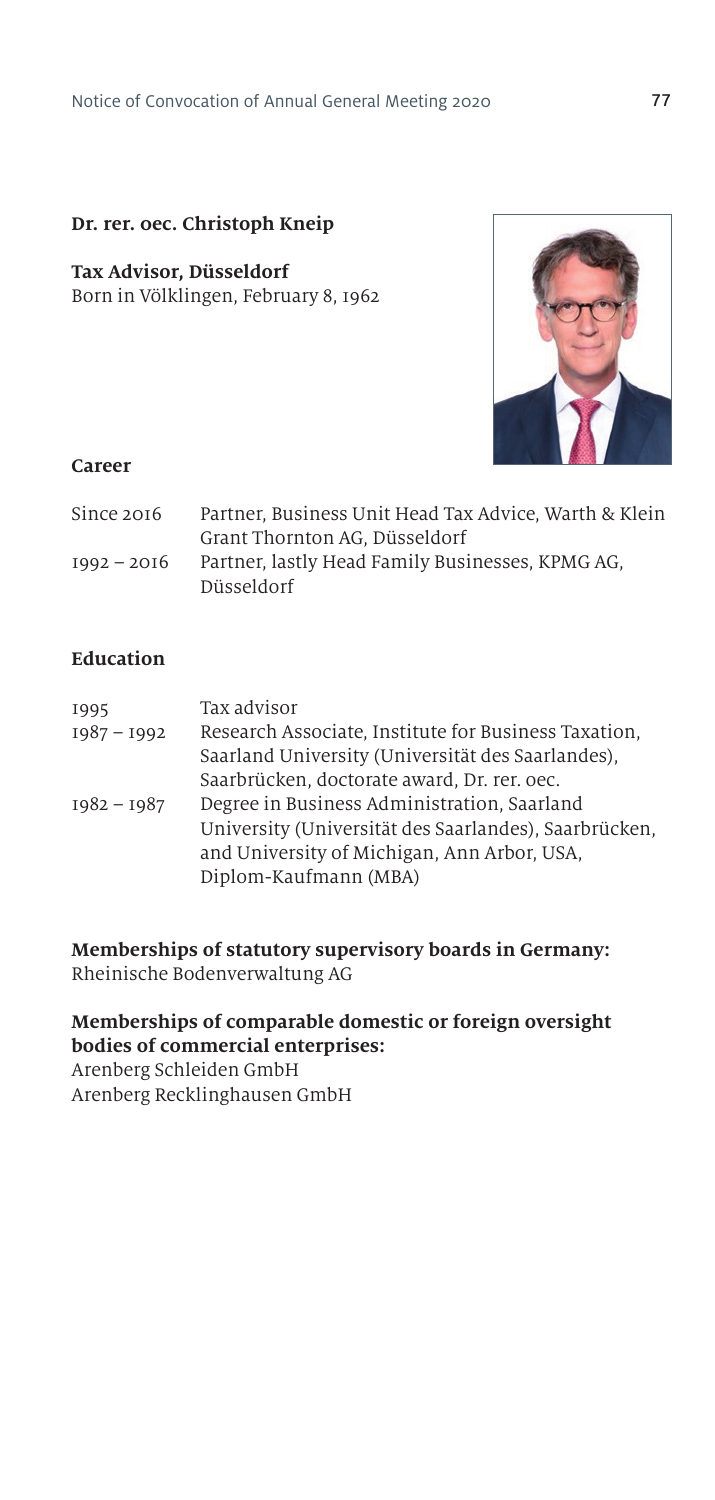**Dr. rer. oec. Christoph Kneip**

**Tax Advisor, Düsseldorf**
Born in Völklingen, February 8, 1962

### Career

| | |
|---|---|
| Since 2016 | Partner, Business Unit Head Tax Advice, Warth & Klein Grant Thornton AG, Düsseldorf |
| 1992 – 2016 | Partner, lastly Head Family Businesses, KPMG AG, Düsseldorf |

### Education

| | |
|---|---|
| 1995 | Tax advisor |
| 1987 – 1992 | Research Associate, Institute for Business Taxation, Saarland University (Universität des Saarlandes), Saarbrücken, doctorate award, Dr. rer. oec. |
| 1982 – 1987 | Degree in Business Administration, Saarland University (Universität des Saarlandes), Saarbrücken, and University of Michigan, Ann Arbor, USA, Diplom-Kaufmann (MBA) |

**Memberships of statutory supervisory boards in Germany:**
Rheinische Bodenverwaltung AG

**Memberships of comparable domestic or foreign oversight bodies of commercial enterprises:**
Arenberg Schleiden GmbH
Arenberg Recklinghausen GmbH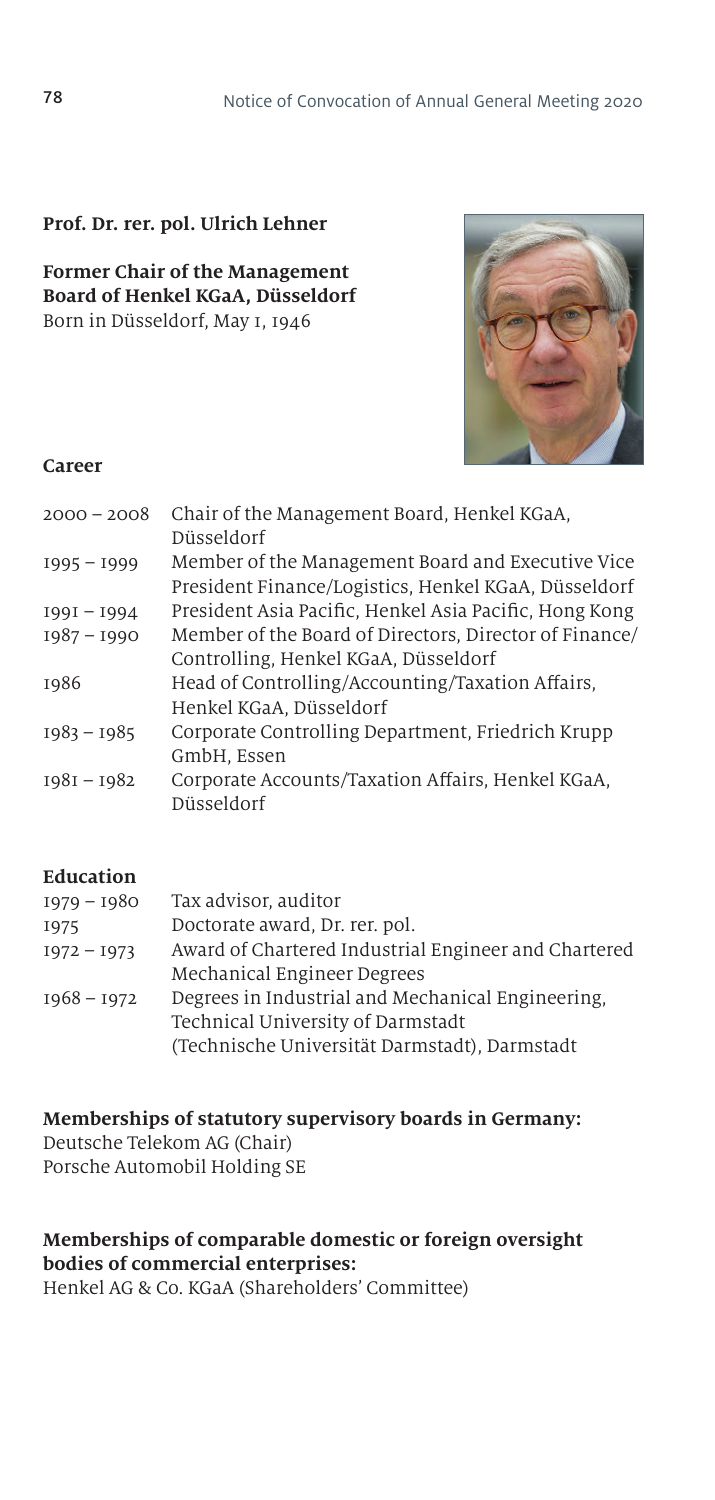**Prof. Dr. rer. pol. Ulrich Lehner**

**Former Chair of the Management Board of Henkel KGaA, Düsseldorf**
Born in Düsseldorf, May 1, 1946

**Career**

| | |
|---|---|
| 2000 – 2008 | Chair of the Management Board, Henkel KGaA, Düsseldorf |
| 1995 – 1999 | Member of the Management Board and Executive Vice President Finance/Logistics, Henkel KGaA, Düsseldorf |
| 1991 – 1994 | President Asia Pacific, Henkel Asia Pacific, Hong Kong |
| 1987 – 1990 | Member of the Board of Directors, Director of Finance/Controlling, Henkel KGaA, Düsseldorf |
| 1986 | Head of Controlling/Accounting/Taxation Affairs, Henkel KGaA, Düsseldorf |
| 1983 – 1985 | Corporate Controlling Department, Friedrich Krupp GmbH, Essen |
| 1981 – 1982 | Corporate Accounts/Taxation Affairs, Henkel KGaA, Düsseldorf |

**Education**

| | |
|---|---|
| 1979 – 1980 | Tax advisor, auditor |
| 1975 | Doctorate award, Dr. rer. pol. |
| 1972 – 1973 | Award of Chartered Industrial Engineer and Chartered Mechanical Engineer Degrees |
| 1968 – 1972 | Degrees in Industrial and Mechanical Engineering, Technical University of Darmstadt (Technische Universität Darmstadt), Darmstadt |

**Memberships of statutory supervisory boards in Germany:**
Deutsche Telekom AG (Chair)
Porsche Automobil Holding SE

**Memberships of comparable domestic or foreign oversight bodies of commercial enterprises:**
Henkel AG & Co. KGaA (Shareholders' Committee)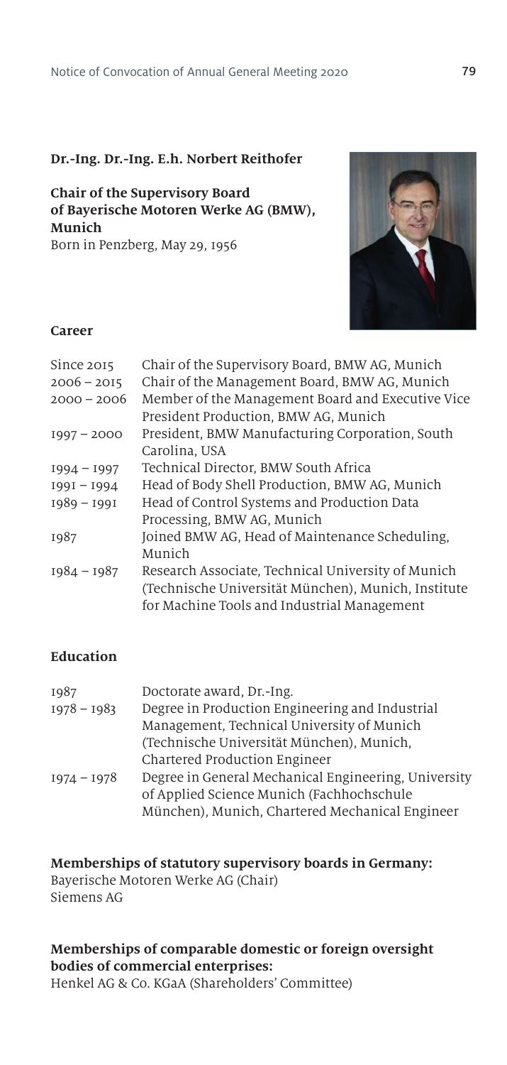**Dr.-Ing. Dr.-Ing. E.h. Norbert Reithofer**

**Chair of the Supervisory Board of Bayerische Motoren Werke AG (BMW), Munich**
Born in Penzberg, May 29, 1956

**Career**

| | |
|---|---|
| Since 2015 | Chair of the Supervisory Board, BMW AG, Munich |
| 2006 – 2015 | Chair of the Management Board, BMW AG, Munich |
| 2000 – 2006 | Member of the Management Board and Executive Vice President Production, BMW AG, Munich |
| 1997 – 2000 | President, BMW Manufacturing Corporation, South Carolina, USA |
| 1994 – 1997 | Technical Director, BMW South Africa |
| 1991 – 1994 | Head of Body Shell Production, BMW AG, Munich |
| 1989 – 1991 | Head of Control Systems and Production Data Processing, BMW AG, Munich |
| 1987 | Joined BMW AG, Head of Maintenance Scheduling, Munich |
| 1984 – 1987 | Research Associate, Technical University of Munich (Technische Universität München), Munich, Institute for Machine Tools and Industrial Management |

**Education**

| | |
|---|---|
| 1987 | Doctorate award, Dr.-Ing. |
| 1978 – 1983 | Degree in Production Engineering and Industrial Management, Technical University of Munich (Technische Universität München), Munich, Chartered Production Engineer |
| 1974 – 1978 | Degree in General Mechanical Engineering, University of Applied Science Munich (Fachhochschule München), Munich, Chartered Mechanical Engineer |

**Memberships of statutory supervisory boards in Germany:**
Bayerische Motoren Werke AG (Chair)
Siemens AG

**Memberships of comparable domestic or foreign oversight bodies of commercial enterprises:**
Henkel AG & Co. KGaA (Shareholders' Committee)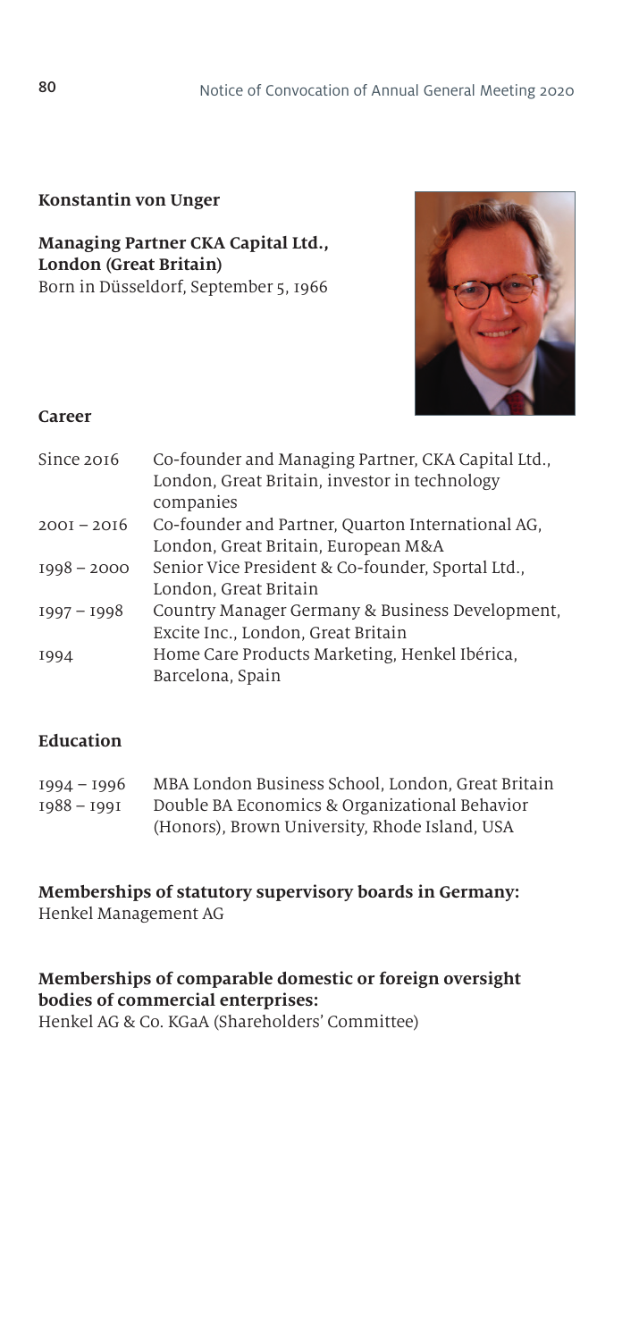## Konstantin von Unger

**Managing Partner CKA Capital Ltd., London (Great Britain)**
Born in Düsseldorf, September 5, 1966

### Career

| | |
|---|---|
| Since 2016 | Co-founder and Managing Partner, CKA Capital Ltd., London, Great Britain, investor in technology companies |
| 2001 – 2016 | Co-founder and Partner, Quarton International AG, London, Great Britain, European M&A |
| 1998 – 2000 | Senior Vice President & Co-founder, Sportal Ltd., London, Great Britain |
| 1997 – 1998 | Country Manager Germany & Business Development, Excite Inc., London, Great Britain |
| 1994 | Home Care Products Marketing, Henkel Ibérica, Barcelona, Spain |

### Education

| | |
|---|---|
| 1994 – 1996 | MBA London Business School, London, Great Britain |
| 1988 – 1991 | Double BA Economics & Organizational Behavior (Honors), Brown University, Rhode Island, USA |

**Memberships of statutory supervisory boards in Germany:**
Henkel Management AG

**Memberships of comparable domestic or foreign oversight bodies of commercial enterprises:**
Henkel AG & Co. KGaA (Shareholders' Committee)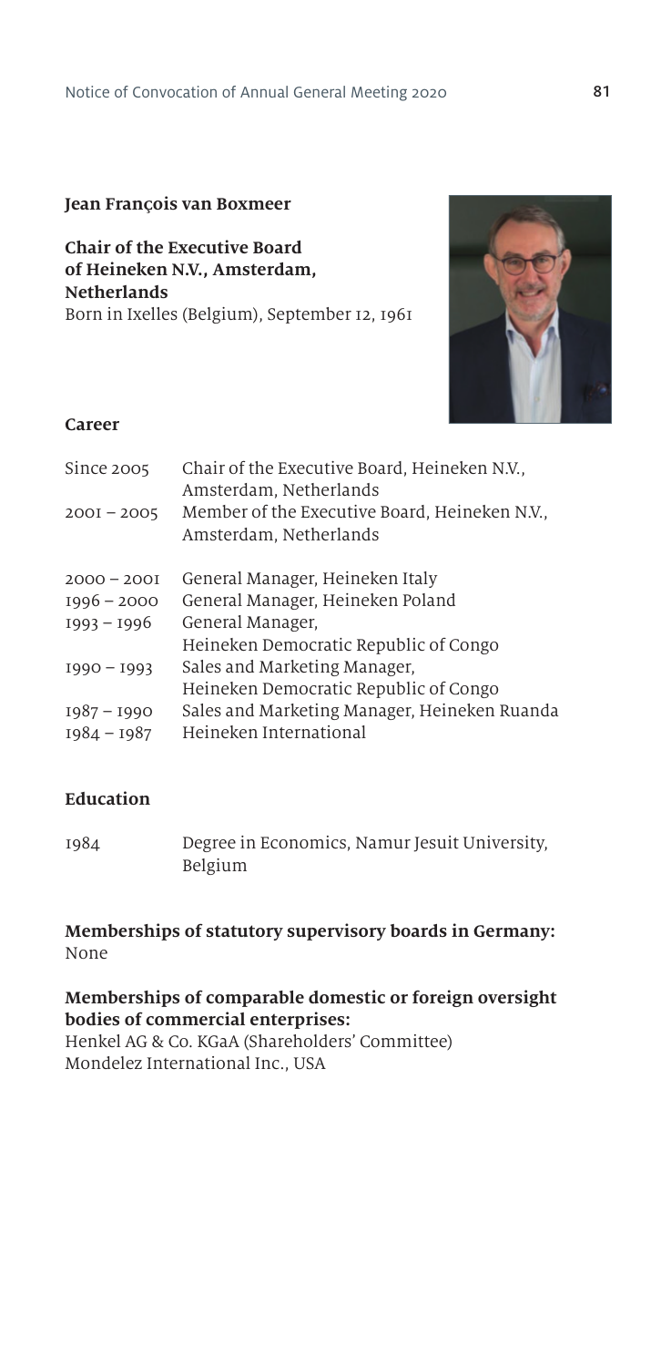## Jean François van Boxmeer

**Chair of the Executive Board of Heineken N.V., Amsterdam, Netherlands**
Born in Ixelles (Belgium), September 12, 1961

### Career

| | |
|---|---|
| Since 2005 | Chair of the Executive Board, Heineken N.V., Amsterdam, Netherlands |
| 2001 – 2005 | Member of the Executive Board, Heineken N.V., Amsterdam, Netherlands |
| 2000 – 2001 | General Manager, Heineken Italy |
| 1996 – 2000 | General Manager, Heineken Poland |
| 1993 – 1996 | General Manager, Heineken Democratic Republic of Congo |
| 1990 – 1993 | Sales and Marketing Manager, Heineken Democratic Republic of Congo |
| 1987 – 1990 | Sales and Marketing Manager, Heineken Ruanda |
| 1984 – 1987 | Heineken International |

### Education

| | |
|---|---|
| 1984 | Degree in Economics, Namur Jesuit University, Belgium |

**Memberships of statutory supervisory boards in Germany:**
None

**Memberships of comparable domestic or foreign oversight bodies of commercial enterprises:**
Henkel AG & Co. KGaA (Shareholders' Committee)
Mondelez International Inc., USA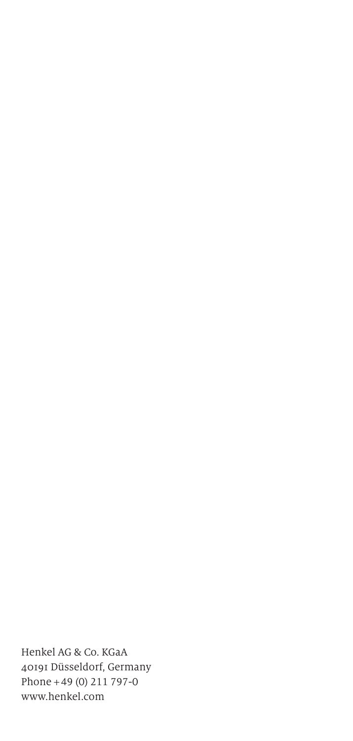Henkel AG & Co. KGaA
40191 Düsseldorf, Germany
Phone +49 (0) 211 797-0
www.henkel.com